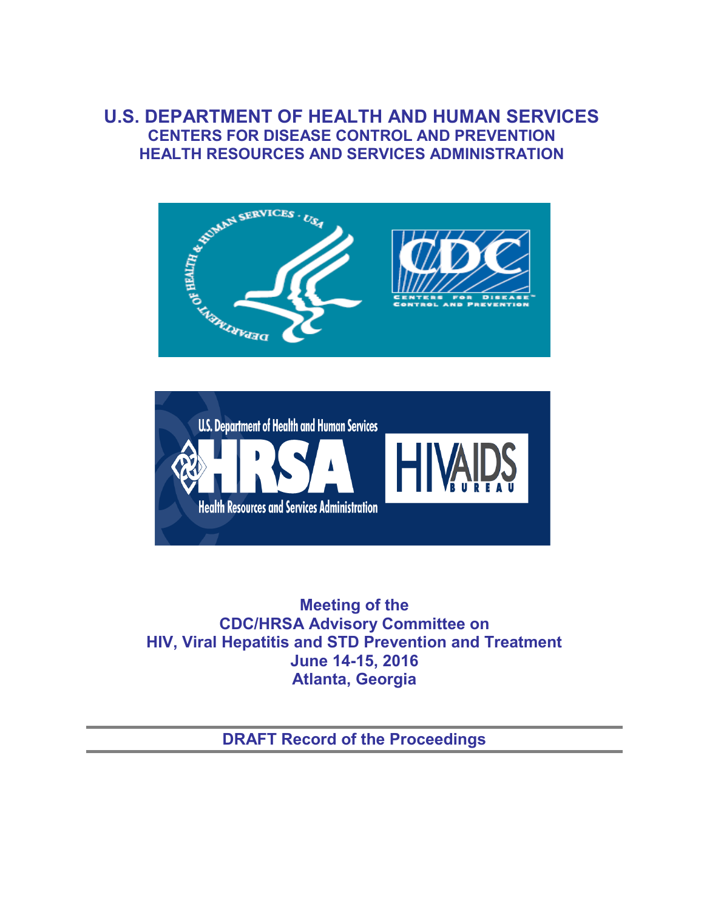# U.S. DEPARTMENT OF HEALTH AND HUMAN SERVICES
## CENTERS FOR DISEASE CONTROL AND PREVENTION
## HEALTH RESOURCES AND SERVICES ADMINISTRATION

**Meeting of the**
**CDC/HRSA Advisory Committee on**
**HIV, Viral Hepatitis and STD Prevention and Treatment**
**June 14-15, 2016**
**Atlanta, Georgia**

---

**DRAFT Record of the Proceedings**

---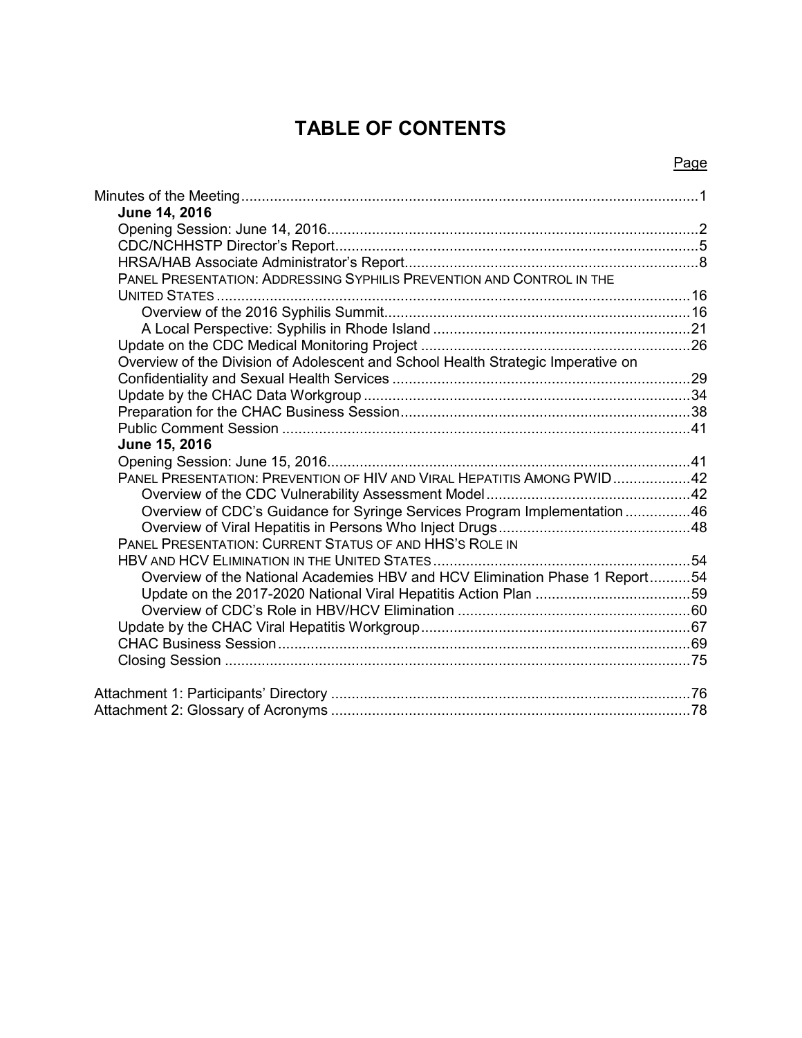# TABLE OF CONTENTS

| | Page |
|---|---|
| Minutes of the Meeting | 1 |
| **June 14, 2016** | |
| Opening Session: June 14, 2016 | 2 |
| CDC/NCHHSTP Director's Report | 5 |
| HRSA/HAB Associate Administrator's Report | 8 |
| PANEL PRESENTATION: ADDRESSING SYPHILIS PREVENTION AND CONTROL IN THE UNITED STATES | 16 |
| Overview of the 2016 Syphilis Summit | 16 |
| A Local Perspective: Syphilis in Rhode Island | 21 |
| Update on the CDC Medical Monitoring Project | 26 |
| Overview of the Division of Adolescent and School Health Strategic Imperative on Confidentiality and Sexual Health Services | 29 |
| Update by the CHAC Data Workgroup | 34 |
| Preparation for the CHAC Business Session | 38 |
| Public Comment Session | 41 |
| **June 15, 2016** | |
| Opening Session: June 15, 2016 | 41 |
| PANEL PRESENTATION: PREVENTION OF HIV AND VIRAL HEPATITIS AMONG PWID | 42 |
| Overview of the CDC Vulnerability Assessment Model | 42 |
| Overview of CDC's Guidance for Syringe Services Program Implementation | 46 |
| Overview of Viral Hepatitis in Persons Who Inject Drugs | 48 |
| PANEL PRESENTATION: CURRENT STATUS OF AND HHS'S ROLE IN HBV AND HCV ELIMINATION IN THE UNITED STATES | 54 |
| Overview of the National Academies HBV and HCV Elimination Phase 1 Report | 54 |
| Update on the 2017-2020 National Viral Hepatitis Action Plan | 59 |
| Overview of CDC's Role in HBV/HCV Elimination | 60 |
| Update by the CHAC Viral Hepatitis Workgroup | 67 |
| CHAC Business Session | 69 |
| Closing Session | 75 |
| Attachment 1: Participants' Directory | 76 |
| Attachment 2: Glossary of Acronyms | 78 |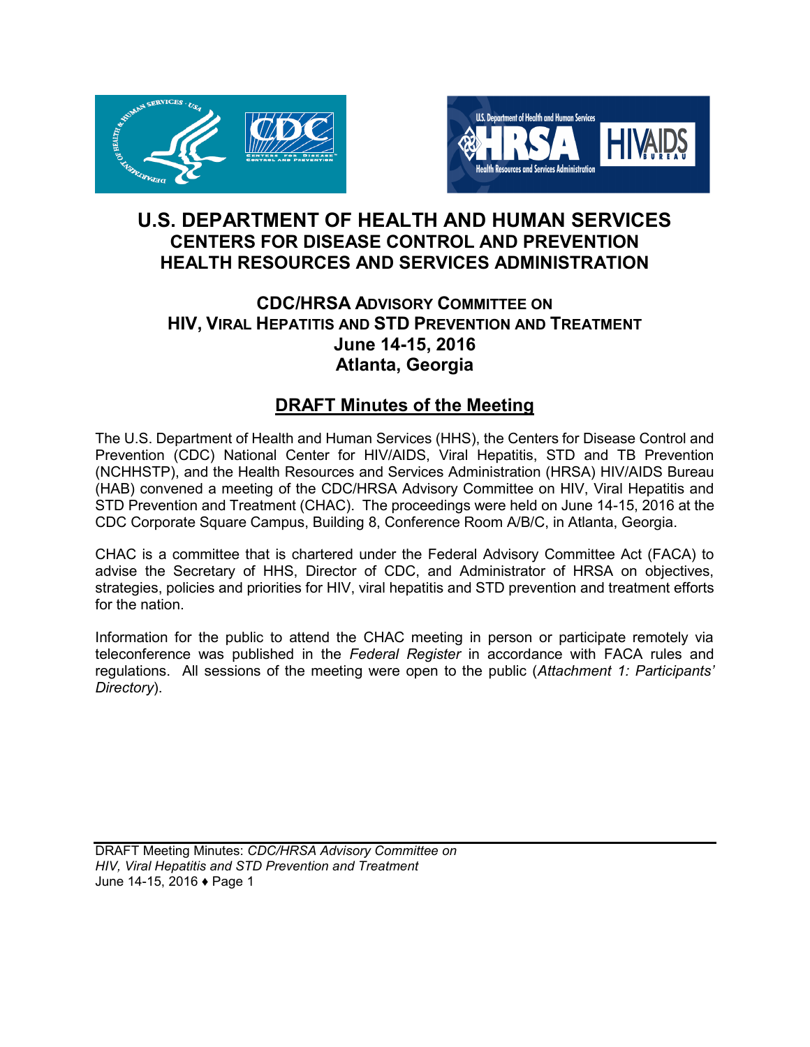# U.S. DEPARTMENT OF HEALTH AND HUMAN SERVICES
## CENTERS FOR DISEASE CONTROL AND PREVENTION
## HEALTH RESOURCES AND SERVICES ADMINISTRATION

### CDC/HRSA ADVISORY COMMITTEE ON HIV, VIRAL HEPATITIS AND STD PREVENTION AND TREATMENT
### June 14-15, 2016
### Atlanta, Georgia

## DRAFT Minutes of the Meeting

The U.S. Department of Health and Human Services (HHS), the Centers for Disease Control and Prevention (CDC) National Center for HIV/AIDS, Viral Hepatitis, STD and TB Prevention (NCHHSTP), and the Health Resources and Services Administration (HRSA) HIV/AIDS Bureau (HAB) convened a meeting of the CDC/HRSA Advisory Committee on HIV, Viral Hepatitis and STD Prevention and Treatment (CHAC). The proceedings were held on June 14-15, 2016 at the CDC Corporate Square Campus, Building 8, Conference Room A/B/C, in Atlanta, Georgia.

CHAC is a committee that is chartered under the Federal Advisory Committee Act (FACA) to advise the Secretary of HHS, Director of CDC, and Administrator of HRSA on objectives, strategies, policies and priorities for HIV, viral hepatitis and STD prevention and treatment efforts for the nation.

Information for the public to attend the CHAC meeting in person or participate remotely via teleconference was published in the *Federal Register* in accordance with FACA rules and regulations. All sessions of the meeting were open to the public (*Attachment 1: Participants' Directory*).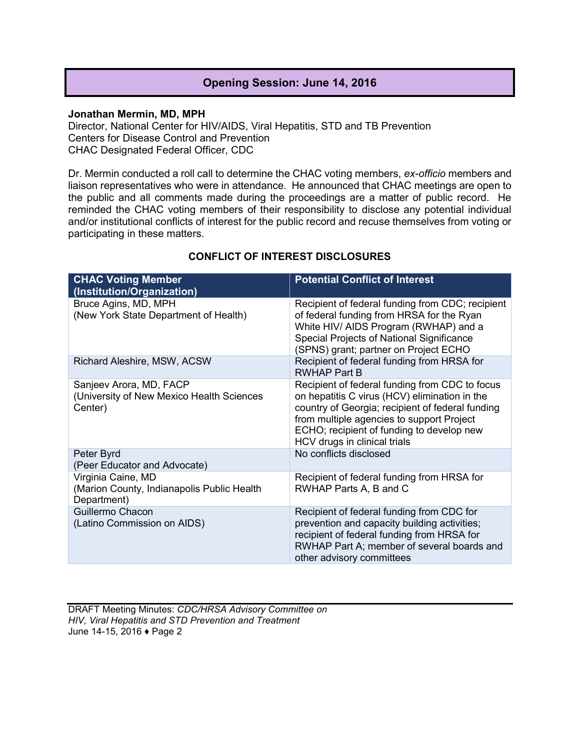## Opening Session: June 14, 2016

**Jonathan Mermin, MD, MPH**
Director, National Center for HIV/AIDS, Viral Hepatitis, STD and TB Prevention
Centers for Disease Control and Prevention
CHAC Designated Federal Officer, CDC

Dr. Mermin conducted a roll call to determine the CHAC voting members, *ex-officio* members and liaison representatives who were in attendance. He announced that CHAC meetings are open to the public and all comments made during the proceedings are a matter of public record. He reminded the CHAC voting members of their responsibility to disclose any potential individual and/or institutional conflicts of interest for the public record and recuse themselves from voting or participating in these matters.

**CONFLICT OF INTEREST DISCLOSURES**

| CHAC Voting Member (Institution/Organization) | Potential Conflict of Interest |
|---|---|
| Bruce Agins, MD, MPH (New York State Department of Health) | Recipient of federal funding from CDC; recipient of federal funding from HRSA for the Ryan White HIV/ AIDS Program (RWHAP) and a Special Projects of National Significance (SPNS) grant; partner on Project ECHO |
| Richard Aleshire, MSW, ACSW | Recipient of federal funding from HRSA for RWHAP Part B |
| Sanjeev Arora, MD, FACP (University of New Mexico Health Sciences Center) | Recipient of federal funding from CDC to focus on hepatitis C virus (HCV) elimination in the country of Georgia; recipient of federal funding from multiple agencies to support Project ECHO; recipient of funding to develop new HCV drugs in clinical trials |
| Peter Byrd (Peer Educator and Advocate) | No conflicts disclosed |
| Virginia Caine, MD (Marion County, Indianapolis Public Health Department) | Recipient of federal funding from HRSA for RWHAP Parts A, B and C |
| Guillermo Chacon (Latino Commission on AIDS) | Recipient of federal funding from CDC for prevention and capacity building activities; recipient of federal funding from HRSA for RWHAP Part A; member of several boards and other advisory committees |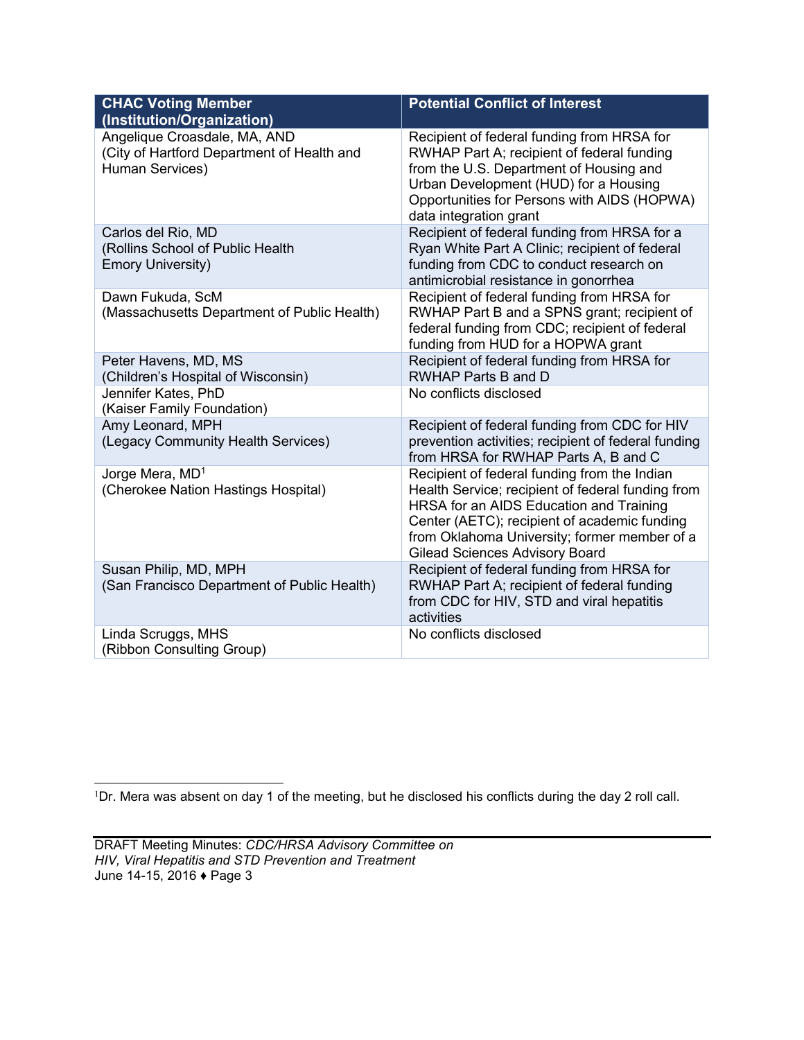| CHAC Voting Member (Institution/Organization) | Potential Conflict of Interest |
|---|---|
| Angelique Croasdale, MA, AND (City of Hartford Department of Health and Human Services) | Recipient of federal funding from HRSA for RWHAP Part A; recipient of federal funding from the U.S. Department of Housing and Urban Development (HUD) for a Housing Opportunities for Persons with AIDS (HOPWA) data integration grant |
| Carlos del Rio, MD (Rollins School of Public Health Emory University) | Recipient of federal funding from HRSA for a Ryan White Part A Clinic; recipient of federal funding from CDC to conduct research on antimicrobial resistance in gonorrhea |
| Dawn Fukuda, ScM (Massachusetts Department of Public Health) | Recipient of federal funding from HRSA for RWHAP Part B and a SPNS grant; recipient of federal funding from CDC; recipient of federal funding from HUD for a HOPWA grant |
| Peter Havens, MD, MS (Children's Hospital of Wisconsin) | Recipient of federal funding from HRSA for RWHAP Parts B and D |
| Jennifer Kates, PhD (Kaiser Family Foundation) | No conflicts disclosed |
| Amy Leonard, MPH (Legacy Community Health Services) | Recipient of federal funding from CDC for HIV prevention activities; recipient of federal funding from HRSA for RWHAP Parts A, B and C |
| Jorge Mera, MD[1] (Cherokee Nation Hastings Hospital) | Recipient of federal funding from the Indian Health Service; recipient of federal funding from HRSA for an AIDS Education and Training Center (AETC); recipient of academic funding from Oklahoma University; former member of a Gilead Sciences Advisory Board |
| Susan Philip, MD, MPH (San Francisco Department of Public Health) | Recipient of federal funding from HRSA for RWHAP Part A; recipient of federal funding from CDC for HIV, STD and viral hepatitis activities |
| Linda Scruggs, MHS (Ribbon Consulting Group) | No conflicts disclosed |

[1] Dr. Mera was absent on day 1 of the meeting, but he disclosed his conflicts during the day 2 roll call.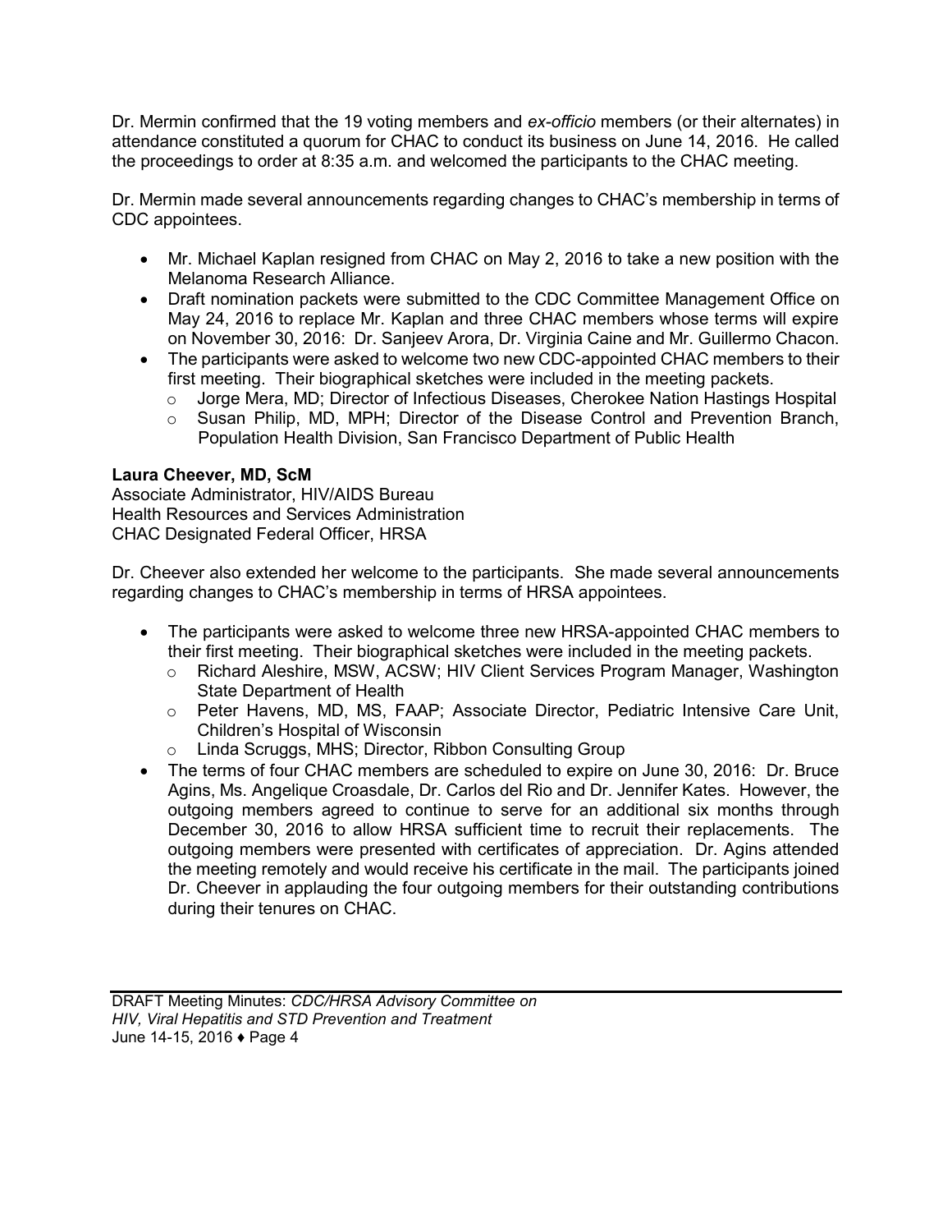Dr. Mermin confirmed that the 19 voting members and *ex-officio* members (or their alternates) in attendance constituted a quorum for CHAC to conduct its business on June 14, 2016. He called the proceedings to order at 8:35 a.m. and welcomed the participants to the CHAC meeting.

Dr. Mermin made several announcements regarding changes to CHAC's membership in terms of CDC appointees.

- Mr. Michael Kaplan resigned from CHAC on May 2, 2016 to take a new position with the Melanoma Research Alliance.
- Draft nomination packets were submitted to the CDC Committee Management Office on May 24, 2016 to replace Mr. Kaplan and three CHAC members whose terms will expire on November 30, 2016: Dr. Sanjeev Arora, Dr. Virginia Caine and Mr. Guillermo Chacon.
- The participants were asked to welcome two new CDC-appointed CHAC members to their first meeting. Their biographical sketches were included in the meeting packets.
  - Jorge Mera, MD; Director of Infectious Diseases, Cherokee Nation Hastings Hospital
  - Susan Philip, MD, MPH; Director of the Disease Control and Prevention Branch, Population Health Division, San Francisco Department of Public Health

**Laura Cheever, MD, ScM**
Associate Administrator, HIV/AIDS Bureau
Health Resources and Services Administration
CHAC Designated Federal Officer, HRSA

Dr. Cheever also extended her welcome to the participants. She made several announcements regarding changes to CHAC's membership in terms of HRSA appointees.

- The participants were asked to welcome three new HRSA-appointed CHAC members to their first meeting. Their biographical sketches were included in the meeting packets.
  - Richard Aleshire, MSW, ACSW; HIV Client Services Program Manager, Washington State Department of Health
  - Peter Havens, MD, MS, FAAP; Associate Director, Pediatric Intensive Care Unit, Children's Hospital of Wisconsin
  - Linda Scruggs, MHS; Director, Ribbon Consulting Group
- The terms of four CHAC members are scheduled to expire on June 30, 2016: Dr. Bruce Agins, Ms. Angelique Croasdale, Dr. Carlos del Rio and Dr. Jennifer Kates. However, the outgoing members agreed to continue to serve for an additional six months through December 30, 2016 to allow HRSA sufficient time to recruit their replacements. The outgoing members were presented with certificates of appreciation. Dr. Agins attended the meeting remotely and would receive his certificate in the mail. The participants joined Dr. Cheever in applauding the four outgoing members for their outstanding contributions during their tenures on CHAC.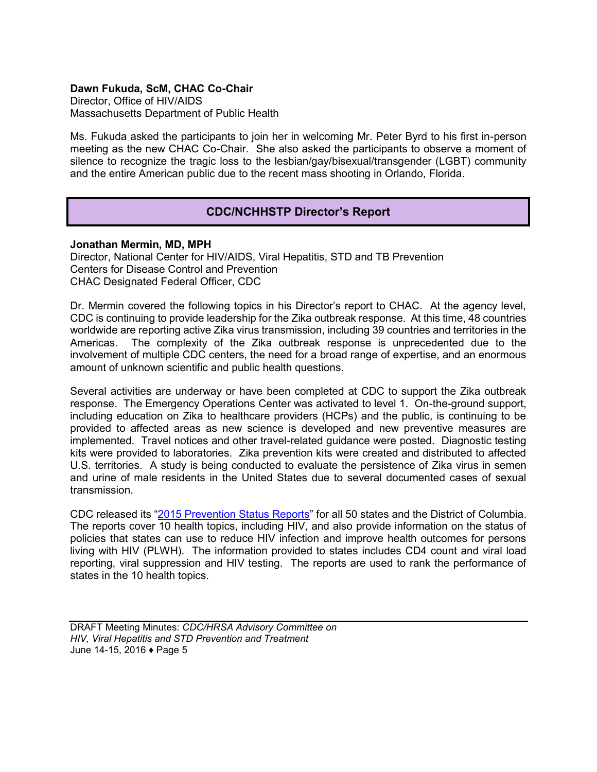**Dawn Fukuda, ScM, CHAC Co-Chair**
Director, Office of HIV/AIDS
Massachusetts Department of Public Health

Ms. Fukuda asked the participants to join her in welcoming Mr. Peter Byrd to his first in-person meeting as the new CHAC Co-Chair. She also asked the participants to observe a moment of silence to recognize the tragic loss to the lesbian/gay/bisexual/transgender (LGBT) community and the entire American public due to the recent mass shooting in Orlando, Florida.

## CDC/NCHHSTP Director's Report

**Jonathan Mermin, MD, MPH**
Director, National Center for HIV/AIDS, Viral Hepatitis, STD and TB Prevention
Centers for Disease Control and Prevention
CHAC Designated Federal Officer, CDC

Dr. Mermin covered the following topics in his Director's report to CHAC. At the agency level, CDC is continuing to provide leadership for the Zika outbreak response. At this time, 48 countries worldwide are reporting active Zika virus transmission, including 39 countries and territories in the Americas. The complexity of the Zika outbreak response is unprecedented due to the involvement of multiple CDC centers, the need for a broad range of expertise, and an enormous amount of unknown scientific and public health questions.

Several activities are underway or have been completed at CDC to support the Zika outbreak response. The Emergency Operations Center was activated to level 1. On-the-ground support, including education on Zika to healthcare providers (HCPs) and the public, is continuing to be provided to affected areas as new science is developed and new preventive measures are implemented. Travel notices and other travel-related guidance were posted. Diagnostic testing kits were provided to laboratories. Zika prevention kits were created and distributed to affected U.S. territories. A study is being conducted to evaluate the persistence of Zika virus in semen and urine of male residents in the United States due to several documented cases of sexual transmission.

CDC released its "2015 Prevention Status Reports" for all 50 states and the District of Columbia. The reports cover 10 health topics, including HIV, and also provide information on the status of policies that states can use to reduce HIV infection and improve health outcomes for persons living with HIV (PLWH). The information provided to states includes CD4 count and viral load reporting, viral suppression and HIV testing. The reports are used to rank the performance of states in the 10 health topics.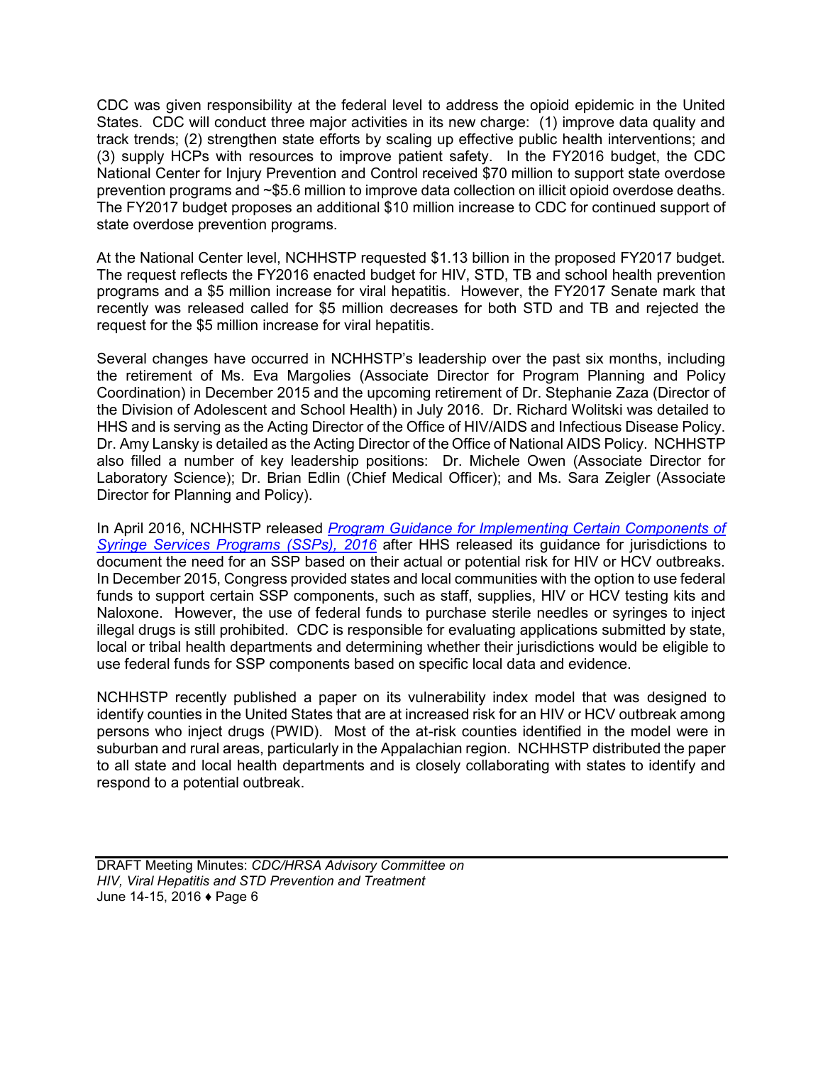CDC was given responsibility at the federal level to address the opioid epidemic in the United States. CDC will conduct three major activities in its new charge: (1) improve data quality and track trends; (2) strengthen state efforts by scaling up effective public health interventions; and (3) supply HCPs with resources to improve patient safety. In the FY2016 budget, the CDC National Center for Injury Prevention and Control received $70 million to support state overdose prevention programs and ~$5.6 million to improve data collection on illicit opioid overdose deaths. The FY2017 budget proposes an additional $10 million increase to CDC for continued support of state overdose prevention programs.

At the National Center level, NCHHSTP requested $1.13 billion in the proposed FY2017 budget. The request reflects the FY2016 enacted budget for HIV, STD, TB and school health prevention programs and a $5 million increase for viral hepatitis. However, the FY2017 Senate mark that recently was released called for $5 million decreases for both STD and TB and rejected the request for the $5 million increase for viral hepatitis.

Several changes have occurred in NCHHSTP's leadership over the past six months, including the retirement of Ms. Eva Margolies (Associate Director for Program Planning and Policy Coordination) in December 2015 and the upcoming retirement of Dr. Stephanie Zaza (Director of the Division of Adolescent and School Health) in July 2016. Dr. Richard Wolitski was detailed to HHS and is serving as the Acting Director of the Office of HIV/AIDS and Infectious Disease Policy. Dr. Amy Lansky is detailed as the Acting Director of the Office of National AIDS Policy. NCHHSTP also filled a number of key leadership positions: Dr. Michele Owen (Associate Director for Laboratory Science); Dr. Brian Edlin (Chief Medical Officer); and Ms. Sara Zeigler (Associate Director for Planning and Policy).

In April 2016, NCHHSTP released *Program Guidance for Implementing Certain Components of Syringe Services Programs (SSPs), 2016* after HHS released its guidance for jurisdictions to document the need for an SSP based on their actual or potential risk for HIV or HCV outbreaks. In December 2015, Congress provided states and local communities with the option to use federal funds to support certain SSP components, such as staff, supplies, HIV or HCV testing kits and Naloxone. However, the use of federal funds to purchase sterile needles or syringes to inject illegal drugs is still prohibited. CDC is responsible for evaluating applications submitted by state, local or tribal health departments and determining whether their jurisdictions would be eligible to use federal funds for SSP components based on specific local data and evidence.

NCHHSTP recently published a paper on its vulnerability index model that was designed to identify counties in the United States that are at increased risk for an HIV or HCV outbreak among persons who inject drugs (PWID). Most of the at-risk counties identified in the model were in suburban and rural areas, particularly in the Appalachian region. NCHHSTP distributed the paper to all state and local health departments and is closely collaborating with states to identify and respond to a potential outbreak.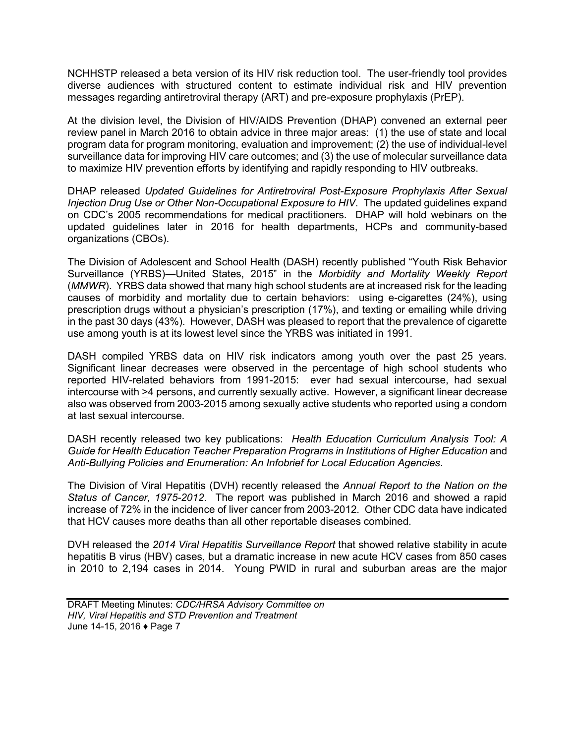NCHHSTP released a beta version of its HIV risk reduction tool. The user-friendly tool provides diverse audiences with structured content to estimate individual risk and HIV prevention messages regarding antiretroviral therapy (ART) and pre-exposure prophylaxis (PrEP).

At the division level, the Division of HIV/AIDS Prevention (DHAP) convened an external peer review panel in March 2016 to obtain advice in three major areas: (1) the use of state and local program data for program monitoring, evaluation and improvement; (2) the use of individual-level surveillance data for improving HIV care outcomes; and (3) the use of molecular surveillance data to maximize HIV prevention efforts by identifying and rapidly responding to HIV outbreaks.

DHAP released *Updated Guidelines for Antiretroviral Post-Exposure Prophylaxis After Sexual Injection Drug Use or Other Non-Occupational Exposure to HIV*. The updated guidelines expand on CDC's 2005 recommendations for medical practitioners. DHAP will hold webinars on the updated guidelines later in 2016 for health departments, HCPs and community-based organizations (CBOs).

The Division of Adolescent and School Health (DASH) recently published "Youth Risk Behavior Surveillance (YRBS)—United States, 2015" in the *Morbidity and Mortality Weekly Report* (*MMWR*). YRBS data showed that many high school students are at increased risk for the leading causes of morbidity and mortality due to certain behaviors: using e-cigarettes (24%), using prescription drugs without a physician's prescription (17%), and texting or emailing while driving in the past 30 days (43%). However, DASH was pleased to report that the prevalence of cigarette use among youth is at its lowest level since the YRBS was initiated in 1991.

DASH compiled YRBS data on HIV risk indicators among youth over the past 25 years. Significant linear decreases were observed in the percentage of high school students who reported HIV-related behaviors from 1991-2015: ever had sexual intercourse, had sexual intercourse with ≥4 persons, and currently sexually active. However, a significant linear decrease also was observed from 2003-2015 among sexually active students who reported using a condom at last sexual intercourse.

DASH recently released two key publications: *Health Education Curriculum Analysis Tool: A Guide for Health Education Teacher Preparation Programs in Institutions of Higher Education* and *Anti-Bullying Policies and Enumeration: An Infobrief for Local Education Agencies*.

The Division of Viral Hepatitis (DVH) recently released the *Annual Report to the Nation on the Status of Cancer, 1975-2012*. The report was published in March 2016 and showed a rapid increase of 72% in the incidence of liver cancer from 2003-2012. Other CDC data have indicated that HCV causes more deaths than all other reportable diseases combined.

DVH released the *2014 Viral Hepatitis Surveillance Report* that showed relative stability in acute hepatitis B virus (HBV) cases, but a dramatic increase in new acute HCV cases from 850 cases in 2010 to 2,194 cases in 2014. Young PWID in rural and suburban areas are the major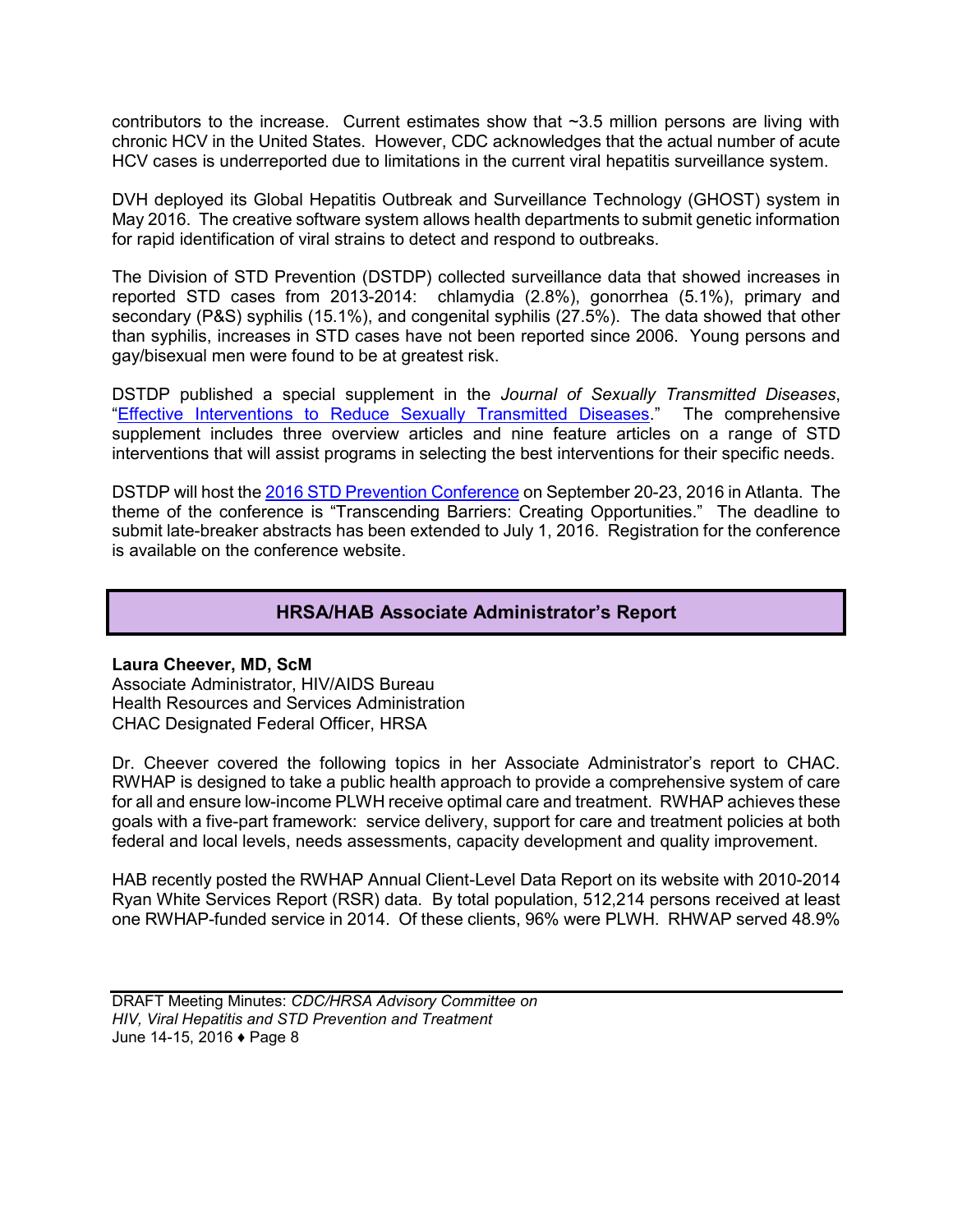contributors to the increase. Current estimates show that ~3.5 million persons are living with chronic HCV in the United States. However, CDC acknowledges that the actual number of acute HCV cases is underreported due to limitations in the current viral hepatitis surveillance system.

DVH deployed its Global Hepatitis Outbreak and Surveillance Technology (GHOST) system in May 2016. The creative software system allows health departments to submit genetic information for rapid identification of viral strains to detect and respond to outbreaks.

The Division of STD Prevention (DSTDP) collected surveillance data that showed increases in reported STD cases from 2013-2014: chlamydia (2.8%), gonorrhea (5.1%), primary and secondary (P&S) syphilis (15.1%), and congenital syphilis (27.5%). The data showed that other than syphilis, increases in STD cases have not been reported since 2006. Young persons and gay/bisexual men were found to be at greatest risk.

DSTDP published a special supplement in the *Journal of Sexually Transmitted Diseases*, "Effective Interventions to Reduce Sexually Transmitted Diseases." The comprehensive supplement includes three overview articles and nine feature articles on a range of STD interventions that will assist programs in selecting the best interventions for their specific needs.

DSTDP will host the 2016 STD Prevention Conference on September 20-23, 2016 in Atlanta. The theme of the conference is "Transcending Barriers: Creating Opportunities." The deadline to submit late-breaker abstracts has been extended to July 1, 2016. Registration for the conference is available on the conference website.

## HRSA/HAB Associate Administrator's Report

**Laura Cheever, MD, ScM**
Associate Administrator, HIV/AIDS Bureau
Health Resources and Services Administration
CHAC Designated Federal Officer, HRSA

Dr. Cheever covered the following topics in her Associate Administrator's report to CHAC. RWHAP is designed to take a public health approach to provide a comprehensive system of care for all and ensure low-income PLWH receive optimal care and treatment. RWHAP achieves these goals with a five-part framework: service delivery, support for care and treatment policies at both federal and local levels, needs assessments, capacity development and quality improvement.

HAB recently posted the RWHAP Annual Client-Level Data Report on its website with 2010-2014 Ryan White Services Report (RSR) data. By total population, 512,214 persons received at least one RWHAP-funded service in 2014. Of these clients, 96% were PLWH. RHWAP served 48.9%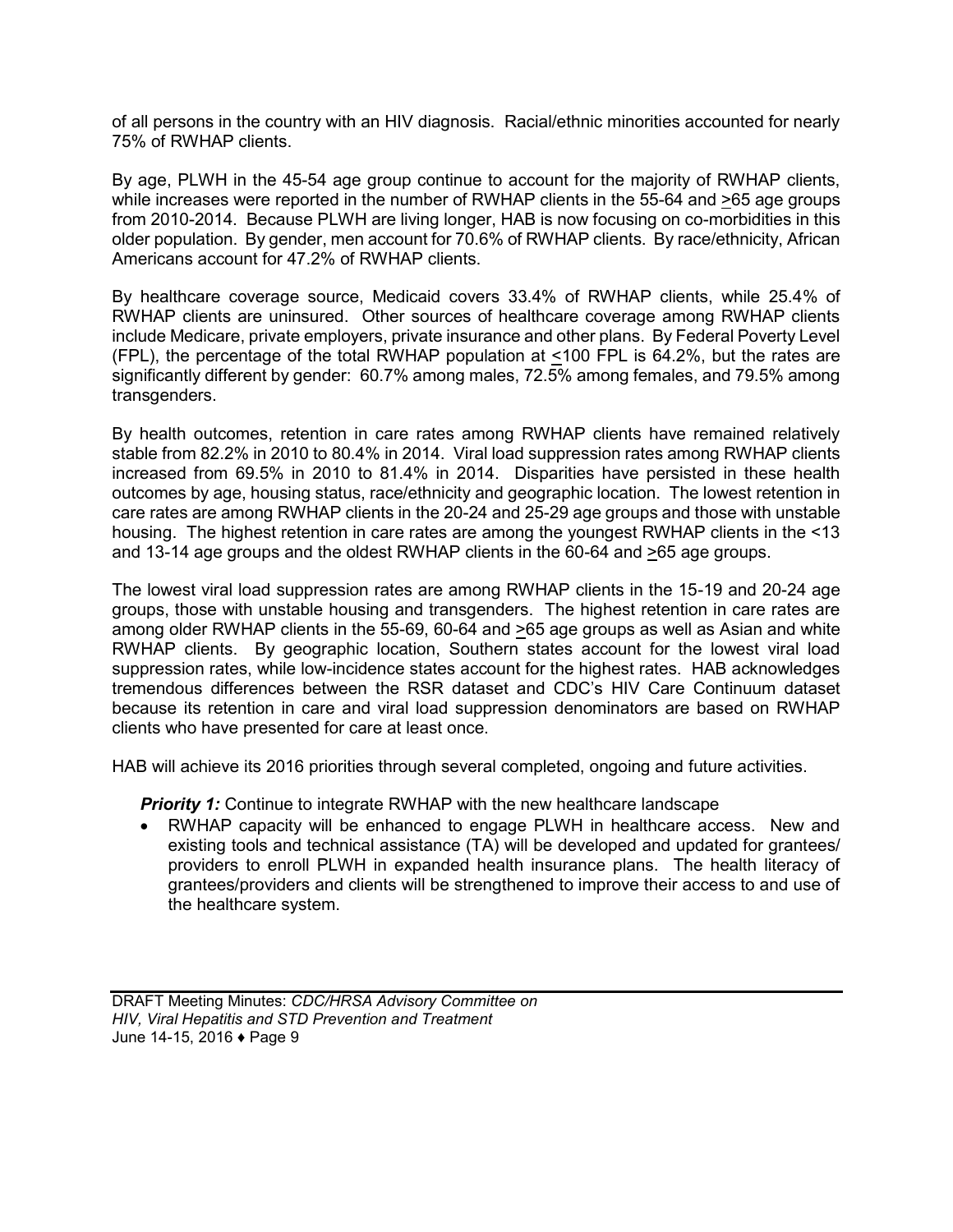of all persons in the country with an HIV diagnosis. Racial/ethnic minorities accounted for nearly 75% of RWHAP clients.

By age, PLWH in the 45-54 age group continue to account for the majority of RWHAP clients, while increases were reported in the number of RWHAP clients in the 55-64 and ≥65 age groups from 2010-2014. Because PLWH are living longer, HAB is now focusing on co-morbidities in this older population. By gender, men account for 70.6% of RWHAP clients. By race/ethnicity, African Americans account for 47.2% of RWHAP clients.

By healthcare coverage source, Medicaid covers 33.4% of RWHAP clients, while 25.4% of RWHAP clients are uninsured. Other sources of healthcare coverage among RWHAP clients include Medicare, private employers, private insurance and other plans. By Federal Poverty Level (FPL), the percentage of the total RWHAP population at ≤100 FPL is 64.2%, but the rates are significantly different by gender: 60.7% among males, 72.5% among females, and 79.5% among transgenders.

By health outcomes, retention in care rates among RWHAP clients have remained relatively stable from 82.2% in 2010 to 80.4% in 2014. Viral load suppression rates among RWHAP clients increased from 69.5% in 2010 to 81.4% in 2014. Disparities have persisted in these health outcomes by age, housing status, race/ethnicity and geographic location. The lowest retention in care rates are among RWHAP clients in the 20-24 and 25-29 age groups and those with unstable housing. The highest retention in care rates are among the youngest RWHAP clients in the <13 and 13-14 age groups and the oldest RWHAP clients in the 60-64 and ≥65 age groups.

The lowest viral load suppression rates are among RWHAP clients in the 15-19 and 20-24 age groups, those with unstable housing and transgenders. The highest retention in care rates are among older RWHAP clients in the 55-69, 60-64 and ≥65 age groups as well as Asian and white RWHAP clients. By geographic location, Southern states account for the lowest viral load suppression rates, while low-incidence states account for the highest rates. HAB acknowledges tremendous differences between the RSR dataset and CDC's HIV Care Continuum dataset because its retention in care and viral load suppression denominators are based on RWHAP clients who have presented for care at least once.

HAB will achieve its 2016 priorities through several completed, ongoing and future activities.

***Priority 1:*** Continue to integrate RWHAP with the new healthcare landscape

- RWHAP capacity will be enhanced to engage PLWH in healthcare access. New and existing tools and technical assistance (TA) will be developed and updated for grantees/ providers to enroll PLWH in expanded health insurance plans. The health literacy of grantees/providers and clients will be strengthened to improve their access to and use of the healthcare system.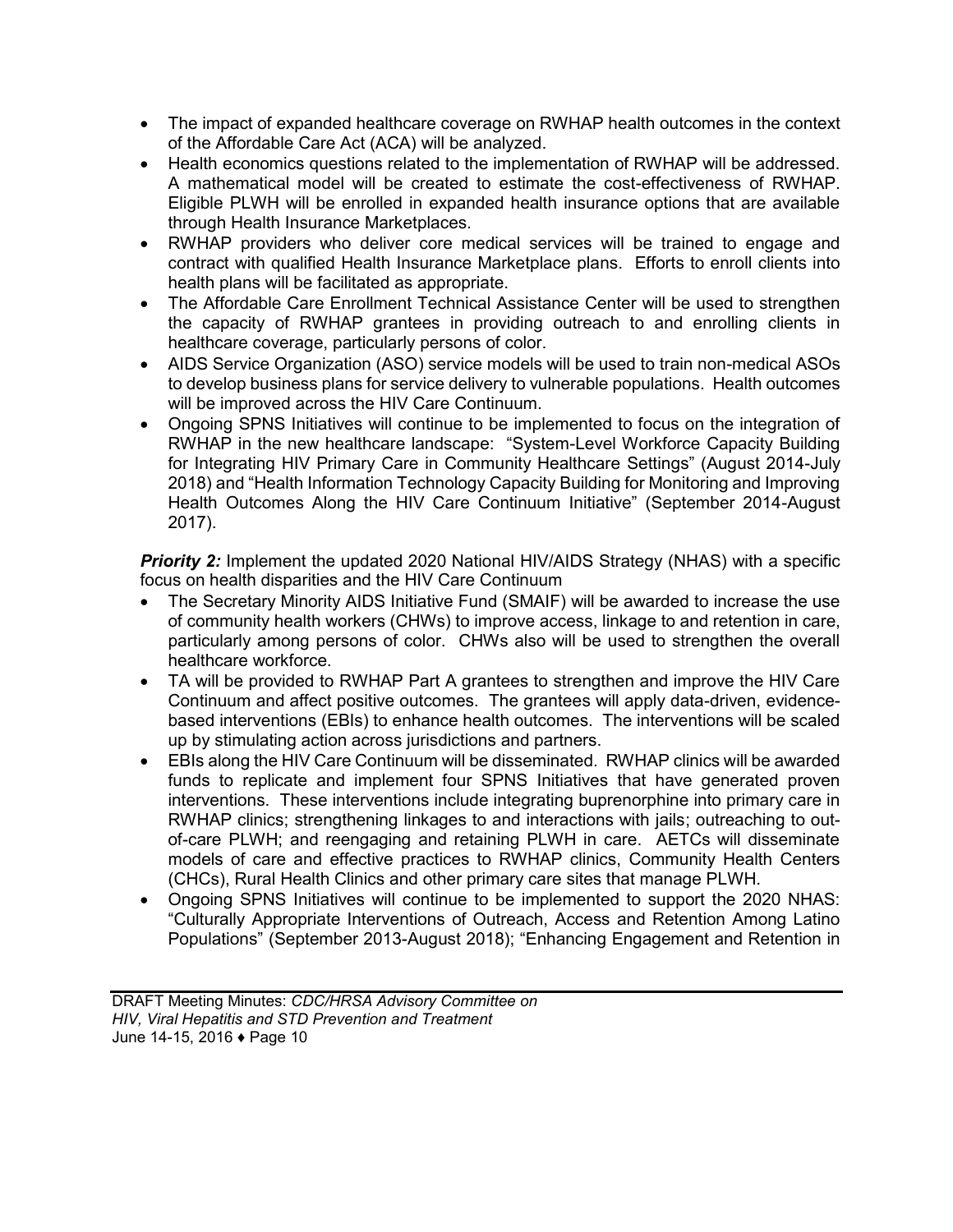- The impact of expanded healthcare coverage on RWHAP health outcomes in the context of the Affordable Care Act (ACA) will be analyzed.
- Health economics questions related to the implementation of RWHAP will be addressed. A mathematical model will be created to estimate the cost-effectiveness of RWHAP. Eligible PLWH will be enrolled in expanded health insurance options that are available through Health Insurance Marketplaces.
- RWHAP providers who deliver core medical services will be trained to engage and contract with qualified Health Insurance Marketplace plans. Efforts to enroll clients into health plans will be facilitated as appropriate.
- The Affordable Care Enrollment Technical Assistance Center will be used to strengthen the capacity of RWHAP grantees in providing outreach to and enrolling clients in healthcare coverage, particularly persons of color.
- AIDS Service Organization (ASO) service models will be used to train non-medical ASOs to develop business plans for service delivery to vulnerable populations. Health outcomes will be improved across the HIV Care Continuum.
- Ongoing SPNS Initiatives will continue to be implemented to focus on the integration of RWHAP in the new healthcare landscape: "System-Level Workforce Capacity Building for Integrating HIV Primary Care in Community Healthcare Settings" (August 2014-July 2018) and "Health Information Technology Capacity Building for Monitoring and Improving Health Outcomes Along the HIV Care Continuum Initiative" (September 2014-August 2017).

***Priority 2:*** Implement the updated 2020 National HIV/AIDS Strategy (NHAS) with a specific focus on health disparities and the HIV Care Continuum

- The Secretary Minority AIDS Initiative Fund (SMAIF) will be awarded to increase the use of community health workers (CHWs) to improve access, linkage to and retention in care, particularly among persons of color. CHWs also will be used to strengthen the overall healthcare workforce.
- TA will be provided to RWHAP Part A grantees to strengthen and improve the HIV Care Continuum and affect positive outcomes. The grantees will apply data-driven, evidence-based interventions (EBIs) to enhance health outcomes. The interventions will be scaled up by stimulating action across jurisdictions and partners.
- EBIs along the HIV Care Continuum will be disseminated. RWHAP clinics will be awarded funds to replicate and implement four SPNS Initiatives that have generated proven interventions. These interventions include integrating buprenorphine into primary care in RWHAP clinics; strengthening linkages to and interactions with jails; outreaching to out-of-care PLWH; and reengaging and retaining PLWH in care. AETCs will disseminate models of care and effective practices to RWHAP clinics, Community Health Centers (CHCs), Rural Health Clinics and other primary care sites that manage PLWH.
- Ongoing SPNS Initiatives will continue to be implemented to support the 2020 NHAS: "Culturally Appropriate Interventions of Outreach, Access and Retention Among Latino Populations" (September 2013-August 2018); "Enhancing Engagement and Retention in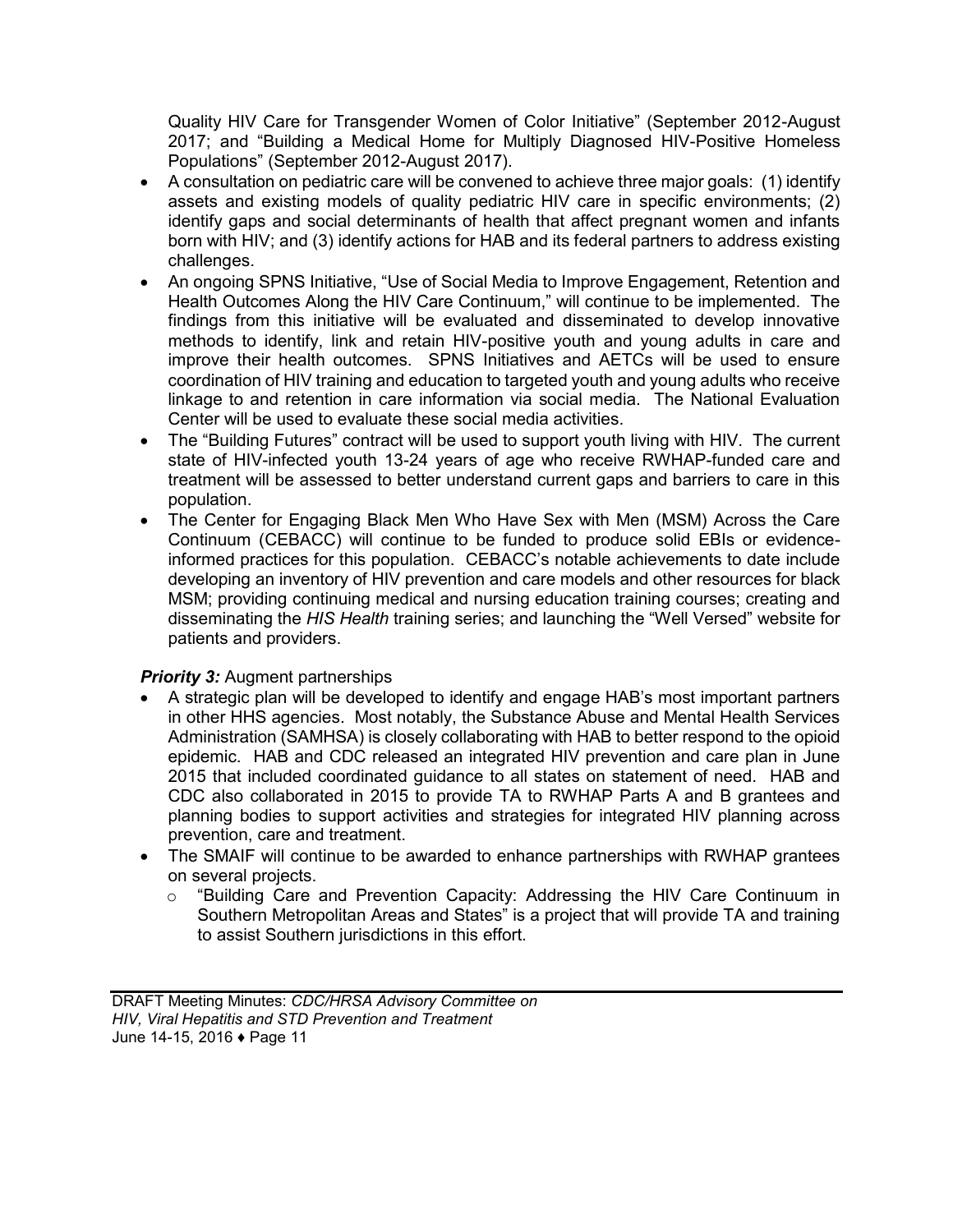Quality HIV Care for Transgender Women of Color Initiative" (September 2012-August 2017; and "Building a Medical Home for Multiply Diagnosed HIV-Positive Homeless Populations" (September 2012-August 2017).

- A consultation on pediatric care will be convened to achieve three major goals: (1) identify assets and existing models of quality pediatric HIV care in specific environments; (2) identify gaps and social determinants of health that affect pregnant women and infants born with HIV; and (3) identify actions for HAB and its federal partners to address existing challenges.
- An ongoing SPNS Initiative, "Use of Social Media to Improve Engagement, Retention and Health Outcomes Along the HIV Care Continuum," will continue to be implemented. The findings from this initiative will be evaluated and disseminated to develop innovative methods to identify, link and retain HIV-positive youth and young adults in care and improve their health outcomes. SPNS Initiatives and AETCs will be used to ensure coordination of HIV training and education to targeted youth and young adults who receive linkage to and retention in care information via social media. The National Evaluation Center will be used to evaluate these social media activities.
- The "Building Futures" contract will be used to support youth living with HIV. The current state of HIV-infected youth 13-24 years of age who receive RWHAP-funded care and treatment will be assessed to better understand current gaps and barriers to care in this population.
- The Center for Engaging Black Men Who Have Sex with Men (MSM) Across the Care Continuum (CEBACC) will continue to be funded to produce solid EBIs or evidence-informed practices for this population. CEBACC's notable achievements to date include developing an inventory of HIV prevention and care models and other resources for black MSM; providing continuing medical and nursing education training courses; creating and disseminating the *HIS Health* training series; and launching the "Well Versed" website for patients and providers.

***Priority 3:*** Augment partnerships

- A strategic plan will be developed to identify and engage HAB's most important partners in other HHS agencies. Most notably, the Substance Abuse and Mental Health Services Administration (SAMHSA) is closely collaborating with HAB to better respond to the opioid epidemic. HAB and CDC released an integrated HIV prevention and care plan in June 2015 that included coordinated guidance to all states on statement of need. HAB and CDC also collaborated in 2015 to provide TA to RWHAP Parts A and B grantees and planning bodies to support activities and strategies for integrated HIV planning across prevention, care and treatment.
- The SMAIF will continue to be awarded to enhance partnerships with RWHAP grantees on several projects.
    - "Building Care and Prevention Capacity: Addressing the HIV Care Continuum in Southern Metropolitan Areas and States" is a project that will provide TA and training to assist Southern jurisdictions in this effort.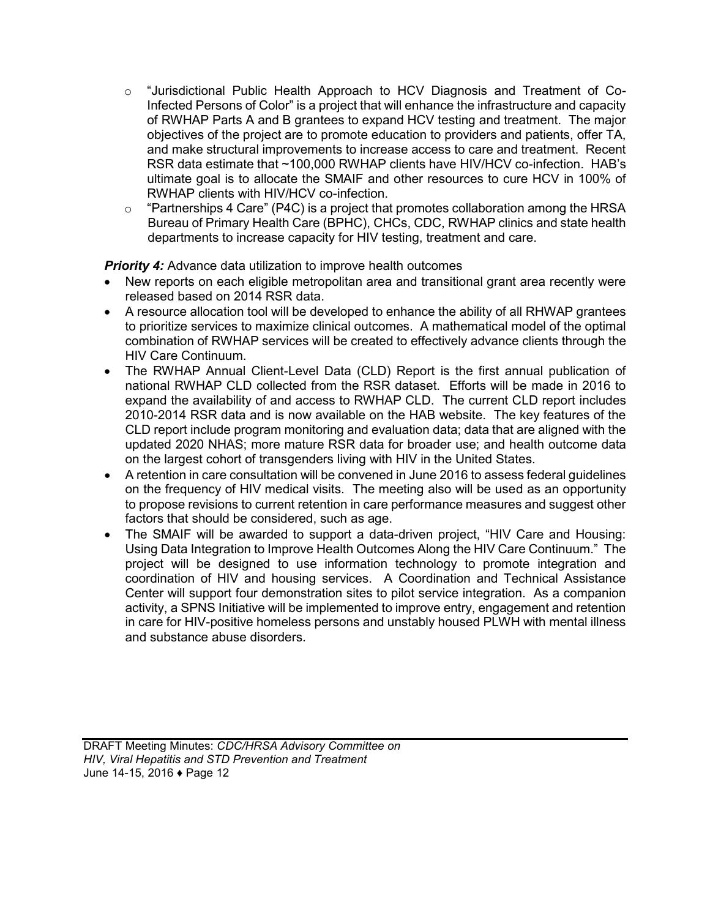- "Jurisdictional Public Health Approach to HCV Diagnosis and Treatment of Co-Infected Persons of Color" is a project that will enhance the infrastructure and capacity of RWHAP Parts A and B grantees to expand HCV testing and treatment. The major objectives of the project are to promote education to providers and patients, offer TA, and make structural improvements to increase access to care and treatment. Recent RSR data estimate that ~100,000 RWHAP clients have HIV/HCV co-infection. HAB's ultimate goal is to allocate the SMAIF and other resources to cure HCV in 100% of RWHAP clients with HIV/HCV co-infection.
- "Partnerships 4 Care" (P4C) is a project that promotes collaboration among the HRSA Bureau of Primary Health Care (BPHC), CHCs, CDC, RWHAP clinics and state health departments to increase capacity for HIV testing, treatment and care.

***Priority 4:*** Advance data utilization to improve health outcomes

- New reports on each eligible metropolitan area and transitional grant area recently were released based on 2014 RSR data.
- A resource allocation tool will be developed to enhance the ability of all RHWAP grantees to prioritize services to maximize clinical outcomes. A mathematical model of the optimal combination of RWHAP services will be created to effectively advance clients through the HIV Care Continuum.
- The RWHAP Annual Client-Level Data (CLD) Report is the first annual publication of national RWHAP CLD collected from the RSR dataset. Efforts will be made in 2016 to expand the availability of and access to RWHAP CLD. The current CLD report includes 2010-2014 RSR data and is now available on the HAB website. The key features of the CLD report include program monitoring and evaluation data; data that are aligned with the updated 2020 NHAS; more mature RSR data for broader use; and health outcome data on the largest cohort of transgenders living with HIV in the United States.
- A retention in care consultation will be convened in June 2016 to assess federal guidelines on the frequency of HIV medical visits. The meeting also will be used as an opportunity to propose revisions to current retention in care performance measures and suggest other factors that should be considered, such as age.
- The SMAIF will be awarded to support a data-driven project, "HIV Care and Housing: Using Data Integration to Improve Health Outcomes Along the HIV Care Continuum." The project will be designed to use information technology to promote integration and coordination of HIV and housing services. A Coordination and Technical Assistance Center will support four demonstration sites to pilot service integration. As a companion activity, a SPNS Initiative will be implemented to improve entry, engagement and retention in care for HIV-positive homeless persons and unstably housed PLWH with mental illness and substance abuse disorders.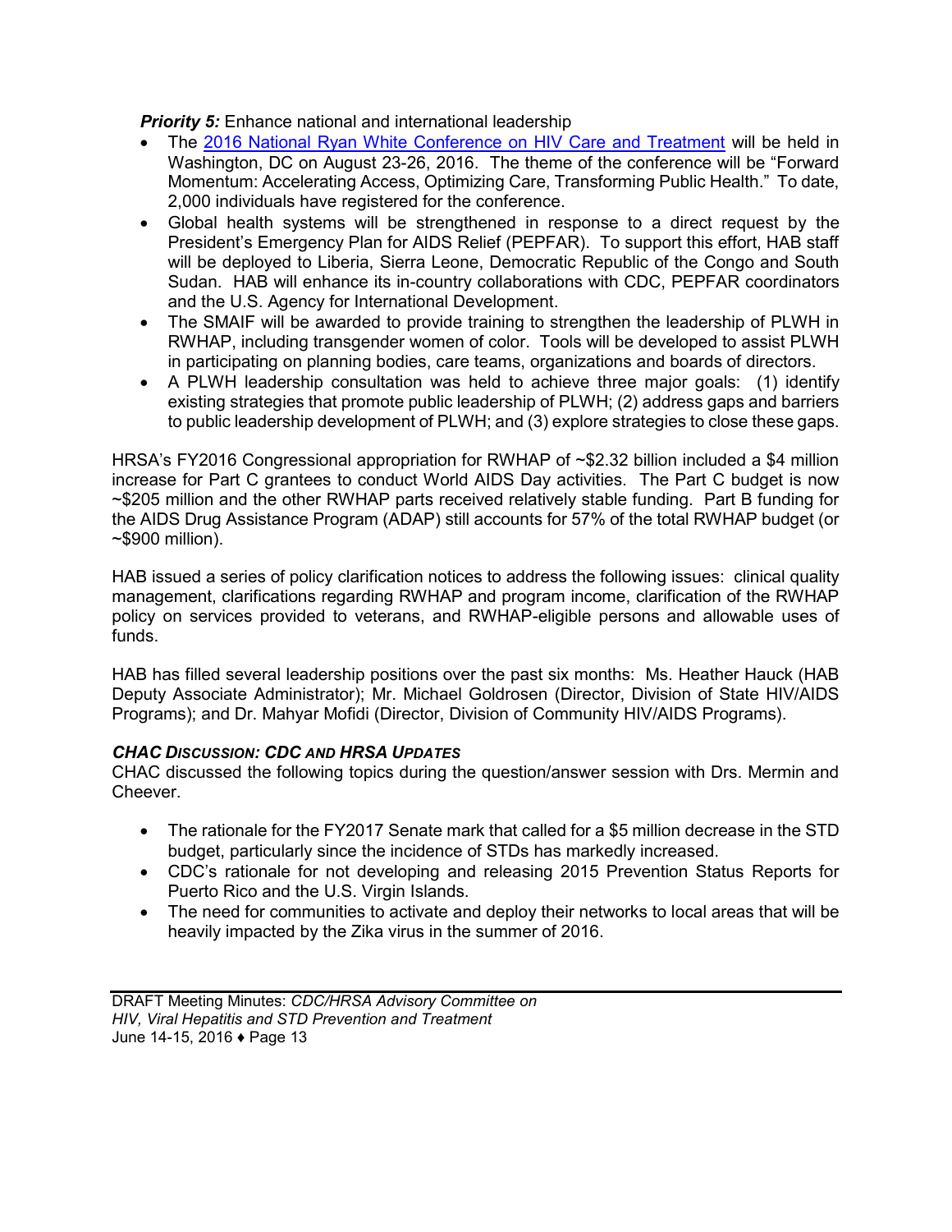***Priority 5:*** Enhance national and international leadership

- The [2016 National Ryan White Conference on HIV Care and Treatment]() will be held in Washington, DC on August 23-26, 2016. The theme of the conference will be "Forward Momentum: Accelerating Access, Optimizing Care, Transforming Public Health." To date, 2,000 individuals have registered for the conference.
- Global health systems will be strengthened in response to a direct request by the President's Emergency Plan for AIDS Relief (PEPFAR). To support this effort, HAB staff will be deployed to Liberia, Sierra Leone, Democratic Republic of the Congo and South Sudan. HAB will enhance its in-country collaborations with CDC, PEPFAR coordinators and the U.S. Agency for International Development.
- The SMAIF will be awarded to provide training to strengthen the leadership of PLWH in RWHAP, including transgender women of color. Tools will be developed to assist PLWH in participating on planning bodies, care teams, organizations and boards of directors.
- A PLWH leadership consultation was held to achieve three major goals: (1) identify existing strategies that promote public leadership of PLWH; (2) address gaps and barriers to public leadership development of PLWH; and (3) explore strategies to close these gaps.

HRSA's FY2016 Congressional appropriation for RWHAP of ~$2.32 billion included a $4 million increase for Part C grantees to conduct World AIDS Day activities. The Part C budget is now ~$205 million and the other RWHAP parts received relatively stable funding. Part B funding for the AIDS Drug Assistance Program (ADAP) still accounts for 57% of the total RWHAP budget (or ~$900 million).

HAB issued a series of policy clarification notices to address the following issues: clinical quality management, clarifications regarding RWHAP and program income, clarification of the RWHAP policy on services provided to veterans, and RWHAP-eligible persons and allowable uses of funds.

HAB has filled several leadership positions over the past six months: Ms. Heather Hauck (HAB Deputy Associate Administrator); Mr. Michael Goldrosen (Director, Division of State HIV/AIDS Programs); and Dr. Mahyar Mofidi (Director, Division of Community HIV/AIDS Programs).

### *CHAC DISCUSSION: CDC AND HRSA UPDATES*

CHAC discussed the following topics during the question/answer session with Drs. Mermin and Cheever.

- The rationale for the FY2017 Senate mark that called for a $5 million decrease in the STD budget, particularly since the incidence of STDs has markedly increased.
- CDC's rationale for not developing and releasing 2015 Prevention Status Reports for Puerto Rico and the U.S. Virgin Islands.
- The need for communities to activate and deploy their networks to local areas that will be heavily impacted by the Zika virus in the summer of 2016.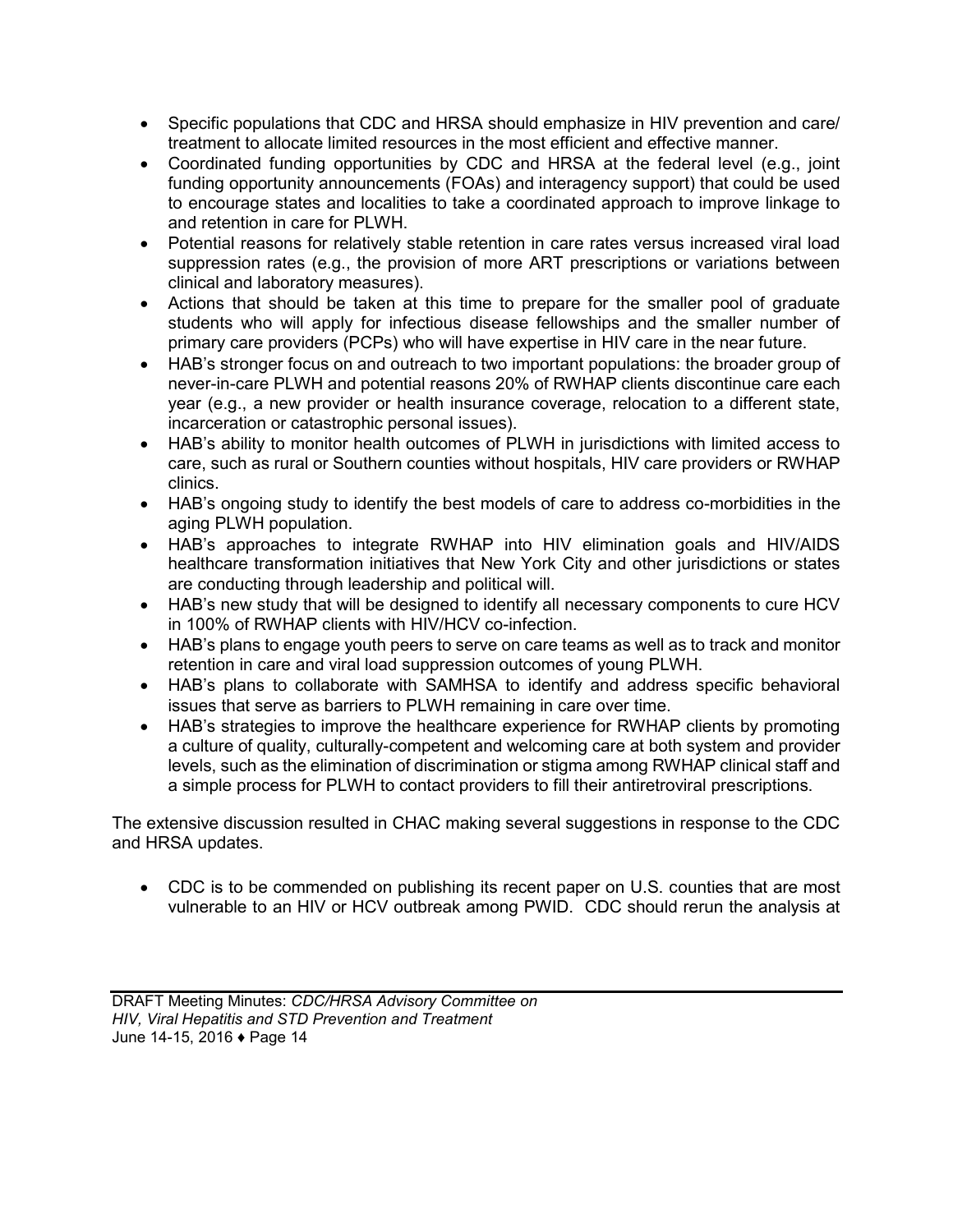- Specific populations that CDC and HRSA should emphasize in HIV prevention and care/ treatment to allocate limited resources in the most efficient and effective manner.
- Coordinated funding opportunities by CDC and HRSA at the federal level (e.g., joint funding opportunity announcements (FOAs) and interagency support) that could be used to encourage states and localities to take a coordinated approach to improve linkage to and retention in care for PLWH.
- Potential reasons for relatively stable retention in care rates versus increased viral load suppression rates (e.g., the provision of more ART prescriptions or variations between clinical and laboratory measures).
- Actions that should be taken at this time to prepare for the smaller pool of graduate students who will apply for infectious disease fellowships and the smaller number of primary care providers (PCPs) who will have expertise in HIV care in the near future.
- HAB's stronger focus on and outreach to two important populations: the broader group of never-in-care PLWH and potential reasons 20% of RWHAP clients discontinue care each year (e.g., a new provider or health insurance coverage, relocation to a different state, incarceration or catastrophic personal issues).
- HAB's ability to monitor health outcomes of PLWH in jurisdictions with limited access to care, such as rural or Southern counties without hospitals, HIV care providers or RWHAP clinics.
- HAB's ongoing study to identify the best models of care to address co-morbidities in the aging PLWH population.
- HAB's approaches to integrate RWHAP into HIV elimination goals and HIV/AIDS healthcare transformation initiatives that New York City and other jurisdictions or states are conducting through leadership and political will.
- HAB's new study that will be designed to identify all necessary components to cure HCV in 100% of RWHAP clients with HIV/HCV co-infection.
- HAB's plans to engage youth peers to serve on care teams as well as to track and monitor retention in care and viral load suppression outcomes of young PLWH.
- HAB's plans to collaborate with SAMHSA to identify and address specific behavioral issues that serve as barriers to PLWH remaining in care over time.
- HAB's strategies to improve the healthcare experience for RWHAP clients by promoting a culture of quality, culturally-competent and welcoming care at both system and provider levels, such as the elimination of discrimination or stigma among RWHAP clinical staff and a simple process for PLWH to contact providers to fill their antiretroviral prescriptions.

The extensive discussion resulted in CHAC making several suggestions in response to the CDC and HRSA updates.

- CDC is to be commended on publishing its recent paper on U.S. counties that are most vulnerable to an HIV or HCV outbreak among PWID. CDC should rerun the analysis at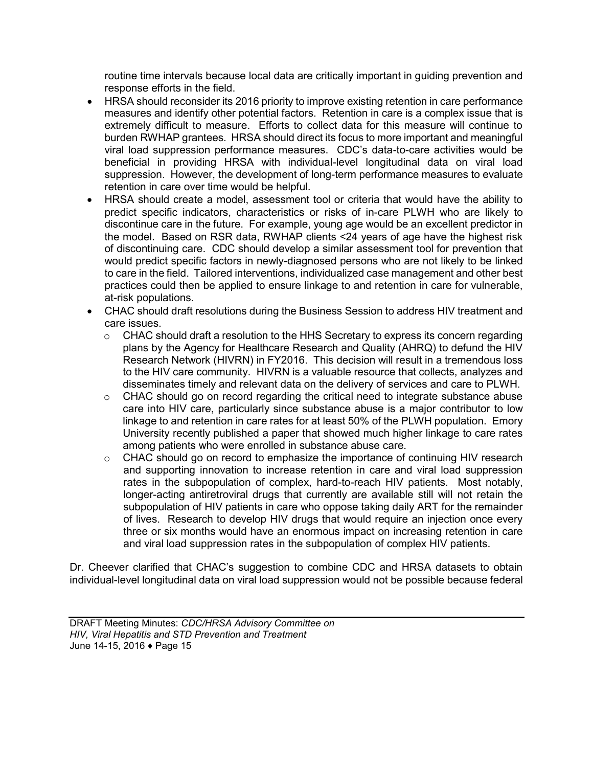routine time intervals because local data are critically important in guiding prevention and response efforts in the field.

- HRSA should reconsider its 2016 priority to improve existing retention in care performance measures and identify other potential factors. Retention in care is a complex issue that is extremely difficult to measure. Efforts to collect data for this measure will continue to burden RWHAP grantees. HRSA should direct its focus to more important and meaningful viral load suppression performance measures. CDC's data-to-care activities would be beneficial in providing HRSA with individual-level longitudinal data on viral load suppression. However, the development of long-term performance measures to evaluate retention in care over time would be helpful.
- HRSA should create a model, assessment tool or criteria that would have the ability to predict specific indicators, characteristics or risks of in-care PLWH who are likely to discontinue care in the future. For example, young age would be an excellent predictor in the model. Based on RSR data, RWHAP clients <24 years of age have the highest risk of discontinuing care. CDC should develop a similar assessment tool for prevention that would predict specific factors in newly-diagnosed persons who are not likely to be linked to care in the field. Tailored interventions, individualized case management and other best practices could then be applied to ensure linkage to and retention in care for vulnerable, at-risk populations.
- CHAC should draft resolutions during the Business Session to address HIV treatment and care issues.
    - CHAC should draft a resolution to the HHS Secretary to express its concern regarding plans by the Agency for Healthcare Research and Quality (AHRQ) to defund the HIV Research Network (HIVRN) in FY2016. This decision will result in a tremendous loss to the HIV care community. HIVRN is a valuable resource that collects, analyzes and disseminates timely and relevant data on the delivery of services and care to PLWH.
    - CHAC should go on record regarding the critical need to integrate substance abuse care into HIV care, particularly since substance abuse is a major contributor to low linkage to and retention in care rates for at least 50% of the PLWH population. Emory University recently published a paper that showed much higher linkage to care rates among patients who were enrolled in substance abuse care.
    - CHAC should go on record to emphasize the importance of continuing HIV research and supporting innovation to increase retention in care and viral load suppression rates in the subpopulation of complex, hard-to-reach HIV patients. Most notably, longer-acting antiretroviral drugs that currently are available still will not retain the subpopulation of HIV patients in care who oppose taking daily ART for the remainder of lives. Research to develop HIV drugs that would require an injection once every three or six months would have an enormous impact on increasing retention in care and viral load suppression rates in the subpopulation of complex HIV patients.

Dr. Cheever clarified that CHAC's suggestion to combine CDC and HRSA datasets to obtain individual-level longitudinal data on viral load suppression would not be possible because federal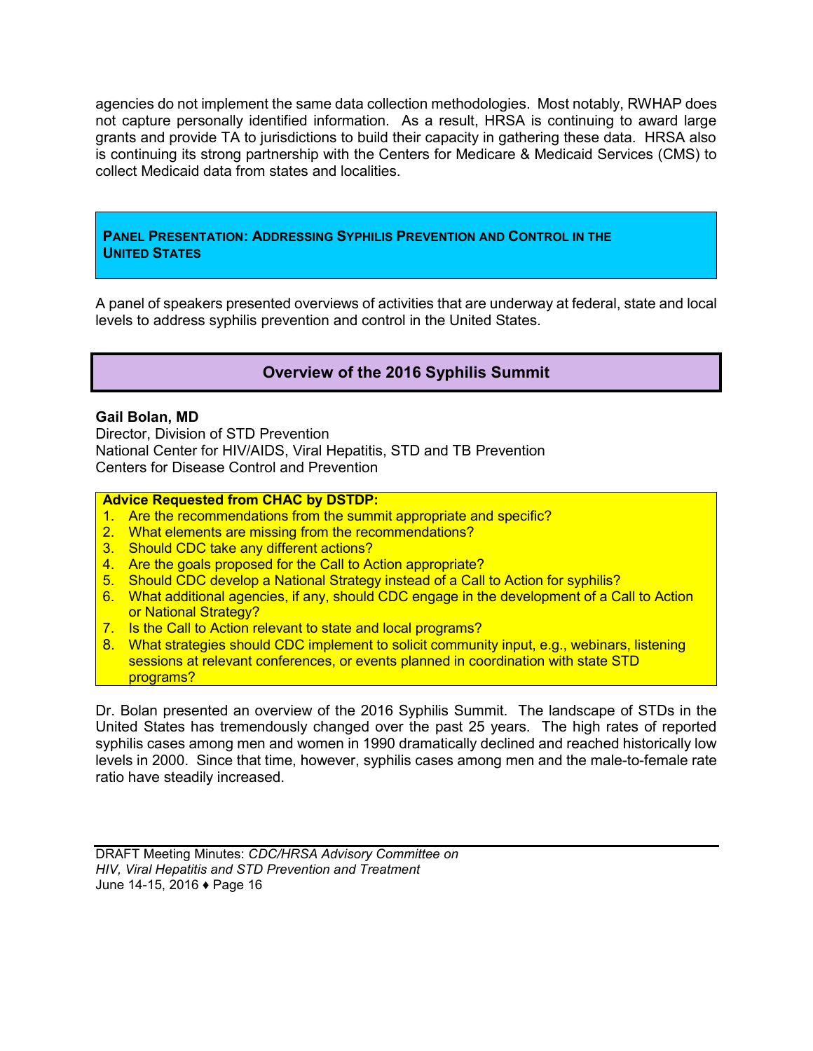agencies do not implement the same data collection methodologies. Most notably, RWHAP does not capture personally identified information. As a result, HRSA is continuing to award large grants and provide TA to jurisdictions to build their capacity in gathering these data. HRSA also is continuing its strong partnership with the Centers for Medicare & Medicaid Services (CMS) to collect Medicaid data from states and localities.

## Panel Presentation: Addressing Syphilis Prevention and Control in the United States

A panel of speakers presented overviews of activities that are underway at federal, state and local levels to address syphilis prevention and control in the United States.

### Overview of the 2016 Syphilis Summit

**Gail Bolan, MD**
Director, Division of STD Prevention
National Center for HIV/AIDS, Viral Hepatitis, STD and TB Prevention
Centers for Disease Control and Prevention

**Advice Requested from CHAC by DSTDP:**

1. Are the recommendations from the summit appropriate and specific?
2. What elements are missing from the recommendations?
3. Should CDC take any different actions?
4. Are the goals proposed for the Call to Action appropriate?
5. Should CDC develop a National Strategy instead of a Call to Action for syphilis?
6. What additional agencies, if any, should CDC engage in the development of a Call to Action or National Strategy?
7. Is the Call to Action relevant to state and local programs?
8. What strategies should CDC implement to solicit community input, e.g., webinars, listening sessions at relevant conferences, or events planned in coordination with state STD programs?

Dr. Bolan presented an overview of the 2016 Syphilis Summit. The landscape of STDs in the United States has tremendously changed over the past 25 years. The high rates of reported syphilis cases among men and women in 1990 dramatically declined and reached historically low levels in 2000. Since that time, however, syphilis cases among men and the male-to-female rate ratio have steadily increased.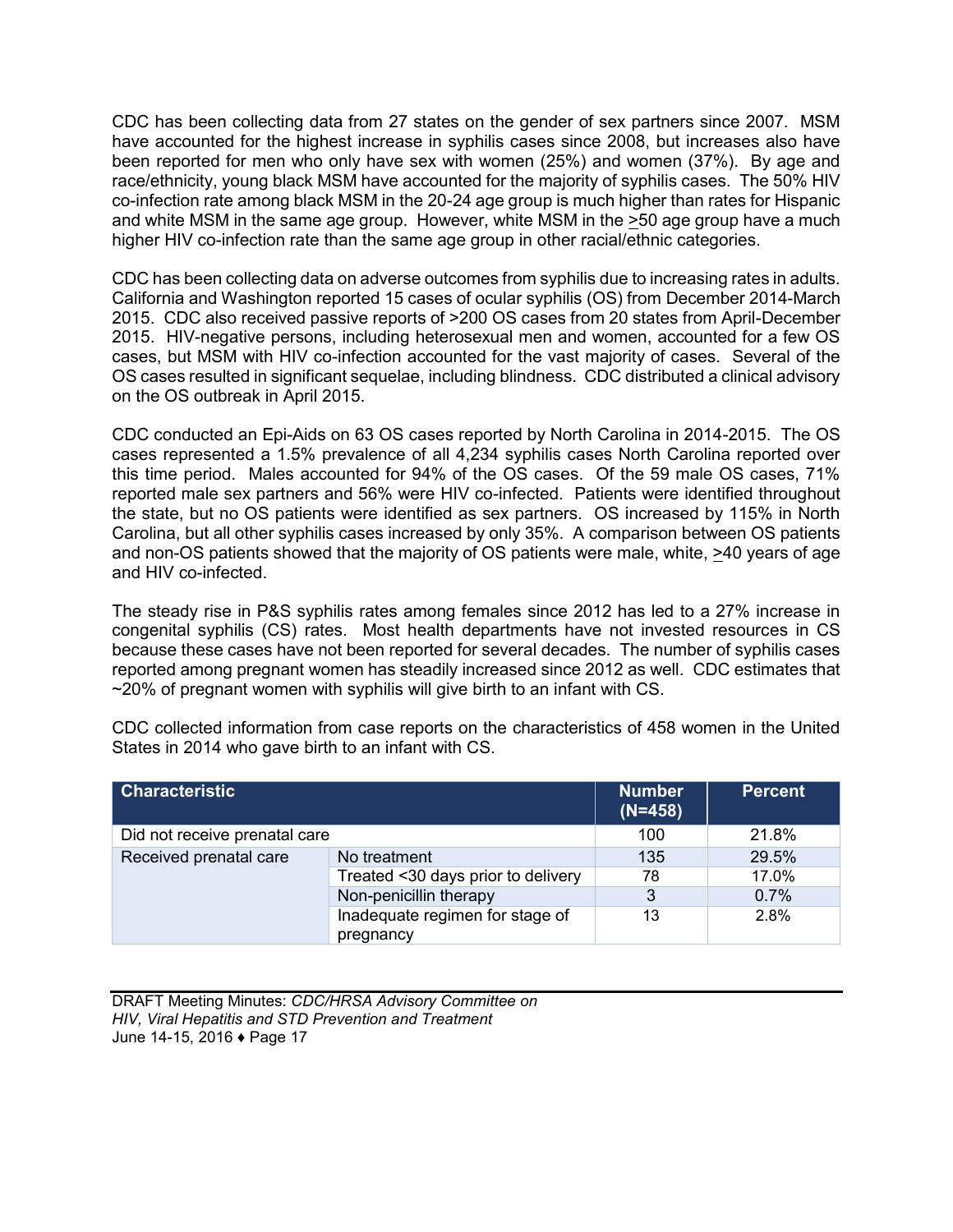CDC has been collecting data from 27 states on the gender of sex partners since 2007. MSM have accounted for the highest increase in syphilis cases since 2008, but increases also have been reported for men who only have sex with women (25%) and women (37%). By age and race/ethnicity, young black MSM have accounted for the majority of syphilis cases. The 50% HIV co-infection rate among black MSM in the 20-24 age group is much higher than rates for Hispanic and white MSM in the same age group. However, white MSM in the ≥50 age group have a much higher HIV co-infection rate than the same age group in other racial/ethnic categories.

CDC has been collecting data on adverse outcomes from syphilis due to increasing rates in adults. California and Washington reported 15 cases of ocular syphilis (OS) from December 2014-March 2015. CDC also received passive reports of >200 OS cases from 20 states from April-December 2015. HIV-negative persons, including heterosexual men and women, accounted for a few OS cases, but MSM with HIV co-infection accounted for the vast majority of cases. Several of the OS cases resulted in significant sequelae, including blindness. CDC distributed a clinical advisory on the OS outbreak in April 2015.

CDC conducted an Epi-Aids on 63 OS cases reported by North Carolina in 2014-2015. The OS cases represented a 1.5% prevalence of all 4,234 syphilis cases North Carolina reported over this time period. Males accounted for 94% of the OS cases. Of the 59 male OS cases, 71% reported male sex partners and 56% were HIV co-infected. Patients were identified throughout the state, but no OS patients were identified as sex partners. OS increased by 115% in North Carolina, but all other syphilis cases increased by only 35%. A comparison between OS patients and non-OS patients showed that the majority of OS patients were male, white, ≥40 years of age and HIV co-infected.

The steady rise in P&S syphilis rates among females since 2012 has led to a 27% increase in congenital syphilis (CS) rates. Most health departments have not invested resources in CS because these cases have not been reported for several decades. The number of syphilis cases reported among pregnant women has steadily increased since 2012 as well. CDC estimates that ~20% of pregnant women with syphilis will give birth to an infant with CS.

CDC collected information from case reports on the characteristics of 458 women in the United States in 2014 who gave birth to an infant with CS.

| Characteristic | | Number (N=458) | Percent |
|---|---|---|---|
| Did not receive prenatal care | | 100 | 21.8% |
| Received prenatal care | No treatment | 135 | 29.5% |
| | Treated <30 days prior to delivery | 78 | 17.0% |
| | Non-penicillin therapy | 3 | 0.7% |
| | Inadequate regimen for stage of pregnancy | 13 | 2.8% |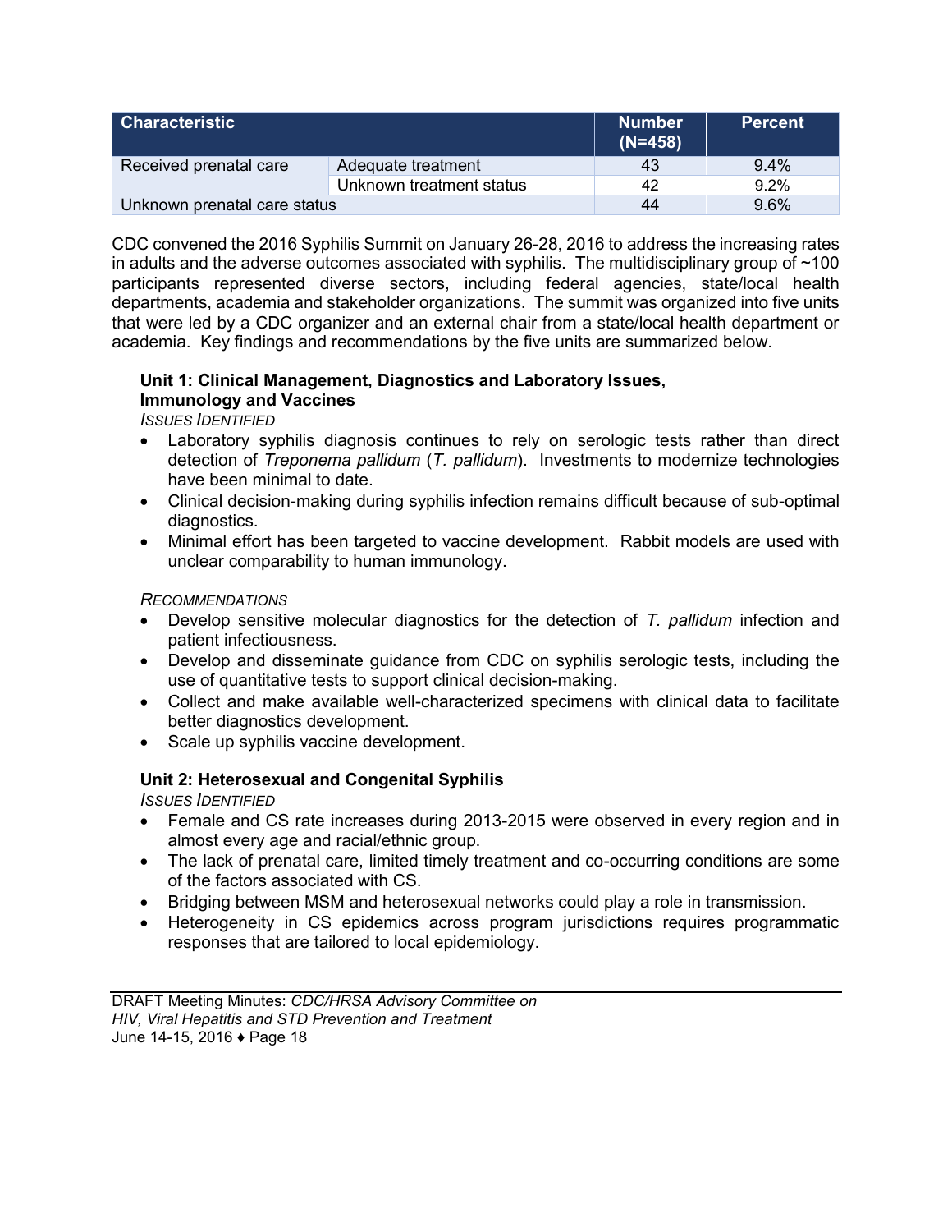| Characteristic | | Number (N=458) | Percent |
|---|---|---|---|
| Received prenatal care | Adequate treatment | 43 | 9.4% |
| | Unknown treatment status | 42 | 9.2% |
| Unknown prenatal care status | | 44 | 9.6% |

CDC convened the 2016 Syphilis Summit on January 26-28, 2016 to address the increasing rates in adults and the adverse outcomes associated with syphilis. The multidisciplinary group of ~100 participants represented diverse sectors, including federal agencies, state/local health departments, academia and stakeholder organizations. The summit was organized into five units that were led by a CDC organizer and an external chair from a state/local health department or academia. Key findings and recommendations by the five units are summarized below.

**Unit 1: Clinical Management, Diagnostics and Laboratory Issues, Immunology and Vaccines**

*ISSUES IDENTIFIED*

- Laboratory syphilis diagnosis continues to rely on serologic tests rather than direct detection of *Treponema pallidum* (*T. pallidum*). Investments to modernize technologies have been minimal to date.
- Clinical decision-making during syphilis infection remains difficult because of sub-optimal diagnostics.
- Minimal effort has been targeted to vaccine development. Rabbit models are used with unclear comparability to human immunology.

*RECOMMENDATIONS*

- Develop sensitive molecular diagnostics for the detection of *T. pallidum* infection and patient infectiousness.
- Develop and disseminate guidance from CDC on syphilis serologic tests, including the use of quantitative tests to support clinical decision-making.
- Collect and make available well-characterized specimens with clinical data to facilitate better diagnostics development.
- Scale up syphilis vaccine development.

**Unit 2: Heterosexual and Congenital Syphilis**

*ISSUES IDENTIFIED*

- Female and CS rate increases during 2013-2015 were observed in every region and in almost every age and racial/ethnic group.
- The lack of prenatal care, limited timely treatment and co-occurring conditions are some of the factors associated with CS.
- Bridging between MSM and heterosexual networks could play a role in transmission.
- Heterogeneity in CS epidemics across program jurisdictions requires programmatic responses that are tailored to local epidemiology.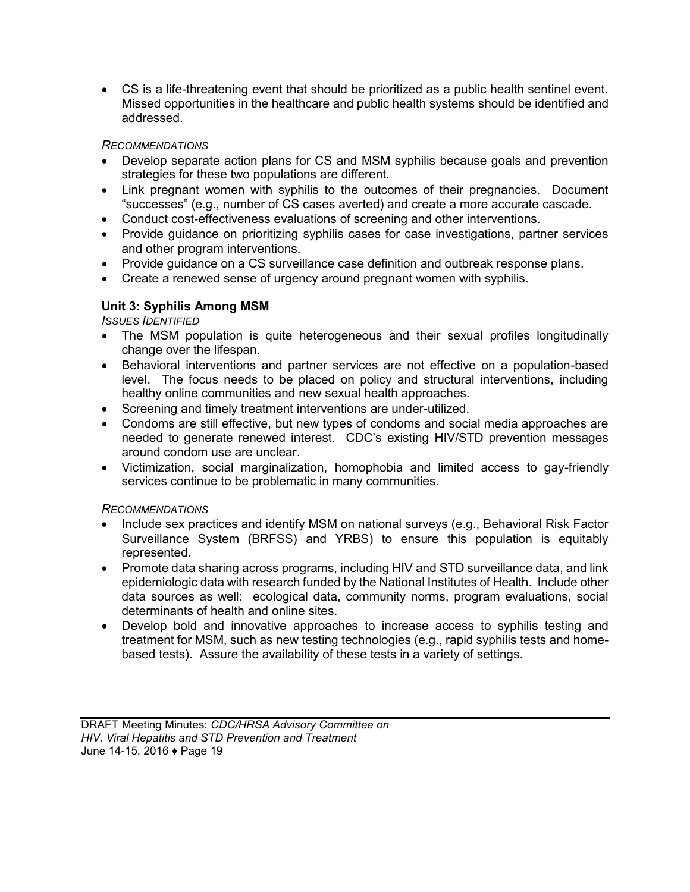- CS is a life-threatening event that should be prioritized as a public health sentinel event. Missed opportunities in the healthcare and public health systems should be identified and addressed.

*RECOMMENDATIONS*

- Develop separate action plans for CS and MSM syphilis because goals and prevention strategies for these two populations are different.
- Link pregnant women with syphilis to the outcomes of their pregnancies. Document "successes" (e.g., number of CS cases averted) and create a more accurate cascade.
- Conduct cost-effectiveness evaluations of screening and other interventions.
- Provide guidance on prioritizing syphilis cases for case investigations, partner services and other program interventions.
- Provide guidance on a CS surveillance case definition and outbreak response plans.
- Create a renewed sense of urgency around pregnant women with syphilis.

**Unit 3: Syphilis Among MSM**

*ISSUES IDENTIFIED*

- The MSM population is quite heterogeneous and their sexual profiles longitudinally change over the lifespan.
- Behavioral interventions and partner services are not effective on a population-based level. The focus needs to be placed on policy and structural interventions, including healthy online communities and new sexual health approaches.
- Screening and timely treatment interventions are under-utilized.
- Condoms are still effective, but new types of condoms and social media approaches are needed to generate renewed interest. CDC's existing HIV/STD prevention messages around condom use are unclear.
- Victimization, social marginalization, homophobia and limited access to gay-friendly services continue to be problematic in many communities.

*RECOMMENDATIONS*

- Include sex practices and identify MSM on national surveys (e.g., Behavioral Risk Factor Surveillance System (BRFSS) and YRBS) to ensure this population is equitably represented.
- Promote data sharing across programs, including HIV and STD surveillance data, and link epidemiologic data with research funded by the National Institutes of Health. Include other data sources as well: ecological data, community norms, program evaluations, social determinants of health and online sites.
- Develop bold and innovative approaches to increase access to syphilis testing and treatment for MSM, such as new testing technologies (e.g., rapid syphilis tests and home-based tests). Assure the availability of these tests in a variety of settings.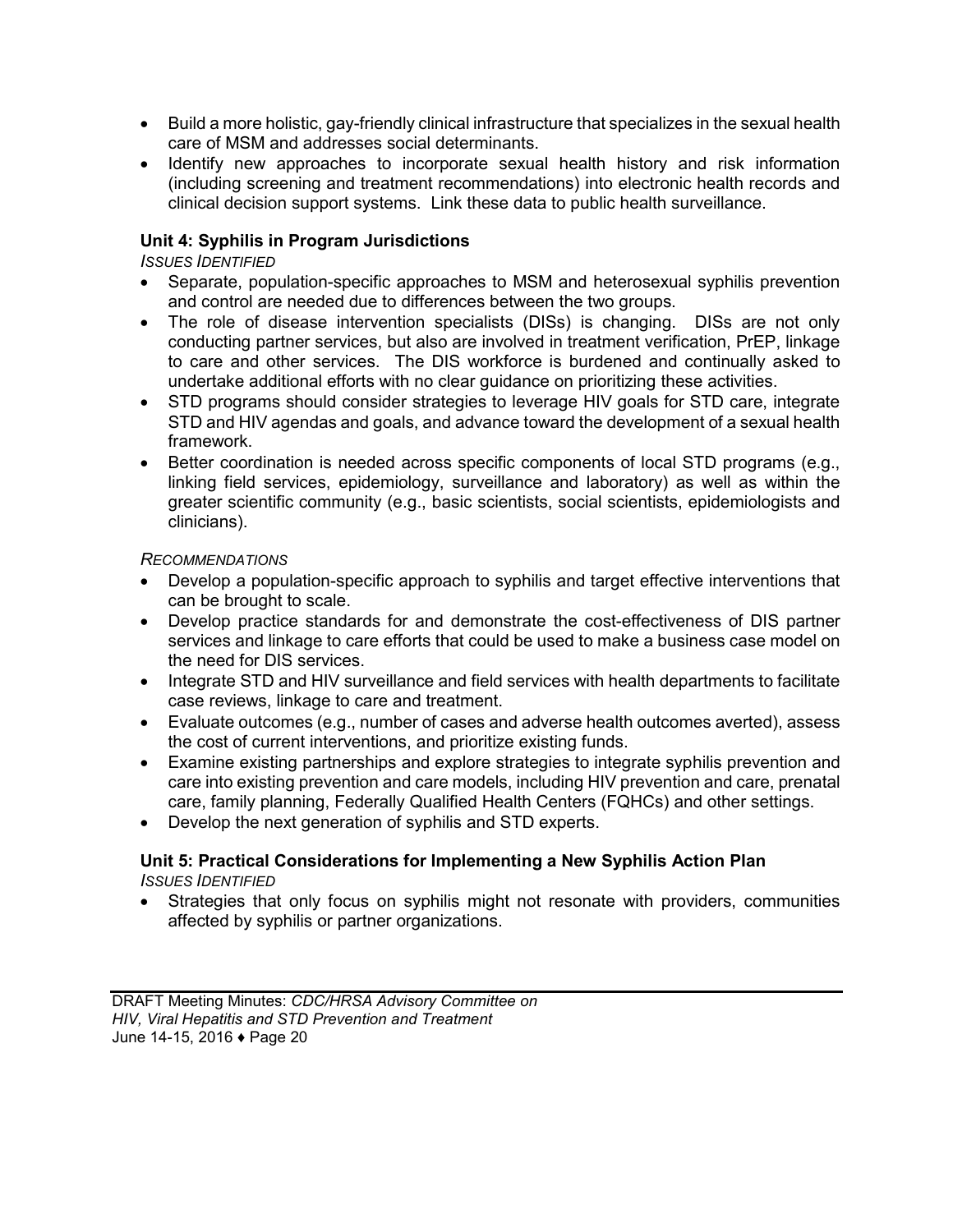- Build a more holistic, gay-friendly clinical infrastructure that specializes in the sexual health care of MSM and addresses social determinants.
- Identify new approaches to incorporate sexual health history and risk information (including screening and treatment recommendations) into electronic health records and clinical decision support systems. Link these data to public health surveillance.

### Unit 4: Syphilis in Program Jurisdictions

*ISSUES IDENTIFIED*

- Separate, population-specific approaches to MSM and heterosexual syphilis prevention and control are needed due to differences between the two groups.
- The role of disease intervention specialists (DISs) is changing. DISs are not only conducting partner services, but also are involved in treatment verification, PrEP, linkage to care and other services. The DIS workforce is burdened and continually asked to undertake additional efforts with no clear guidance on prioritizing these activities.
- STD programs should consider strategies to leverage HIV goals for STD care, integrate STD and HIV agendas and goals, and advance toward the development of a sexual health framework.
- Better coordination is needed across specific components of local STD programs (e.g., linking field services, epidemiology, surveillance and laboratory) as well as within the greater scientific community (e.g., basic scientists, social scientists, epidemiologists and clinicians).

*RECOMMENDATIONS*

- Develop a population-specific approach to syphilis and target effective interventions that can be brought to scale.
- Develop practice standards for and demonstrate the cost-effectiveness of DIS partner services and linkage to care efforts that could be used to make a business case model on the need for DIS services.
- Integrate STD and HIV surveillance and field services with health departments to facilitate case reviews, linkage to care and treatment.
- Evaluate outcomes (e.g., number of cases and adverse health outcomes averted), assess the cost of current interventions, and prioritize existing funds.
- Examine existing partnerships and explore strategies to integrate syphilis prevention and care into existing prevention and care models, including HIV prevention and care, prenatal care, family planning, Federally Qualified Health Centers (FQHCs) and other settings.
- Develop the next generation of syphilis and STD experts.

### Unit 5: Practical Considerations for Implementing a New Syphilis Action Plan

*ISSUES IDENTIFIED*

- Strategies that only focus on syphilis might not resonate with providers, communities affected by syphilis or partner organizations.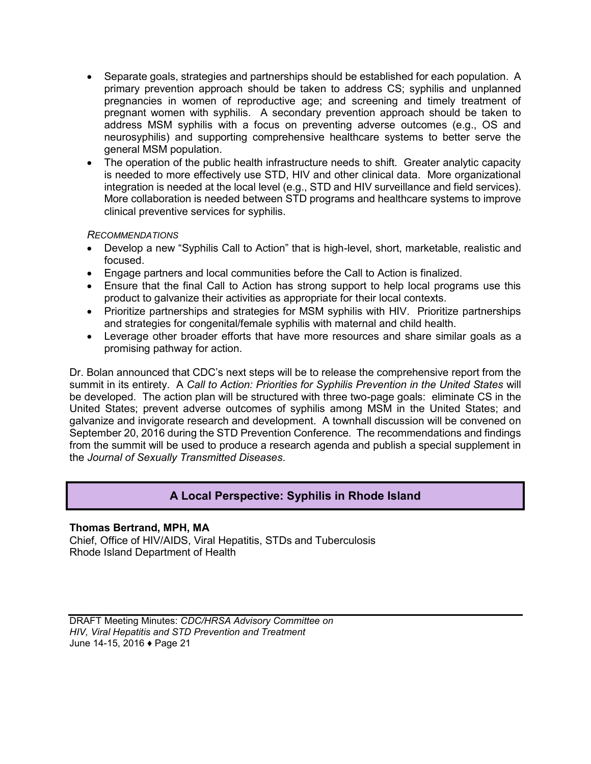- Separate goals, strategies and partnerships should be established for each population. A primary prevention approach should be taken to address CS; syphilis and unplanned pregnancies in women of reproductive age; and screening and timely treatment of pregnant women with syphilis. A secondary prevention approach should be taken to address MSM syphilis with a focus on preventing adverse outcomes (e.g., OS and neurosyphilis) and supporting comprehensive healthcare systems to better serve the general MSM population.
- The operation of the public health infrastructure needs to shift. Greater analytic capacity is needed to more effectively use STD, HIV and other clinical data. More organizational integration is needed at the local level (e.g., STD and HIV surveillance and field services). More collaboration is needed between STD programs and healthcare systems to improve clinical preventive services for syphilis.

*RECOMMENDATIONS*

- Develop a new "Syphilis Call to Action" that is high-level, short, marketable, realistic and focused.
- Engage partners and local communities before the Call to Action is finalized.
- Ensure that the final Call to Action has strong support to help local programs use this product to galvanize their activities as appropriate for their local contexts.
- Prioritize partnerships and strategies for MSM syphilis with HIV. Prioritize partnerships and strategies for congenital/female syphilis with maternal and child health.
- Leverage other broader efforts that have more resources and share similar goals as a promising pathway for action.

Dr. Bolan announced that CDC's next steps will be to release the comprehensive report from the summit in its entirety. A *Call to Action: Priorities for Syphilis Prevention in the United States* will be developed. The action plan will be structured with three two-page goals: eliminate CS in the United States; prevent adverse outcomes of syphilis among MSM in the United States; and galvanize and invigorate research and development. A townhall discussion will be convened on September 20, 2016 during the STD Prevention Conference. The recommendations and findings from the summit will be used to produce a research agenda and publish a special supplement in the *Journal of Sexually Transmitted Diseases*.

## A Local Perspective: Syphilis in Rhode Island

**Thomas Bertrand, MPH, MA**
Chief, Office of HIV/AIDS, Viral Hepatitis, STDs and Tuberculosis
Rhode Island Department of Health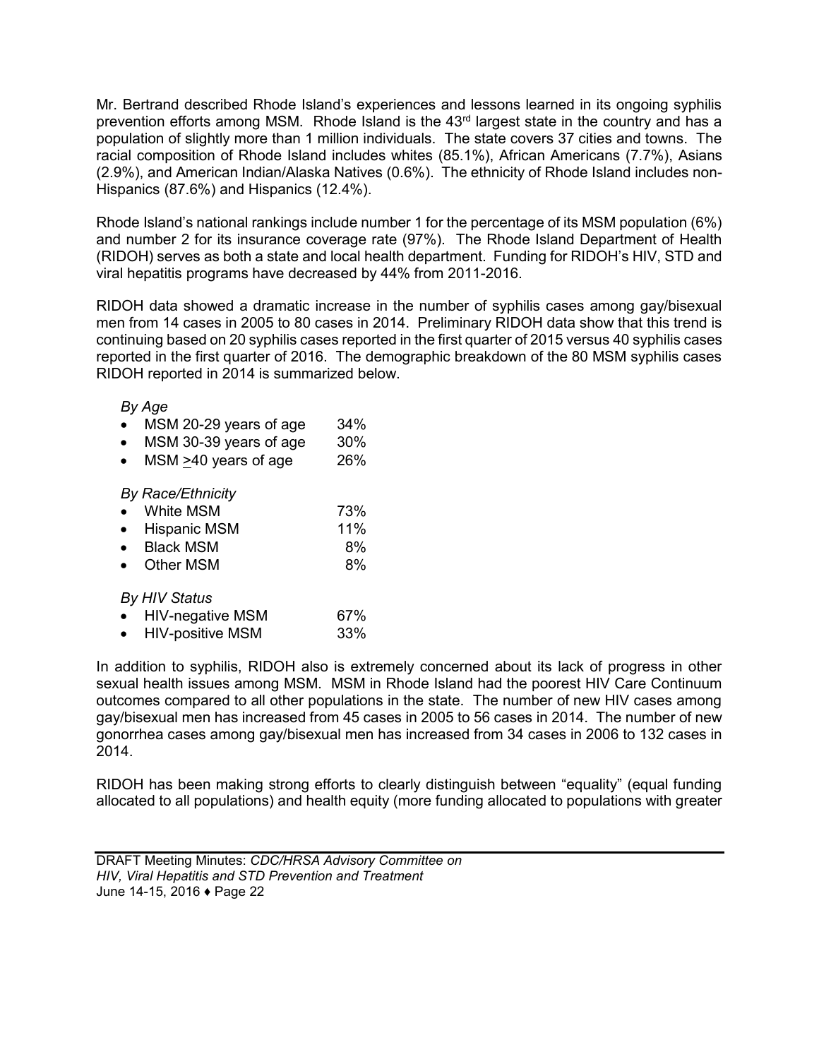Mr. Bertrand described Rhode Island's experiences and lessons learned in its ongoing syphilis prevention efforts among MSM. Rhode Island is the 43rd largest state in the country and has a population of slightly more than 1 million individuals. The state covers 37 cities and towns. The racial composition of Rhode Island includes whites (85.1%), African Americans (7.7%), Asians (2.9%), and American Indian/Alaska Natives (0.6%). The ethnicity of Rhode Island includes non-Hispanics (87.6%) and Hispanics (12.4%).

Rhode Island's national rankings include number 1 for the percentage of its MSM population (6%) and number 2 for its insurance coverage rate (97%). The Rhode Island Department of Health (RIDOH) serves as both a state and local health department. Funding for RIDOH's HIV, STD and viral hepatitis programs have decreased by 44% from 2011-2016.

RIDOH data showed a dramatic increase in the number of syphilis cases among gay/bisexual men from 14 cases in 2005 to 80 cases in 2014. Preliminary RIDOH data show that this trend is continuing based on 20 syphilis cases reported in the first quarter of 2015 versus 40 syphilis cases reported in the first quarter of 2016. The demographic breakdown of the 80 MSM syphilis cases RIDOH reported in 2014 is summarized below.

*By Age*

- MSM 20-29 years of age 34%
- MSM 30-39 years of age 30%
- MSM ≥40 years of age 26%

*By Race/Ethnicity*

- White MSM 73%
- Hispanic MSM 11%
- Black MSM 8%
- Other MSM 8%

*By HIV Status*

- HIV-negative MSM 67%
- HIV-positive MSM 33%

In addition to syphilis, RIDOH also is extremely concerned about its lack of progress in other sexual health issues among MSM. MSM in Rhode Island had the poorest HIV Care Continuum outcomes compared to all other populations in the state. The number of new HIV cases among gay/bisexual men has increased from 45 cases in 2005 to 56 cases in 2014. The number of new gonorrhea cases among gay/bisexual men has increased from 34 cases in 2006 to 132 cases in 2014.

RIDOH has been making strong efforts to clearly distinguish between "equality" (equal funding allocated to all populations) and health equity (more funding allocated to populations with greater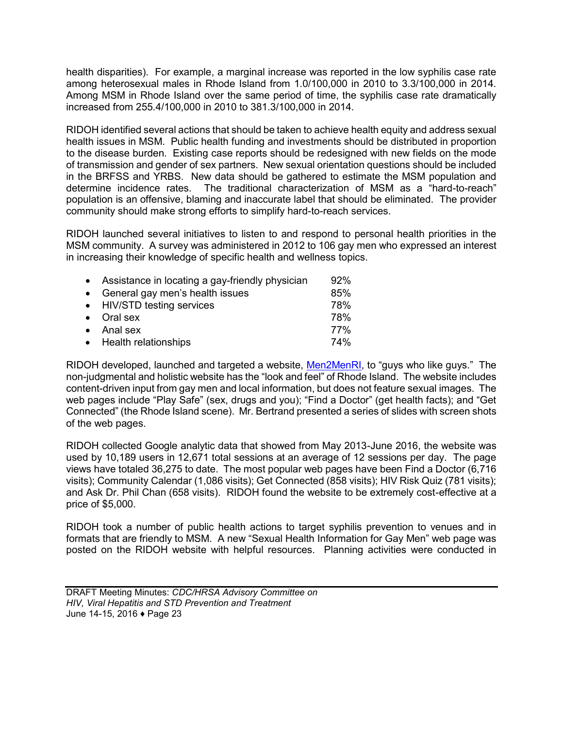health disparities). For example, a marginal increase was reported in the low syphilis case rate among heterosexual males in Rhode Island from 1.0/100,000 in 2010 to 3.3/100,000 in 2014. Among MSM in Rhode Island over the same period of time, the syphilis case rate dramatically increased from 255.4/100,000 in 2010 to 381.3/100,000 in 2014.

RIDOH identified several actions that should be taken to achieve health equity and address sexual health issues in MSM. Public health funding and investments should be distributed in proportion to the disease burden. Existing case reports should be redesigned with new fields on the mode of transmission and gender of sex partners. New sexual orientation questions should be included in the BRFSS and YRBS. New data should be gathered to estimate the MSM population and determine incidence rates. The traditional characterization of MSM as a "hard-to-reach" population is an offensive, blaming and inaccurate label that should be eliminated. The provider community should make strong efforts to simplify hard-to-reach services.

RIDOH launched several initiatives to listen to and respond to personal health priorities in the MSM community. A survey was administered in 2012 to 106 gay men who expressed an interest in increasing their knowledge of specific health and wellness topics.

- Assistance in locating a gay-friendly physician 92%
- General gay men's health issues 85%
- HIV/STD testing services 78%
- Oral sex 78%
- Anal sex 77%
- Health relationships 74%

RIDOH developed, launched and targeted a website, Men2MenRI, to "guys who like guys." The non-judgmental and holistic website has the "look and feel" of Rhode Island. The website includes content-driven input from gay men and local information, but does not feature sexual images. The web pages include "Play Safe" (sex, drugs and you); "Find a Doctor" (get health facts); and "Get Connected" (the Rhode Island scene). Mr. Bertrand presented a series of slides with screen shots of the web pages.

RIDOH collected Google analytic data that showed from May 2013-June 2016, the website was used by 10,189 users in 12,671 total sessions at an average of 12 sessions per day. The page views have totaled 36,275 to date. The most popular web pages have been Find a Doctor (6,716 visits); Community Calendar (1,086 visits); Get Connected (858 visits); HIV Risk Quiz (781 visits); and Ask Dr. Phil Chan (658 visits). RIDOH found the website to be extremely cost-effective at a price of $5,000.

RIDOH took a number of public health actions to target syphilis prevention to venues and in formats that are friendly to MSM. A new "Sexual Health Information for Gay Men" web page was posted on the RIDOH website with helpful resources. Planning activities were conducted in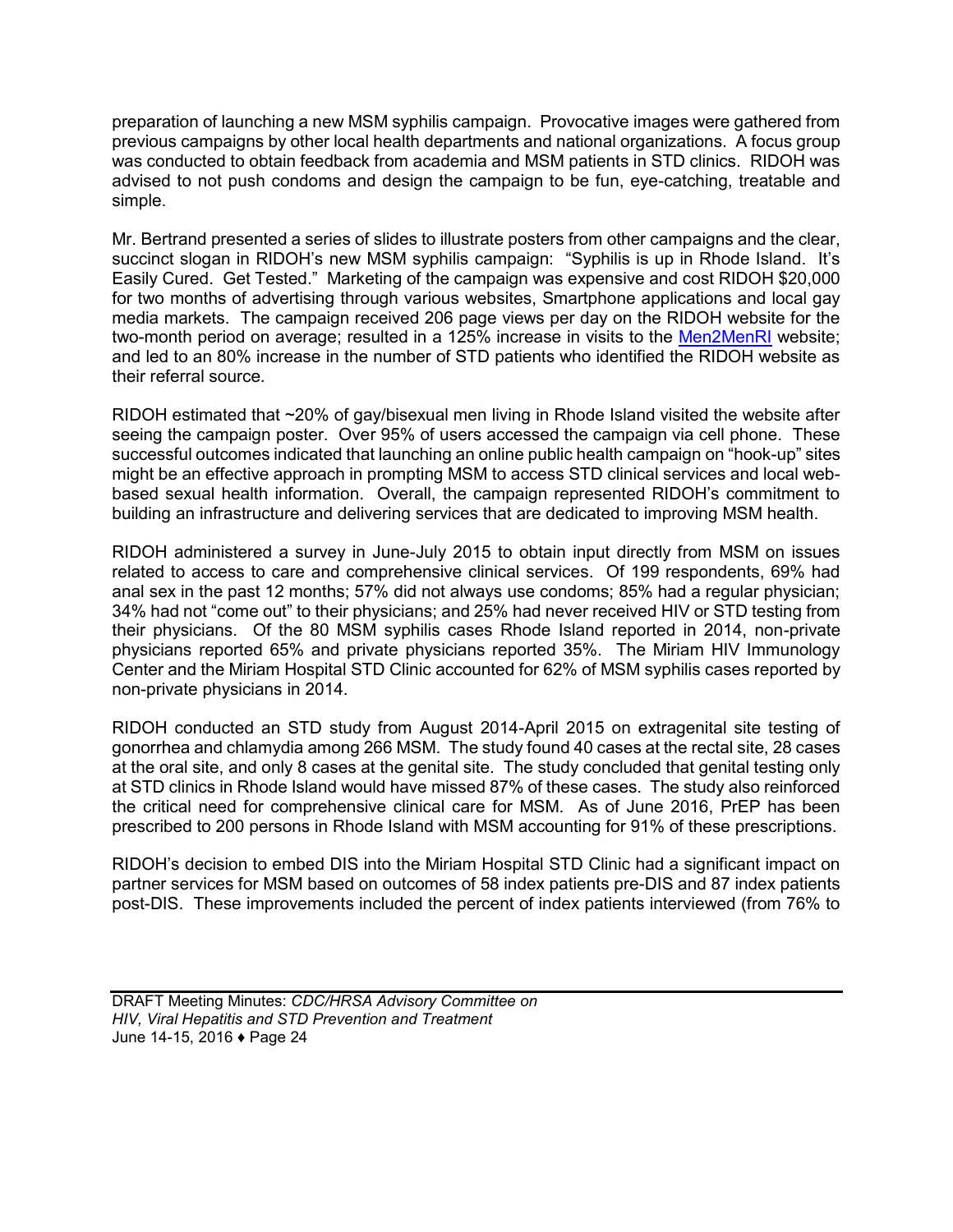preparation of launching a new MSM syphilis campaign. Provocative images were gathered from previous campaigns by other local health departments and national organizations. A focus group was conducted to obtain feedback from academia and MSM patients in STD clinics. RIDOH was advised to not push condoms and design the campaign to be fun, eye-catching, treatable and simple.

Mr. Bertrand presented a series of slides to illustrate posters from other campaigns and the clear, succinct slogan in RIDOH's new MSM syphilis campaign: "Syphilis is up in Rhode Island. It's Easily Cured. Get Tested." Marketing of the campaign was expensive and cost RIDOH $20,000 for two months of advertising through various websites, Smartphone applications and local gay media markets. The campaign received 206 page views per day on the RIDOH website for the two-month period on average; resulted in a 125% increase in visits to the Men2MenRI website; and led to an 80% increase in the number of STD patients who identified the RIDOH website as their referral source.

RIDOH estimated that ~20% of gay/bisexual men living in Rhode Island visited the website after seeing the campaign poster. Over 95% of users accessed the campaign via cell phone. These successful outcomes indicated that launching an online public health campaign on "hook-up" sites might be an effective approach in prompting MSM to access STD clinical services and local web-based sexual health information. Overall, the campaign represented RIDOH's commitment to building an infrastructure and delivering services that are dedicated to improving MSM health.

RIDOH administered a survey in June-July 2015 to obtain input directly from MSM on issues related to access to care and comprehensive clinical services. Of 199 respondents, 69% had anal sex in the past 12 months; 57% did not always use condoms; 85% had a regular physician; 34% had not "come out" to their physicians; and 25% had never received HIV or STD testing from their physicians. Of the 80 MSM syphilis cases Rhode Island reported in 2014, non-private physicians reported 65% and private physicians reported 35%. The Miriam HIV Immunology Center and the Miriam Hospital STD Clinic accounted for 62% of MSM syphilis cases reported by non-private physicians in 2014.

RIDOH conducted an STD study from August 2014-April 2015 on extragenital site testing of gonorrhea and chlamydia among 266 MSM. The study found 40 cases at the rectal site, 28 cases at the oral site, and only 8 cases at the genital site. The study concluded that genital testing only at STD clinics in Rhode Island would have missed 87% of these cases. The study also reinforced the critical need for comprehensive clinical care for MSM. As of June 2016, PrEP has been prescribed to 200 persons in Rhode Island with MSM accounting for 91% of these prescriptions.

RIDOH's decision to embed DIS into the Miriam Hospital STD Clinic had a significant impact on partner services for MSM based on outcomes of 58 index patients pre-DIS and 87 index patients post-DIS. These improvements included the percent of index patients interviewed (from 76% to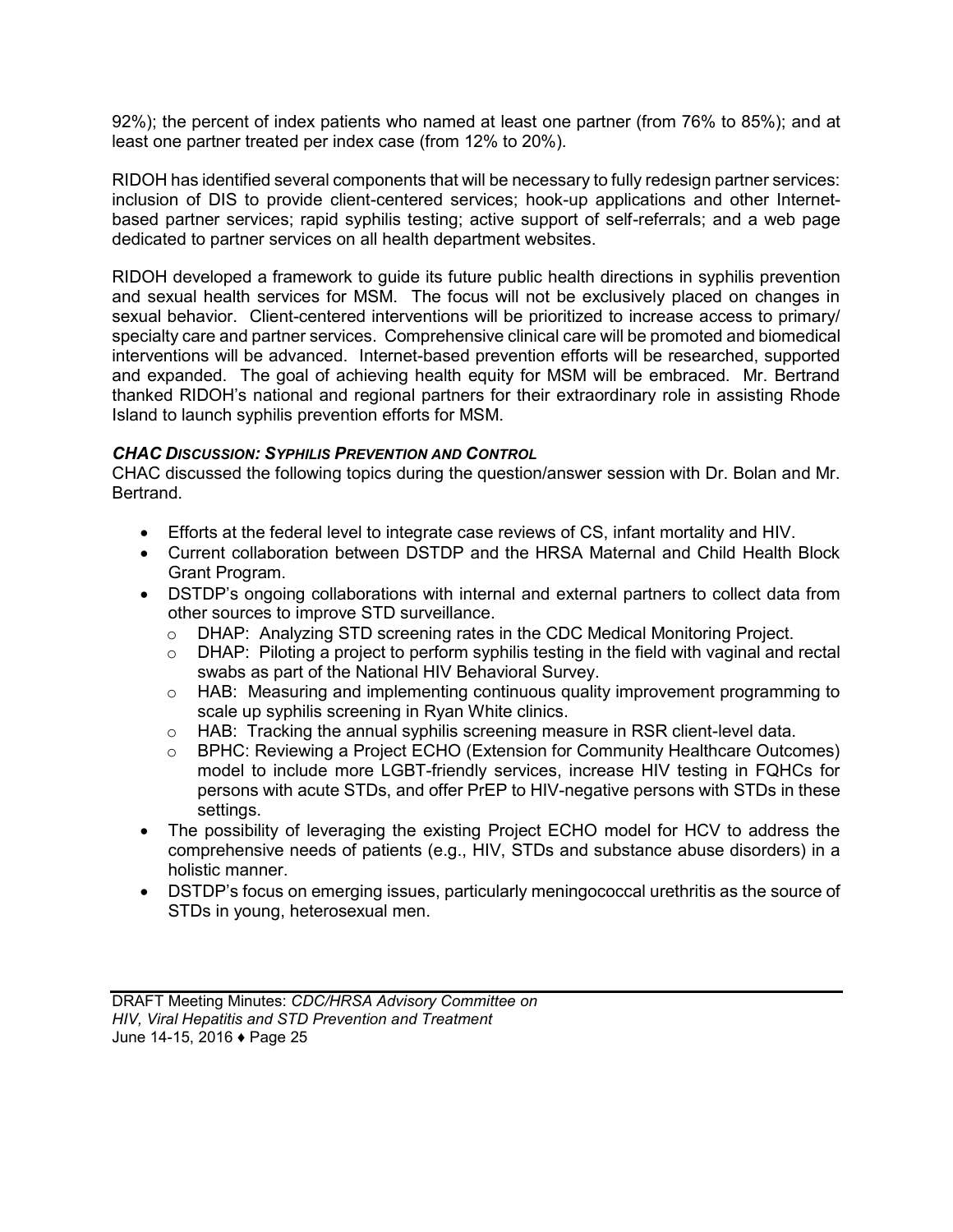92%); the percent of index patients who named at least one partner (from 76% to 85%); and at least one partner treated per index case (from 12% to 20%).

RIDOH has identified several components that will be necessary to fully redesign partner services: inclusion of DIS to provide client-centered services; hook-up applications and other Internet-based partner services; rapid syphilis testing; active support of self-referrals; and a web page dedicated to partner services on all health department websites.

RIDOH developed a framework to guide its future public health directions in syphilis prevention and sexual health services for MSM. The focus will not be exclusively placed on changes in sexual behavior. Client-centered interventions will be prioritized to increase access to primary/ specialty care and partner services. Comprehensive clinical care will be promoted and biomedical interventions will be advanced. Internet-based prevention efforts will be researched, supported and expanded. The goal of achieving health equity for MSM will be embraced. Mr. Bertrand thanked RIDOH's national and regional partners for their extraordinary role in assisting Rhode Island to launch syphilis prevention efforts for MSM.

***CHAC Discussion: Syphilis Prevention and Control***

CHAC discussed the following topics during the question/answer session with Dr. Bolan and Mr. Bertrand.

- Efforts at the federal level to integrate case reviews of CS, infant mortality and HIV.
- Current collaboration between DSTDP and the HRSA Maternal and Child Health Block Grant Program.
- DSTDP's ongoing collaborations with internal and external partners to collect data from other sources to improve STD surveillance.
  - DHAP: Analyzing STD screening rates in the CDC Medical Monitoring Project.
  - DHAP: Piloting a project to perform syphilis testing in the field with vaginal and rectal swabs as part of the National HIV Behavioral Survey.
  - HAB: Measuring and implementing continuous quality improvement programming to scale up syphilis screening in Ryan White clinics.
  - HAB: Tracking the annual syphilis screening measure in RSR client-level data.
  - BPHC: Reviewing a Project ECHO (Extension for Community Healthcare Outcomes) model to include more LGBT-friendly services, increase HIV testing in FQHCs for persons with acute STDs, and offer PrEP to HIV-negative persons with STDs in these settings.
- The possibility of leveraging the existing Project ECHO model for HCV to address the comprehensive needs of patients (e.g., HIV, STDs and substance abuse disorders) in a holistic manner.
- DSTDP's focus on emerging issues, particularly meningococcal urethritis as the source of STDs in young, heterosexual men.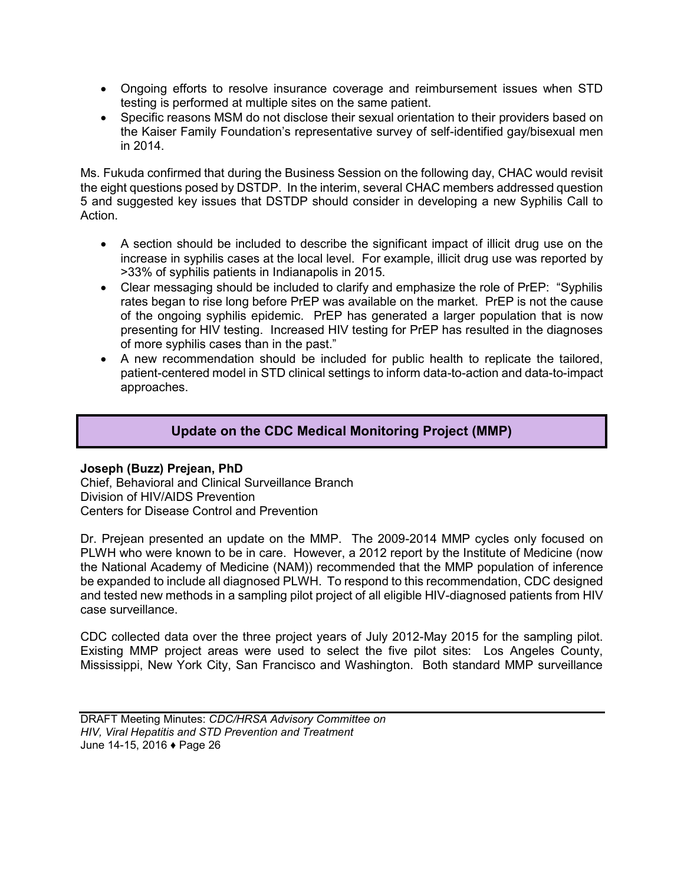- Ongoing efforts to resolve insurance coverage and reimbursement issues when STD testing is performed at multiple sites on the same patient.
- Specific reasons MSM do not disclose their sexual orientation to their providers based on the Kaiser Family Foundation's representative survey of self-identified gay/bisexual men in 2014.

Ms. Fukuda confirmed that during the Business Session on the following day, CHAC would revisit the eight questions posed by DSTDP. In the interim, several CHAC members addressed question 5 and suggested key issues that DSTDP should consider in developing a new Syphilis Call to Action.

- A section should be included to describe the significant impact of illicit drug use on the increase in syphilis cases at the local level. For example, illicit drug use was reported by >33% of syphilis patients in Indianapolis in 2015.
- Clear messaging should be included to clarify and emphasize the role of PrEP: "Syphilis rates began to rise long before PrEP was available on the market. PrEP is not the cause of the ongoing syphilis epidemic. PrEP has generated a larger population that is now presenting for HIV testing. Increased HIV testing for PrEP has resulted in the diagnoses of more syphilis cases than in the past."
- A new recommendation should be included for public health to replicate the tailored, patient-centered model in STD clinical settings to inform data-to-action and data-to-impact approaches.

## Update on the CDC Medical Monitoring Project (MMP)

**Joseph (Buzz) Prejean, PhD**
Chief, Behavioral and Clinical Surveillance Branch
Division of HIV/AIDS Prevention
Centers for Disease Control and Prevention

Dr. Prejean presented an update on the MMP. The 2009-2014 MMP cycles only focused on PLWH who were known to be in care. However, a 2012 report by the Institute of Medicine (now the National Academy of Medicine (NAM)) recommended that the MMP population of inference be expanded to include all diagnosed PLWH. To respond to this recommendation, CDC designed and tested new methods in a sampling pilot project of all eligible HIV-diagnosed patients from HIV case surveillance.

CDC collected data over the three project years of July 2012-May 2015 for the sampling pilot. Existing MMP project areas were used to select the five pilot sites: Los Angeles County, Mississippi, New York City, San Francisco and Washington. Both standard MMP surveillance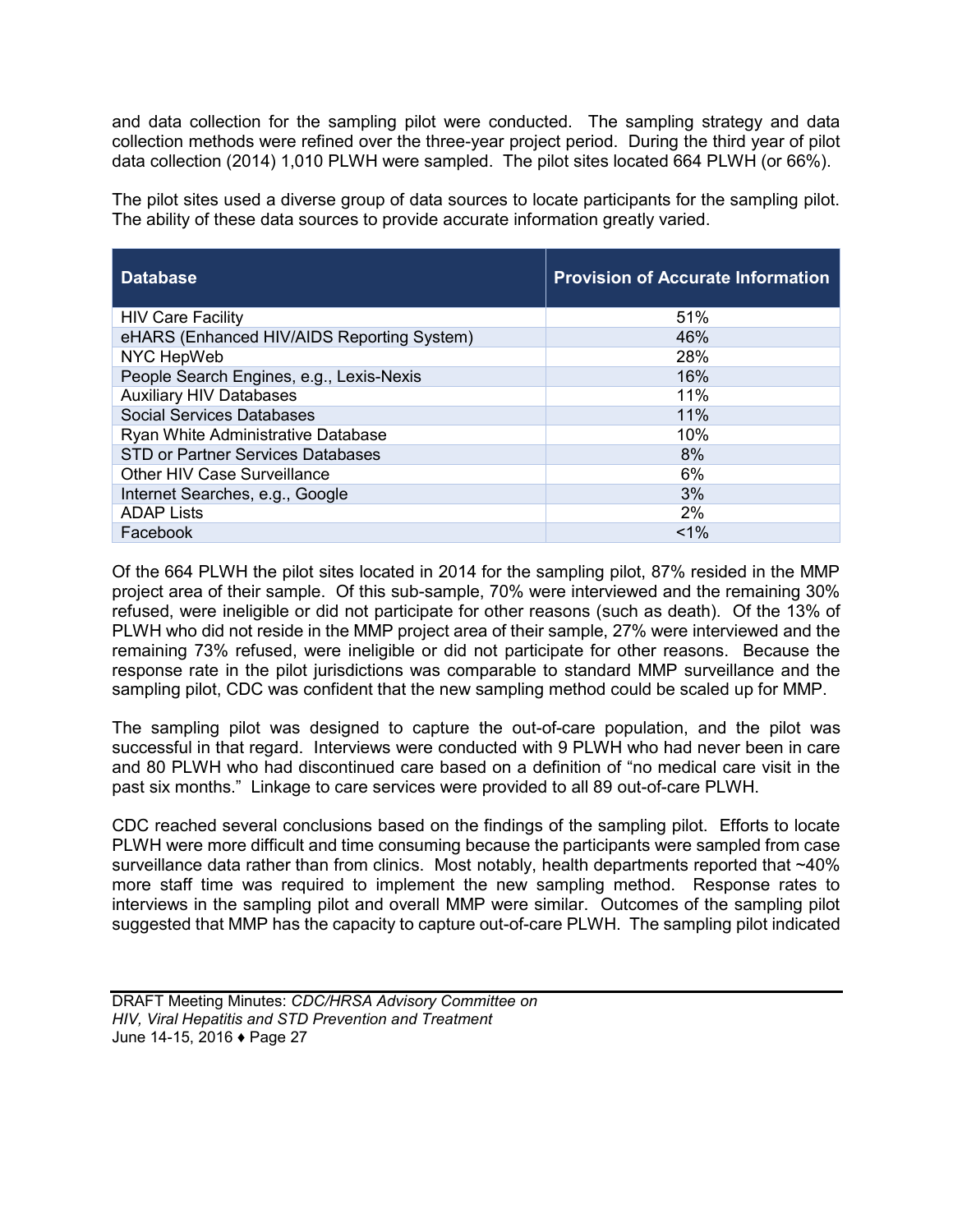and data collection for the sampling pilot were conducted. The sampling strategy and data collection methods were refined over the three-year project period. During the third year of pilot data collection (2014) 1,010 PLWH were sampled. The pilot sites located 664 PLWH (or 66%).

The pilot sites used a diverse group of data sources to locate participants for the sampling pilot. The ability of these data sources to provide accurate information greatly varied.

| Database | Provision of Accurate Information |
|---|---|
| HIV Care Facility | 51% |
| eHARS (Enhanced HIV/AIDS Reporting System) | 46% |
| NYC HepWeb | 28% |
| People Search Engines, e.g., Lexis-Nexis | 16% |
| Auxiliary HIV Databases | 11% |
| Social Services Databases | 11% |
| Ryan White Administrative Database | 10% |
| STD or Partner Services Databases | 8% |
| Other HIV Case Surveillance | 6% |
| Internet Searches, e.g., Google | 3% |
| ADAP Lists | 2% |
| Facebook | <1% |

Of the 664 PLWH the pilot sites located in 2014 for the sampling pilot, 87% resided in the MMP project area of their sample. Of this sub-sample, 70% were interviewed and the remaining 30% refused, were ineligible or did not participate for other reasons (such as death). Of the 13% of PLWH who did not reside in the MMP project area of their sample, 27% were interviewed and the remaining 73% refused, were ineligible or did not participate for other reasons. Because the response rate in the pilot jurisdictions was comparable to standard MMP surveillance and the sampling pilot, CDC was confident that the new sampling method could be scaled up for MMP.

The sampling pilot was designed to capture the out-of-care population, and the pilot was successful in that regard. Interviews were conducted with 9 PLWH who had never been in care and 80 PLWH who had discontinued care based on a definition of "no medical care visit in the past six months." Linkage to care services were provided to all 89 out-of-care PLWH.

CDC reached several conclusions based on the findings of the sampling pilot. Efforts to locate PLWH were more difficult and time consuming because the participants were sampled from case surveillance data rather than from clinics. Most notably, health departments reported that ~40% more staff time was required to implement the new sampling method. Response rates to interviews in the sampling pilot and overall MMP were similar. Outcomes of the sampling pilot suggested that MMP has the capacity to capture out-of-care PLWH. The sampling pilot indicated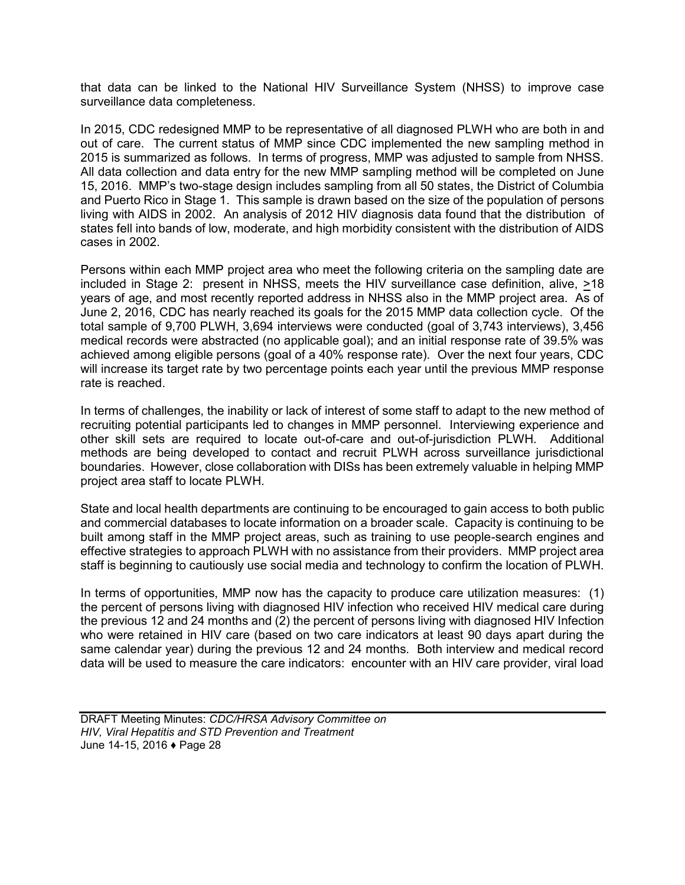that data can be linked to the National HIV Surveillance System (NHSS) to improve case surveillance data completeness.

In 2015, CDC redesigned MMP to be representative of all diagnosed PLWH who are both in and out of care. The current status of MMP since CDC implemented the new sampling method in 2015 is summarized as follows. In terms of progress, MMP was adjusted to sample from NHSS. All data collection and data entry for the new MMP sampling method will be completed on June 15, 2016. MMP's two-stage design includes sampling from all 50 states, the District of Columbia and Puerto Rico in Stage 1. This sample is drawn based on the size of the population of persons living with AIDS in 2002. An analysis of 2012 HIV diagnosis data found that the distribution of states fell into bands of low, moderate, and high morbidity consistent with the distribution of AIDS cases in 2002.

Persons within each MMP project area who meet the following criteria on the sampling date are included in Stage 2: present in NHSS, meets the HIV surveillance case definition, alive, ≥18 years of age, and most recently reported address in NHSS also in the MMP project area. As of June 2, 2016, CDC has nearly reached its goals for the 2015 MMP data collection cycle. Of the total sample of 9,700 PLWH, 3,694 interviews were conducted (goal of 3,743 interviews), 3,456 medical records were abstracted (no applicable goal); and an initial response rate of 39.5% was achieved among eligible persons (goal of a 40% response rate). Over the next four years, CDC will increase its target rate by two percentage points each year until the previous MMP response rate is reached.

In terms of challenges, the inability or lack of interest of some staff to adapt to the new method of recruiting potential participants led to changes in MMP personnel. Interviewing experience and other skill sets are required to locate out-of-care and out-of-jurisdiction PLWH. Additional methods are being developed to contact and recruit PLWH across surveillance jurisdictional boundaries. However, close collaboration with DISs has been extremely valuable in helping MMP project area staff to locate PLWH.

State and local health departments are continuing to be encouraged to gain access to both public and commercial databases to locate information on a broader scale. Capacity is continuing to be built among staff in the MMP project areas, such as training to use people-search engines and effective strategies to approach PLWH with no assistance from their providers. MMP project area staff is beginning to cautiously use social media and technology to confirm the location of PLWH.

In terms of opportunities, MMP now has the capacity to produce care utilization measures: (1) the percent of persons living with diagnosed HIV infection who received HIV medical care during the previous 12 and 24 months and (2) the percent of persons living with diagnosed HIV Infection who were retained in HIV care (based on two care indicators at least 90 days apart during the same calendar year) during the previous 12 and 24 months. Both interview and medical record data will be used to measure the care indicators: encounter with an HIV care provider, viral load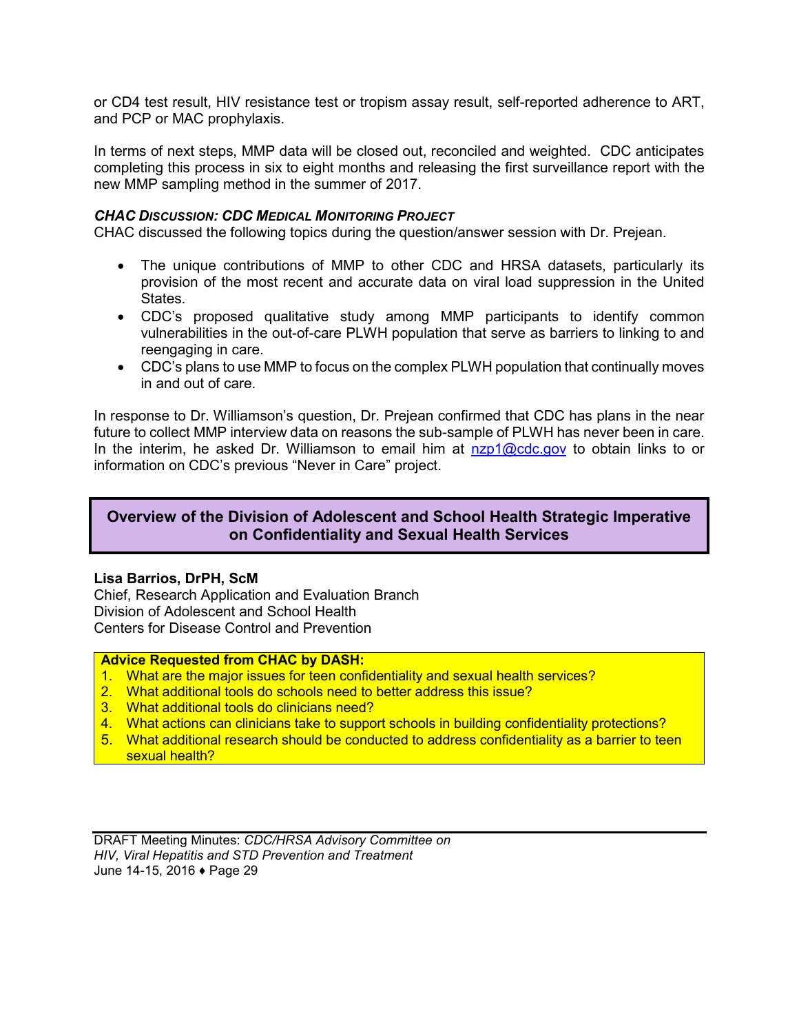or CD4 test result, HIV resistance test or tropism assay result, self-reported adherence to ART, and PCP or MAC prophylaxis.

In terms of next steps, MMP data will be closed out, reconciled and weighted. CDC anticipates completing this process in six to eight months and releasing the first surveillance report with the new MMP sampling method in the summer of 2017.

***CHAC Discussion: CDC Medical Monitoring Project***

CHAC discussed the following topics during the question/answer session with Dr. Prejean.

- The unique contributions of MMP to other CDC and HRSA datasets, particularly its provision of the most recent and accurate data on viral load suppression in the United States.
- CDC's proposed qualitative study among MMP participants to identify common vulnerabilities in the out-of-care PLWH population that serve as barriers to linking to and reengaging in care.
- CDC's plans to use MMP to focus on the complex PLWH population that continually moves in and out of care.

In response to Dr. Williamson's question, Dr. Prejean confirmed that CDC has plans in the near future to collect MMP interview data on reasons the sub-sample of PLWH has never been in care. In the interim, he asked Dr. Williamson to email him at nzp1@cdc.gov to obtain links to or information on CDC's previous "Never in Care" project.

## Overview of the Division of Adolescent and School Health Strategic Imperative on Confidentiality and Sexual Health Services

**Lisa Barrios, DrPH, ScM**
Chief, Research Application and Evaluation Branch
Division of Adolescent and School Health
Centers for Disease Control and Prevention

**Advice Requested from CHAC by DASH:**

1. What are the major issues for teen confidentiality and sexual health services?
2. What additional tools do schools need to better address this issue?
3. What additional tools do clinicians need?
4. What actions can clinicians take to support schools in building confidentiality protections?
5. What additional research should be conducted to address confidentiality as a barrier to teen sexual health?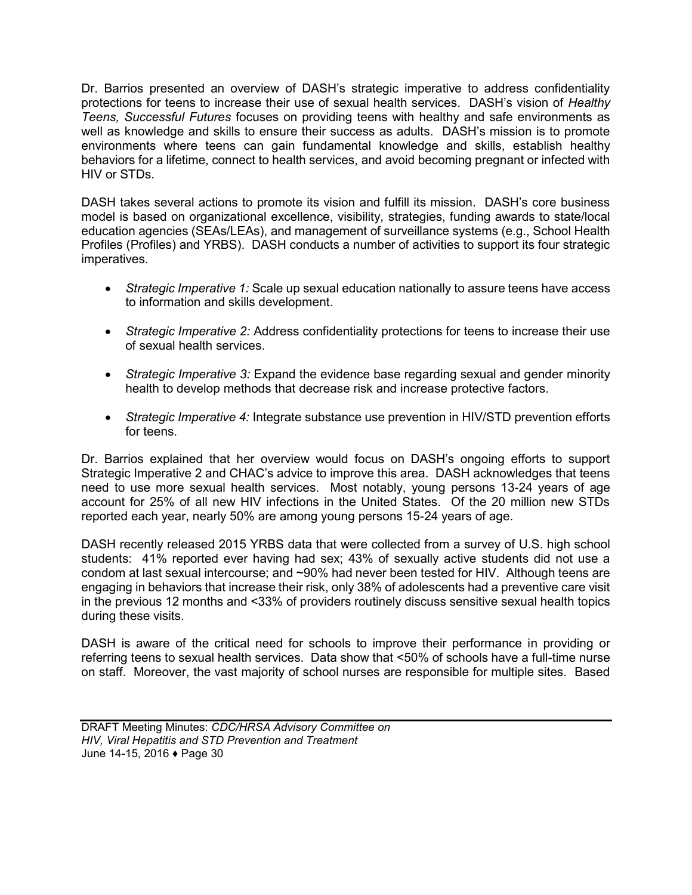Dr. Barrios presented an overview of DASH's strategic imperative to address confidentiality protections for teens to increase their use of sexual health services. DASH's vision of *Healthy Teens, Successful Futures* focuses on providing teens with healthy and safe environments as well as knowledge and skills to ensure their success as adults. DASH's mission is to promote environments where teens can gain fundamental knowledge and skills, establish healthy behaviors for a lifetime, connect to health services, and avoid becoming pregnant or infected with HIV or STDs.

DASH takes several actions to promote its vision and fulfill its mission. DASH's core business model is based on organizational excellence, visibility, strategies, funding awards to state/local education agencies (SEAs/LEAs), and management of surveillance systems (e.g., School Health Profiles (Profiles) and YRBS). DASH conducts a number of activities to support its four strategic imperatives.

- *Strategic Imperative 1:* Scale up sexual education nationally to assure teens have access to information and skills development.
- *Strategic Imperative 2:* Address confidentiality protections for teens to increase their use of sexual health services.
- *Strategic Imperative 3:* Expand the evidence base regarding sexual and gender minority health to develop methods that decrease risk and increase protective factors.
- *Strategic Imperative 4:* Integrate substance use prevention in HIV/STD prevention efforts for teens.

Dr. Barrios explained that her overview would focus on DASH's ongoing efforts to support Strategic Imperative 2 and CHAC's advice to improve this area. DASH acknowledges that teens need to use more sexual health services. Most notably, young persons 13-24 years of age account for 25% of all new HIV infections in the United States. Of the 20 million new STDs reported each year, nearly 50% are among young persons 15-24 years of age.

DASH recently released 2015 YRBS data that were collected from a survey of U.S. high school students: 41% reported ever having had sex; 43% of sexually active students did not use a condom at last sexual intercourse; and ~90% had never been tested for HIV. Although teens are engaging in behaviors that increase their risk, only 38% of adolescents had a preventive care visit in the previous 12 months and <33% of providers routinely discuss sensitive sexual health topics during these visits.

DASH is aware of the critical need for schools to improve their performance in providing or referring teens to sexual health services. Data show that <50% of schools have a full-time nurse on staff. Moreover, the vast majority of school nurses are responsible for multiple sites. Based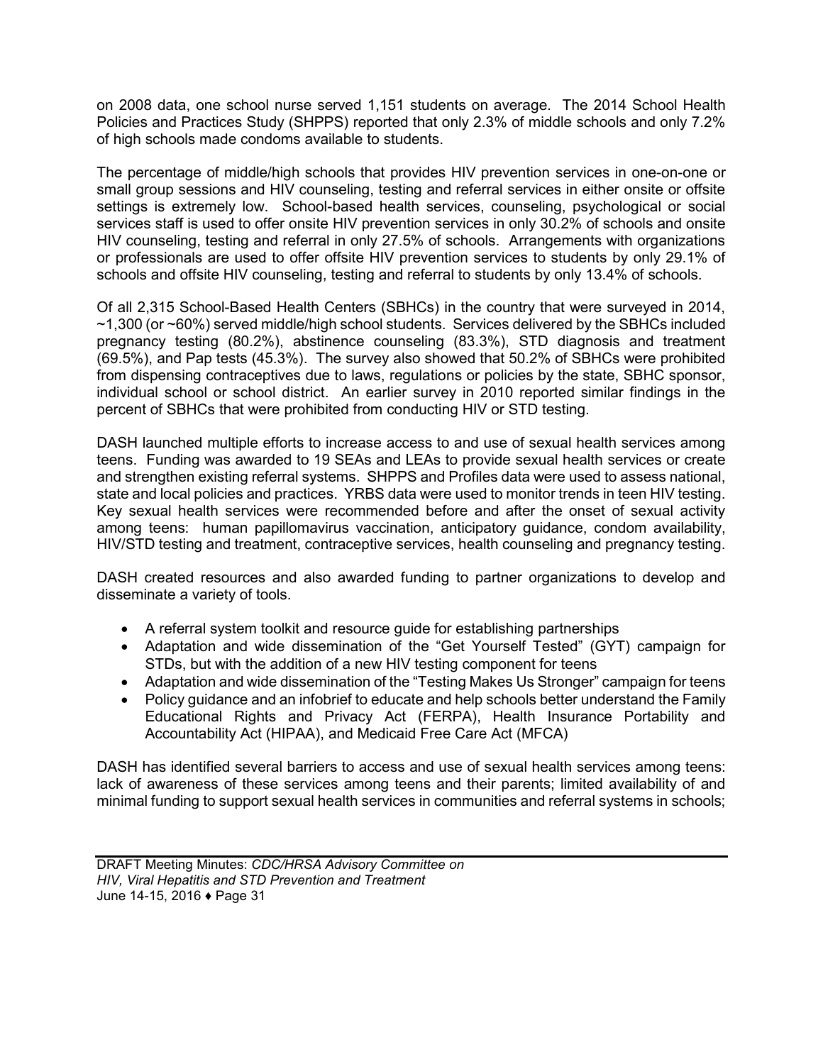on 2008 data, one school nurse served 1,151 students on average. The 2014 School Health Policies and Practices Study (SHPPS) reported that only 2.3% of middle schools and only 7.2% of high schools made condoms available to students.

The percentage of middle/high schools that provides HIV prevention services in one-on-one or small group sessions and HIV counseling, testing and referral services in either onsite or offsite settings is extremely low. School-based health services, counseling, psychological or social services staff is used to offer onsite HIV prevention services in only 30.2% of schools and onsite HIV counseling, testing and referral in only 27.5% of schools. Arrangements with organizations or professionals are used to offer offsite HIV prevention services to students by only 29.1% of schools and offsite HIV counseling, testing and referral to students by only 13.4% of schools.

Of all 2,315 School-Based Health Centers (SBHCs) in the country that were surveyed in 2014, ~1,300 (or ~60%) served middle/high school students. Services delivered by the SBHCs included pregnancy testing (80.2%), abstinence counseling (83.3%), STD diagnosis and treatment (69.5%), and Pap tests (45.3%). The survey also showed that 50.2% of SBHCs were prohibited from dispensing contraceptives due to laws, regulations or policies by the state, SBHC sponsor, individual school or school district. An earlier survey in 2010 reported similar findings in the percent of SBHCs that were prohibited from conducting HIV or STD testing.

DASH launched multiple efforts to increase access to and use of sexual health services among teens. Funding was awarded to 19 SEAs and LEAs to provide sexual health services or create and strengthen existing referral systems. SHPPS and Profiles data were used to assess national, state and local policies and practices. YRBS data were used to monitor trends in teen HIV testing. Key sexual health services were recommended before and after the onset of sexual activity among teens: human papillomavirus vaccination, anticipatory guidance, condom availability, HIV/STD testing and treatment, contraceptive services, health counseling and pregnancy testing.

DASH created resources and also awarded funding to partner organizations to develop and disseminate a variety of tools.

- A referral system toolkit and resource guide for establishing partnerships
- Adaptation and wide dissemination of the "Get Yourself Tested" (GYT) campaign for STDs, but with the addition of a new HIV testing component for teens
- Adaptation and wide dissemination of the "Testing Makes Us Stronger" campaign for teens
- Policy guidance and an infobrief to educate and help schools better understand the Family Educational Rights and Privacy Act (FERPA), Health Insurance Portability and Accountability Act (HIPAA), and Medicaid Free Care Act (MFCA)

DASH has identified several barriers to access and use of sexual health services among teens: lack of awareness of these services among teens and their parents; limited availability of and minimal funding to support sexual health services in communities and referral systems in schools;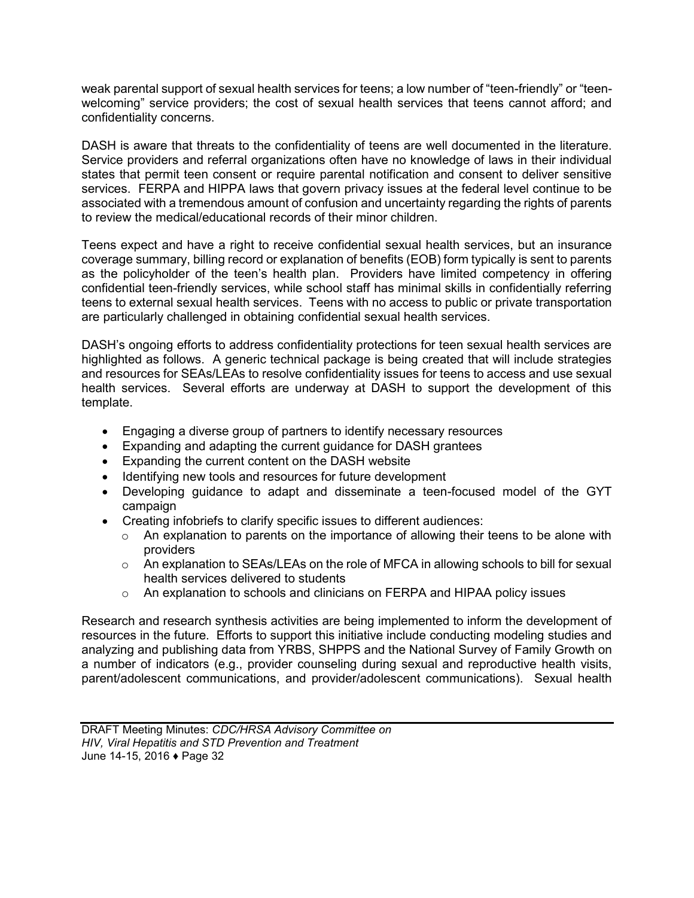weak parental support of sexual health services for teens; a low number of "teen-friendly" or "teen-welcoming" service providers; the cost of sexual health services that teens cannot afford; and confidentiality concerns.

DASH is aware that threats to the confidentiality of teens are well documented in the literature. Service providers and referral organizations often have no knowledge of laws in their individual states that permit teen consent or require parental notification and consent to deliver sensitive services. FERPA and HIPPA laws that govern privacy issues at the federal level continue to be associated with a tremendous amount of confusion and uncertainty regarding the rights of parents to review the medical/educational records of their minor children.

Teens expect and have a right to receive confidential sexual health services, but an insurance coverage summary, billing record or explanation of benefits (EOB) form typically is sent to parents as the policyholder of the teen's health plan. Providers have limited competency in offering confidential teen-friendly services, while school staff has minimal skills in confidentially referring teens to external sexual health services. Teens with no access to public or private transportation are particularly challenged in obtaining confidential sexual health services.

DASH's ongoing efforts to address confidentiality protections for teen sexual health services are highlighted as follows. A generic technical package is being created that will include strategies and resources for SEAs/LEAs to resolve confidentiality issues for teens to access and use sexual health services. Several efforts are underway at DASH to support the development of this template.

- Engaging a diverse group of partners to identify necessary resources
- Expanding and adapting the current guidance for DASH grantees
- Expanding the current content on the DASH website
- Identifying new tools and resources for future development
- Developing guidance to adapt and disseminate a teen-focused model of the GYT campaign
- Creating infobriefs to clarify specific issues to different audiences:
  - An explanation to parents on the importance of allowing their teens to be alone with providers
  - An explanation to SEAs/LEAs on the role of MFCA in allowing schools to bill for sexual health services delivered to students
  - An explanation to schools and clinicians on FERPA and HIPAA policy issues

Research and research synthesis activities are being implemented to inform the development of resources in the future. Efforts to support this initiative include conducting modeling studies and analyzing and publishing data from YRBS, SHPPS and the National Survey of Family Growth on a number of indicators (e.g., provider counseling during sexual and reproductive health visits, parent/adolescent communications, and provider/adolescent communications). Sexual health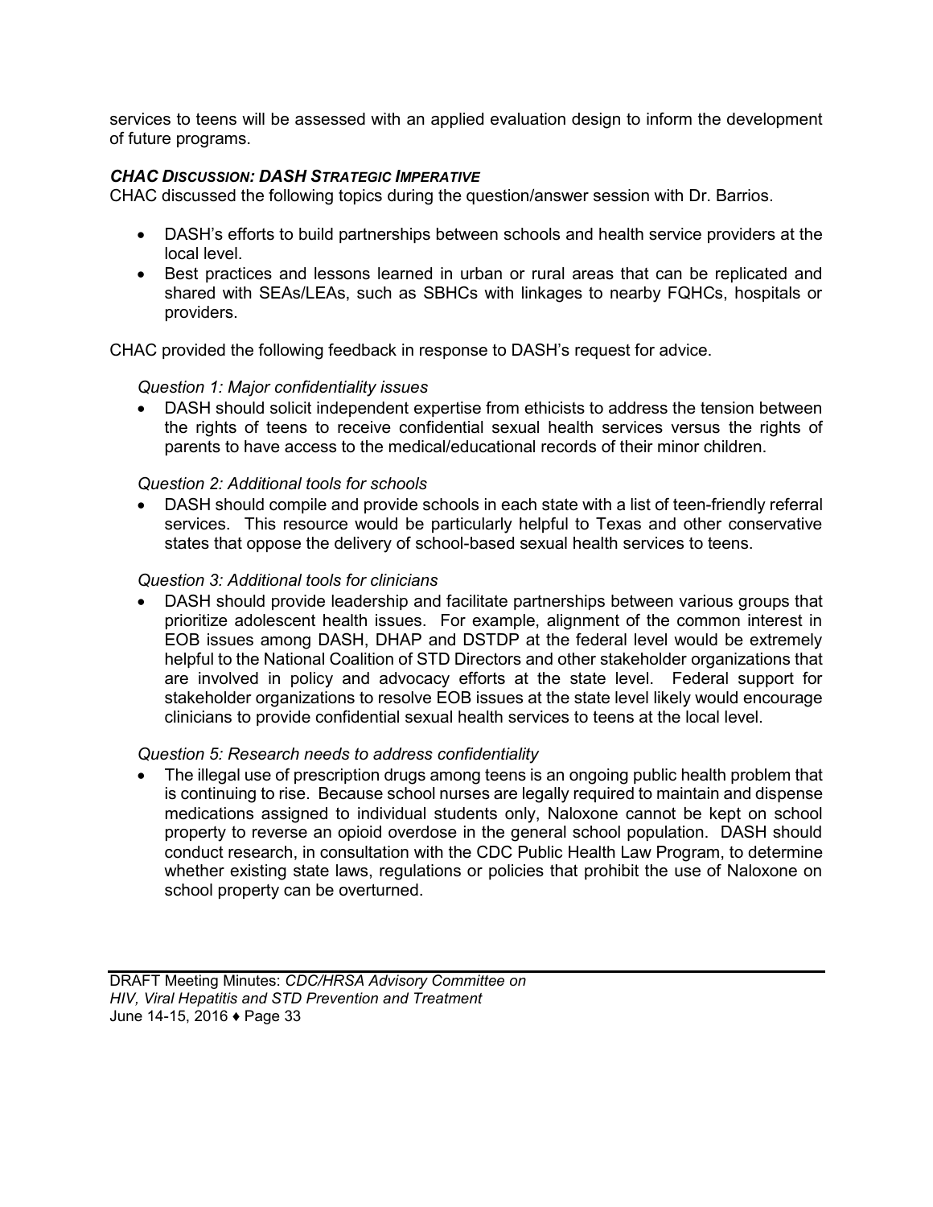services to teens will be assessed with an applied evaluation design to inform the development of future programs.

### *CHAC DISCUSSION: DASH STRATEGIC IMPERATIVE*

CHAC discussed the following topics during the question/answer session with Dr. Barrios.

- DASH's efforts to build partnerships between schools and health service providers at the local level.
- Best practices and lessons learned in urban or rural areas that can be replicated and shared with SEAs/LEAs, such as SBHCs with linkages to nearby FQHCs, hospitals or providers.

CHAC provided the following feedback in response to DASH's request for advice.

*Question 1: Major confidentiality issues*

- DASH should solicit independent expertise from ethicists to address the tension between the rights of teens to receive confidential sexual health services versus the rights of parents to have access to the medical/educational records of their minor children.

*Question 2: Additional tools for schools*

- DASH should compile and provide schools in each state with a list of teen-friendly referral services. This resource would be particularly helpful to Texas and other conservative states that oppose the delivery of school-based sexual health services to teens.

*Question 3: Additional tools for clinicians*

- DASH should provide leadership and facilitate partnerships between various groups that prioritize adolescent health issues. For example, alignment of the common interest in EOB issues among DASH, DHAP and DSTDP at the federal level would be extremely helpful to the National Coalition of STD Directors and other stakeholder organizations that are involved in policy and advocacy efforts at the state level. Federal support for stakeholder organizations to resolve EOB issues at the state level likely would encourage clinicians to provide confidential sexual health services to teens at the local level.

*Question 5: Research needs to address confidentiality*

- The illegal use of prescription drugs among teens is an ongoing public health problem that is continuing to rise. Because school nurses are legally required to maintain and dispense medications assigned to individual students only, Naloxone cannot be kept on school property to reverse an opioid overdose in the general school population. DASH should conduct research, in consultation with the CDC Public Health Law Program, to determine whether existing state laws, regulations or policies that prohibit the use of Naloxone on school property can be overturned.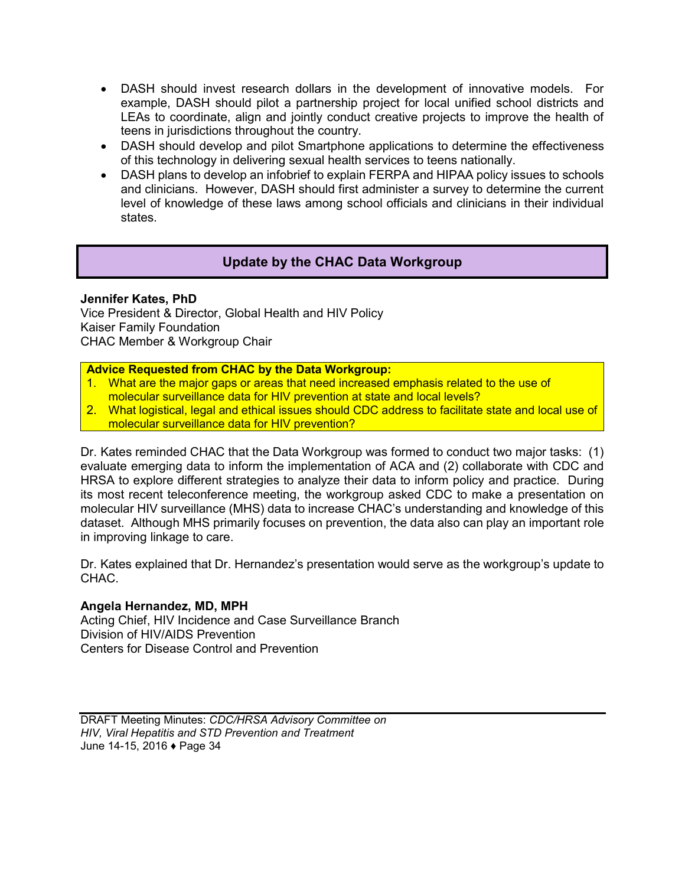- DASH should invest research dollars in the development of innovative models. For example, DASH should pilot a partnership project for local unified school districts and LEAs to coordinate, align and jointly conduct creative projects to improve the health of teens in jurisdictions throughout the country.
- DASH should develop and pilot Smartphone applications to determine the effectiveness of this technology in delivering sexual health services to teens nationally.
- DASH plans to develop an infobrief to explain FERPA and HIPAA policy issues to schools and clinicians. However, DASH should first administer a survey to determine the current level of knowledge of these laws among school officials and clinicians in their individual states.

## Update by the CHAC Data Workgroup

**Jennifer Kates, PhD**
Vice President & Director, Global Health and HIV Policy
Kaiser Family Foundation
CHAC Member & Workgroup Chair

**Advice Requested from CHAC by the Data Workgroup:**

1. What are the major gaps or areas that need increased emphasis related to the use of molecular surveillance data for HIV prevention at state and local levels?
2. What logistical, legal and ethical issues should CDC address to facilitate state and local use of molecular surveillance data for HIV prevention?

Dr. Kates reminded CHAC that the Data Workgroup was formed to conduct two major tasks: (1) evaluate emerging data to inform the implementation of ACA and (2) collaborate with CDC and HRSA to explore different strategies to analyze their data to inform policy and practice. During its most recent teleconference meeting, the workgroup asked CDC to make a presentation on molecular HIV surveillance (MHS) data to increase CHAC's understanding and knowledge of this dataset. Although MHS primarily focuses on prevention, the data also can play an important role in improving linkage to care.

Dr. Kates explained that Dr. Hernandez's presentation would serve as the workgroup's update to CHAC.

**Angela Hernandez, MD, MPH**
Acting Chief, HIV Incidence and Case Surveillance Branch
Division of HIV/AIDS Prevention
Centers for Disease Control and Prevention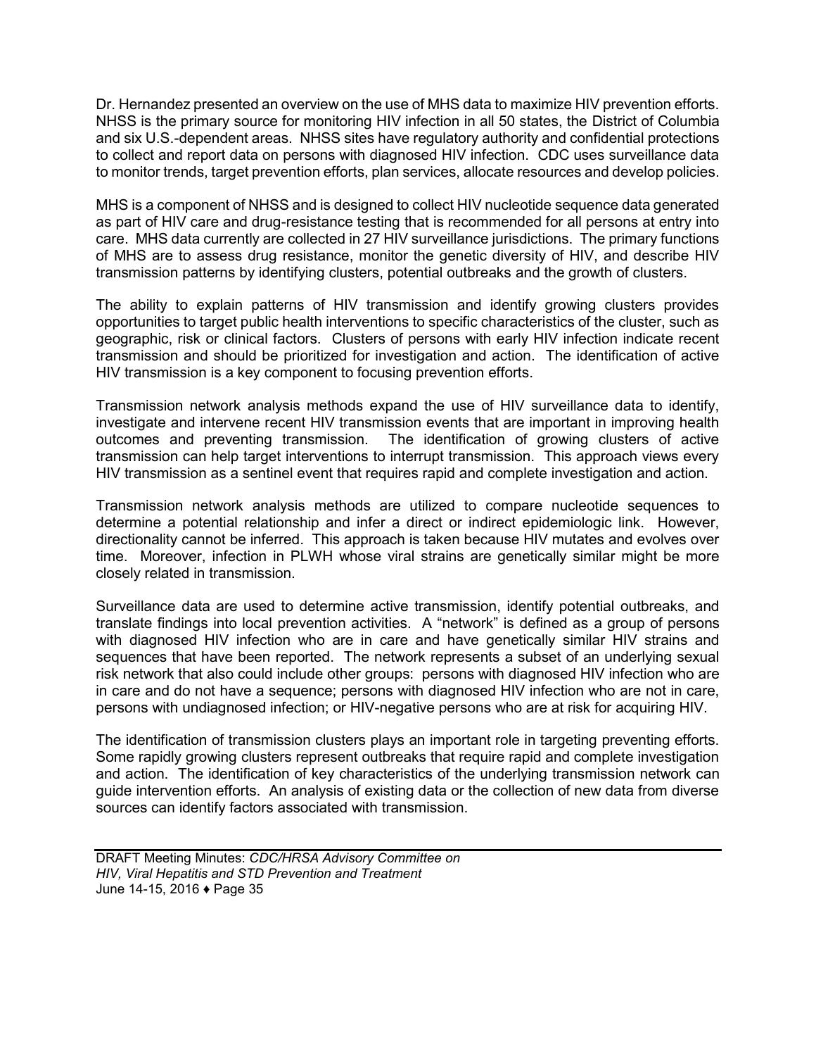Dr. Hernandez presented an overview on the use of MHS data to maximize HIV prevention efforts. NHSS is the primary source for monitoring HIV infection in all 50 states, the District of Columbia and six U.S.-dependent areas. NHSS sites have regulatory authority and confidential protections to collect and report data on persons with diagnosed HIV infection. CDC uses surveillance data to monitor trends, target prevention efforts, plan services, allocate resources and develop policies.

MHS is a component of NHSS and is designed to collect HIV nucleotide sequence data generated as part of HIV care and drug-resistance testing that is recommended for all persons at entry into care. MHS data currently are collected in 27 HIV surveillance jurisdictions. The primary functions of MHS are to assess drug resistance, monitor the genetic diversity of HIV, and describe HIV transmission patterns by identifying clusters, potential outbreaks and the growth of clusters.

The ability to explain patterns of HIV transmission and identify growing clusters provides opportunities to target public health interventions to specific characteristics of the cluster, such as geographic, risk or clinical factors. Clusters of persons with early HIV infection indicate recent transmission and should be prioritized for investigation and action. The identification of active HIV transmission is a key component to focusing prevention efforts.

Transmission network analysis methods expand the use of HIV surveillance data to identify, investigate and intervene recent HIV transmission events that are important in improving health outcomes and preventing transmission. The identification of growing clusters of active transmission can help target interventions to interrupt transmission. This approach views every HIV transmission as a sentinel event that requires rapid and complete investigation and action.

Transmission network analysis methods are utilized to compare nucleotide sequences to determine a potential relationship and infer a direct or indirect epidemiologic link. However, directionality cannot be inferred. This approach is taken because HIV mutates and evolves over time. Moreover, infection in PLWH whose viral strains are genetically similar might be more closely related in transmission.

Surveillance data are used to determine active transmission, identify potential outbreaks, and translate findings into local prevention activities. A "network" is defined as a group of persons with diagnosed HIV infection who are in care and have genetically similar HIV strains and sequences that have been reported. The network represents a subset of an underlying sexual risk network that also could include other groups: persons with diagnosed HIV infection who are in care and do not have a sequence; persons with diagnosed HIV infection who are not in care, persons with undiagnosed infection; or HIV-negative persons who are at risk for acquiring HIV.

The identification of transmission clusters plays an important role in targeting preventing efforts. Some rapidly growing clusters represent outbreaks that require rapid and complete investigation and action. The identification of key characteristics of the underlying transmission network can guide intervention efforts. An analysis of existing data or the collection of new data from diverse sources can identify factors associated with transmission.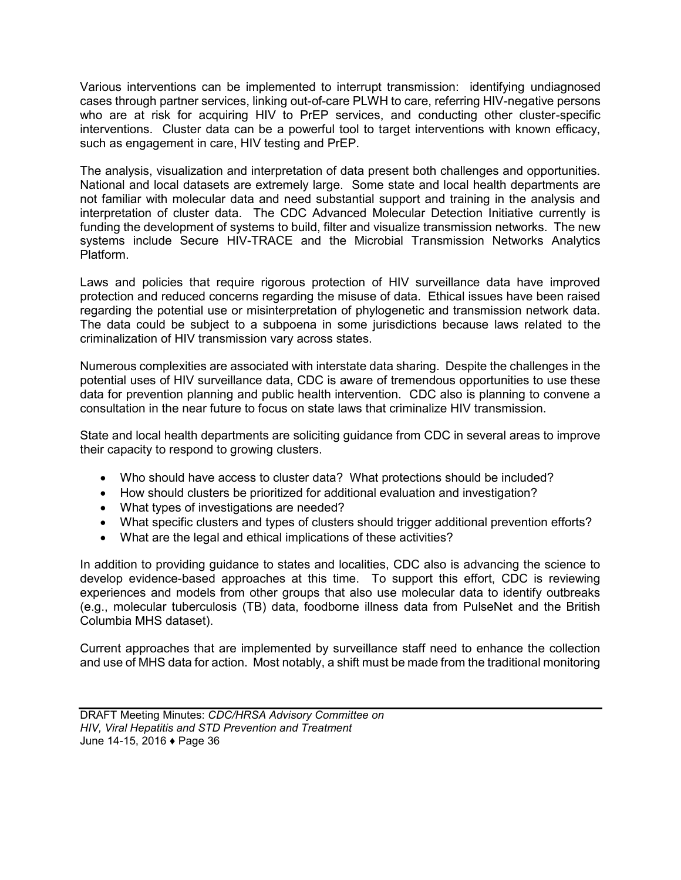Various interventions can be implemented to interrupt transmission: identifying undiagnosed cases through partner services, linking out-of-care PLWH to care, referring HIV-negative persons who are at risk for acquiring HIV to PrEP services, and conducting other cluster-specific interventions. Cluster data can be a powerful tool to target interventions with known efficacy, such as engagement in care, HIV testing and PrEP.

The analysis, visualization and interpretation of data present both challenges and opportunities. National and local datasets are extremely large. Some state and local health departments are not familiar with molecular data and need substantial support and training in the analysis and interpretation of cluster data. The CDC Advanced Molecular Detection Initiative currently is funding the development of systems to build, filter and visualize transmission networks. The new systems include Secure HIV-TRACE and the Microbial Transmission Networks Analytics Platform.

Laws and policies that require rigorous protection of HIV surveillance data have improved protection and reduced concerns regarding the misuse of data. Ethical issues have been raised regarding the potential use or misinterpretation of phylogenetic and transmission network data. The data could be subject to a subpoena in some jurisdictions because laws related to the criminalization of HIV transmission vary across states.

Numerous complexities are associated with interstate data sharing. Despite the challenges in the potential uses of HIV surveillance data, CDC is aware of tremendous opportunities to use these data for prevention planning and public health intervention. CDC also is planning to convene a consultation in the near future to focus on state laws that criminalize HIV transmission.

State and local health departments are soliciting guidance from CDC in several areas to improve their capacity to respond to growing clusters.

- Who should have access to cluster data? What protections should be included?
- How should clusters be prioritized for additional evaluation and investigation?
- What types of investigations are needed?
- What specific clusters and types of clusters should trigger additional prevention efforts?
- What are the legal and ethical implications of these activities?

In addition to providing guidance to states and localities, CDC also is advancing the science to develop evidence-based approaches at this time. To support this effort, CDC is reviewing experiences and models from other groups that also use molecular data to identify outbreaks (e.g., molecular tuberculosis (TB) data, foodborne illness data from PulseNet and the British Columbia MHS dataset).

Current approaches that are implemented by surveillance staff need to enhance the collection and use of MHS data for action. Most notably, a shift must be made from the traditional monitoring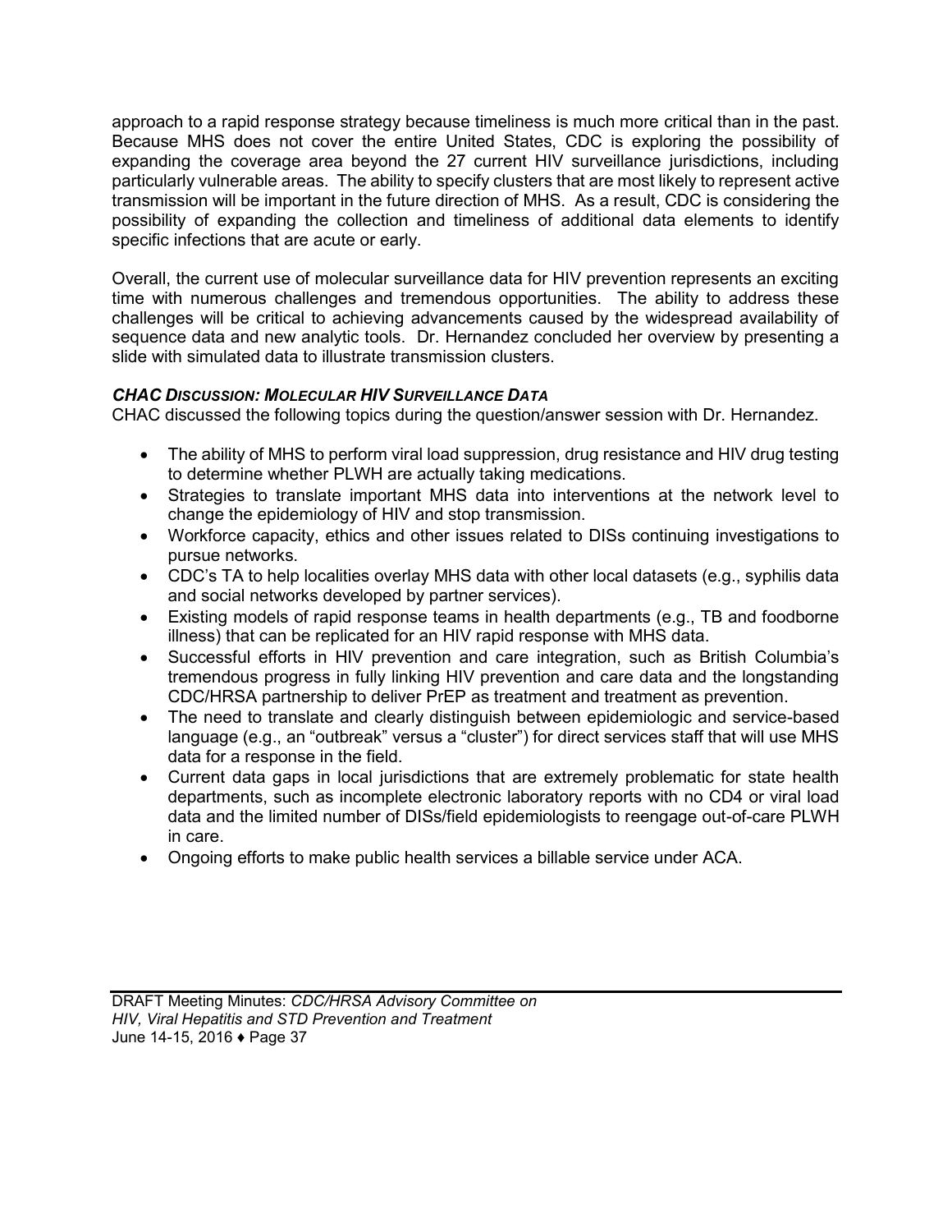approach to a rapid response strategy because timeliness is much more critical than in the past. Because MHS does not cover the entire United States, CDC is exploring the possibility of expanding the coverage area beyond the 27 current HIV surveillance jurisdictions, including particularly vulnerable areas. The ability to specify clusters that are most likely to represent active transmission will be important in the future direction of MHS. As a result, CDC is considering the possibility of expanding the collection and timeliness of additional data elements to identify specific infections that are acute or early.

Overall, the current use of molecular surveillance data for HIV prevention represents an exciting time with numerous challenges and tremendous opportunities. The ability to address these challenges will be critical to achieving advancements caused by the widespread availability of sequence data and new analytic tools. Dr. Hernandez concluded her overview by presenting a slide with simulated data to illustrate transmission clusters.

***CHAC DISCUSSION: MOLECULAR HIV SURVEILLANCE DATA***

CHAC discussed the following topics during the question/answer session with Dr. Hernandez.

- The ability of MHS to perform viral load suppression, drug resistance and HIV drug testing to determine whether PLWH are actually taking medications.
- Strategies to translate important MHS data into interventions at the network level to change the epidemiology of HIV and stop transmission.
- Workforce capacity, ethics and other issues related to DISs continuing investigations to pursue networks.
- CDC's TA to help localities overlay MHS data with other local datasets (e.g., syphilis data and social networks developed by partner services).
- Existing models of rapid response teams in health departments (e.g., TB and foodborne illness) that can be replicated for an HIV rapid response with MHS data.
- Successful efforts in HIV prevention and care integration, such as British Columbia's tremendous progress in fully linking HIV prevention and care data and the longstanding CDC/HRSA partnership to deliver PrEP as treatment and treatment as prevention.
- The need to translate and clearly distinguish between epidemiologic and service-based language (e.g., an "outbreak" versus a "cluster") for direct services staff that will use MHS data for a response in the field.
- Current data gaps in local jurisdictions that are extremely problematic for state health departments, such as incomplete electronic laboratory reports with no CD4 or viral load data and the limited number of DISs/field epidemiologists to reengage out-of-care PLWH in care.
- Ongoing efforts to make public health services a billable service under ACA.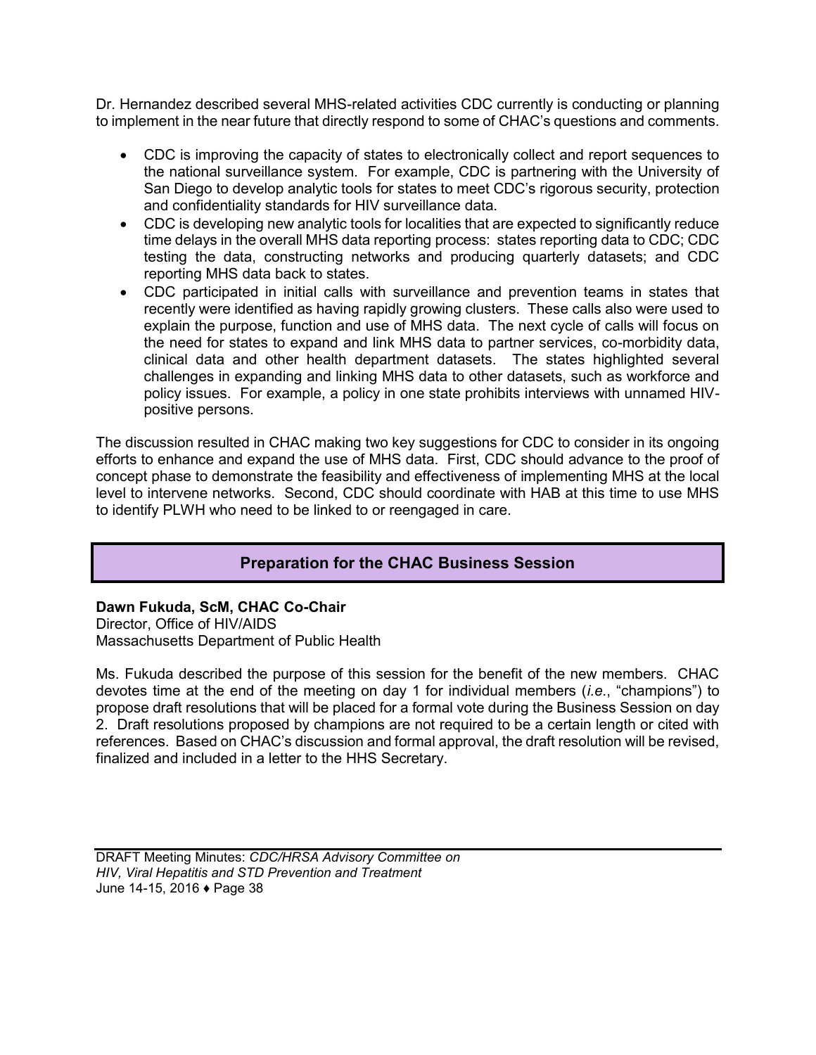Dr. Hernandez described several MHS-related activities CDC currently is conducting or planning to implement in the near future that directly respond to some of CHAC's questions and comments.

- CDC is improving the capacity of states to electronically collect and report sequences to the national surveillance system. For example, CDC is partnering with the University of San Diego to develop analytic tools for states to meet CDC's rigorous security, protection and confidentiality standards for HIV surveillance data.
- CDC is developing new analytic tools for localities that are expected to significantly reduce time delays in the overall MHS data reporting process: states reporting data to CDC; CDC testing the data, constructing networks and producing quarterly datasets; and CDC reporting MHS data back to states.
- CDC participated in initial calls with surveillance and prevention teams in states that recently were identified as having rapidly growing clusters. These calls also were used to explain the purpose, function and use of MHS data. The next cycle of calls will focus on the need for states to expand and link MHS data to partner services, co-morbidity data, clinical data and other health department datasets. The states highlighted several challenges in expanding and linking MHS data to other datasets, such as workforce and policy issues. For example, a policy in one state prohibits interviews with unnamed HIV-positive persons.

The discussion resulted in CHAC making two key suggestions for CDC to consider in its ongoing efforts to enhance and expand the use of MHS data. First, CDC should advance to the proof of concept phase to demonstrate the feasibility and effectiveness of implementing MHS at the local level to intervene networks. Second, CDC should coordinate with HAB at this time to use MHS to identify PLWH who need to be linked to or reengaged in care.

## Preparation for the CHAC Business Session

**Dawn Fukuda, ScM, CHAC Co-Chair**
Director, Office of HIV/AIDS
Massachusetts Department of Public Health

Ms. Fukuda described the purpose of this session for the benefit of the new members. CHAC devotes time at the end of the meeting on day 1 for individual members (*i.e.*, "champions") to propose draft resolutions that will be placed for a formal vote during the Business Session on day 2. Draft resolutions proposed by champions are not required to be a certain length or cited with references. Based on CHAC's discussion and formal approval, the draft resolution will be revised, finalized and included in a letter to the HHS Secretary.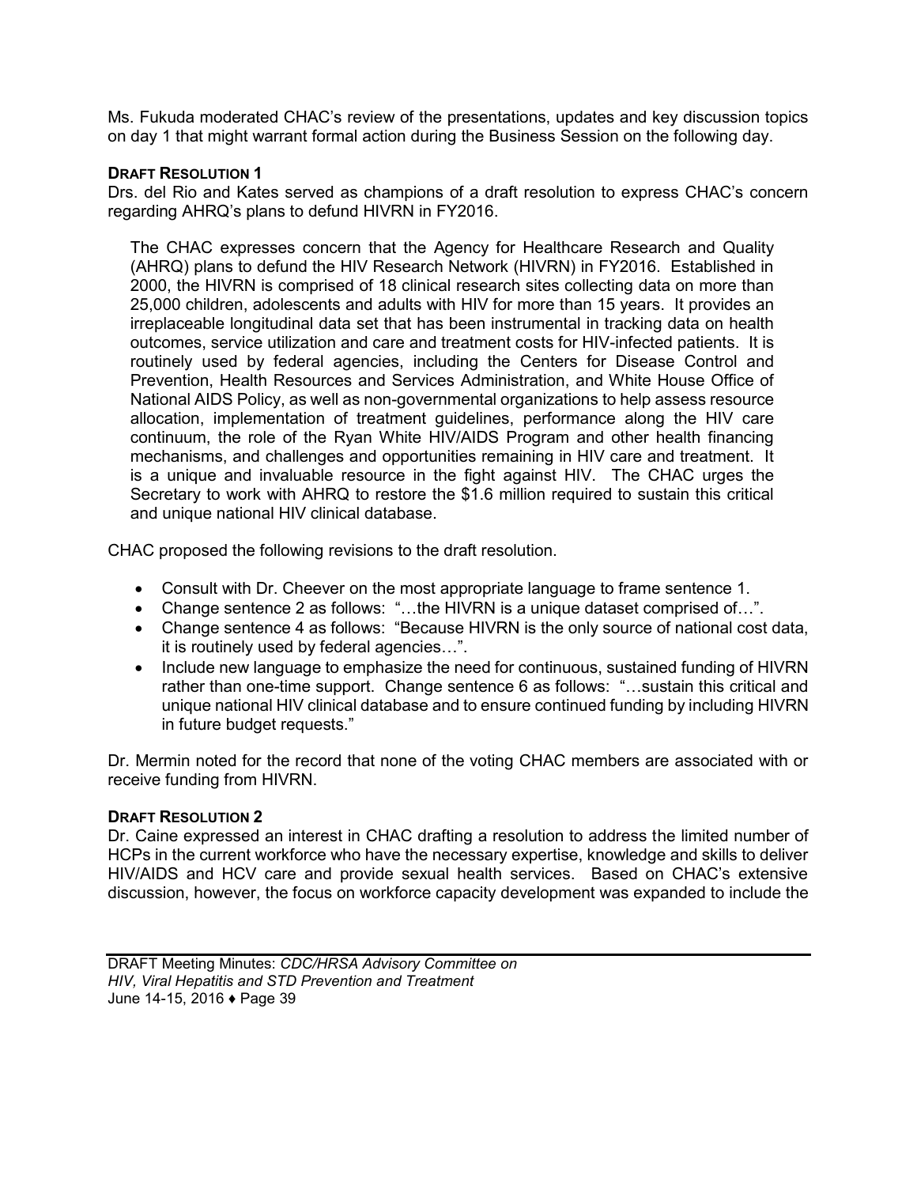Ms. Fukuda moderated CHAC's review of the presentations, updates and key discussion topics on day 1 that might warrant formal action during the Business Session on the following day.

**DRAFT RESOLUTION 1**

Drs. del Rio and Kates served as champions of a draft resolution to express CHAC's concern regarding AHRQ's plans to defund HIVRN in FY2016.

> The CHAC expresses concern that the Agency for Healthcare Research and Quality (AHRQ) plans to defund the HIV Research Network (HIVRN) in FY2016. Established in 2000, the HIVRN is comprised of 18 clinical research sites collecting data on more than 25,000 children, adolescents and adults with HIV for more than 15 years. It provides an irreplaceable longitudinal data set that has been instrumental in tracking data on health outcomes, service utilization and care and treatment costs for HIV-infected patients. It is routinely used by federal agencies, including the Centers for Disease Control and Prevention, Health Resources and Services Administration, and White House Office of National AIDS Policy, as well as non-governmental organizations to help assess resource allocation, implementation of treatment guidelines, performance along the HIV care continuum, the role of the Ryan White HIV/AIDS Program and other health financing mechanisms, and challenges and opportunities remaining in HIV care and treatment. It is a unique and invaluable resource in the fight against HIV. The CHAC urges the Secretary to work with AHRQ to restore the $1.6 million required to sustain this critical and unique national HIV clinical database.

CHAC proposed the following revisions to the draft resolution.

- Consult with Dr. Cheever on the most appropriate language to frame sentence 1.
- Change sentence 2 as follows: "…the HIVRN is a unique dataset comprised of…".
- Change sentence 4 as follows: "Because HIVRN is the only source of national cost data, it is routinely used by federal agencies…".
- Include new language to emphasize the need for continuous, sustained funding of HIVRN rather than one-time support. Change sentence 6 as follows: "…sustain this critical and unique national HIV clinical database and to ensure continued funding by including HIVRN in future budget requests."

Dr. Mermin noted for the record that none of the voting CHAC members are associated with or receive funding from HIVRN.

**DRAFT RESOLUTION 2**

Dr. Caine expressed an interest in CHAC drafting a resolution to address the limited number of HCPs in the current workforce who have the necessary expertise, knowledge and skills to deliver HIV/AIDS and HCV care and provide sexual health services. Based on CHAC's extensive discussion, however, the focus on workforce capacity development was expanded to include the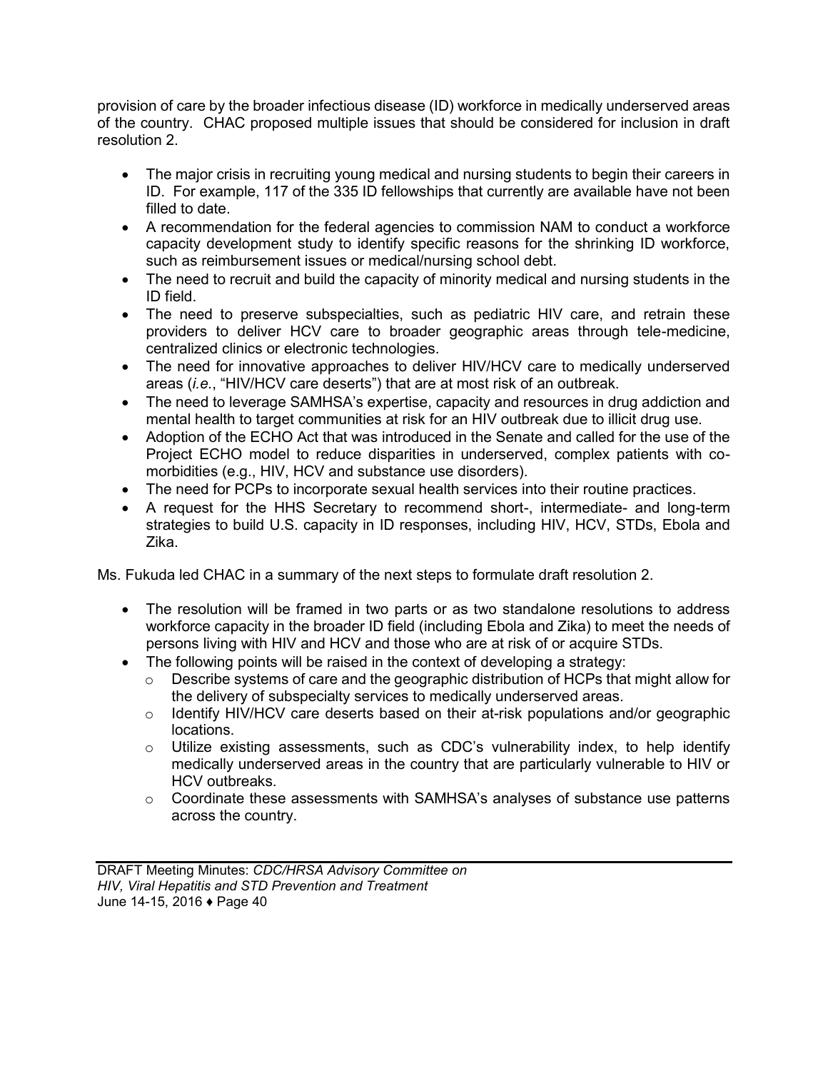provision of care by the broader infectious disease (ID) workforce in medically underserved areas of the country. CHAC proposed multiple issues that should be considered for inclusion in draft resolution 2.

- The major crisis in recruiting young medical and nursing students to begin their careers in ID. For example, 117 of the 335 ID fellowships that currently are available have not been filled to date.
- A recommendation for the federal agencies to commission NAM to conduct a workforce capacity development study to identify specific reasons for the shrinking ID workforce, such as reimbursement issues or medical/nursing school debt.
- The need to recruit and build the capacity of minority medical and nursing students in the ID field.
- The need to preserve subspecialties, such as pediatric HIV care, and retrain these providers to deliver HCV care to broader geographic areas through tele-medicine, centralized clinics or electronic technologies.
- The need for innovative approaches to deliver HIV/HCV care to medically underserved areas (*i.e.*, "HIV/HCV care deserts") that are at most risk of an outbreak.
- The need to leverage SAMHSA's expertise, capacity and resources in drug addiction and mental health to target communities at risk for an HIV outbreak due to illicit drug use.
- Adoption of the ECHO Act that was introduced in the Senate and called for the use of the Project ECHO model to reduce disparities in underserved, complex patients with co-morbidities (e.g., HIV, HCV and substance use disorders).
- The need for PCPs to incorporate sexual health services into their routine practices.
- A request for the HHS Secretary to recommend short-, intermediate- and long-term strategies to build U.S. capacity in ID responses, including HIV, HCV, STDs, Ebola and Zika.

Ms. Fukuda led CHAC in a summary of the next steps to formulate draft resolution 2.

- The resolution will be framed in two parts or as two standalone resolutions to address workforce capacity in the broader ID field (including Ebola and Zika) to meet the needs of persons living with HIV and HCV and those who are at risk of or acquire STDs.
- The following points will be raised in the context of developing a strategy:
  - Describe systems of care and the geographic distribution of HCPs that might allow for the delivery of subspecialty services to medically underserved areas.
  - Identify HIV/HCV care deserts based on their at-risk populations and/or geographic locations.
  - Utilize existing assessments, such as CDC's vulnerability index, to help identify medically underserved areas in the country that are particularly vulnerable to HIV or HCV outbreaks.
  - Coordinate these assessments with SAMHSA's analyses of substance use patterns across the country.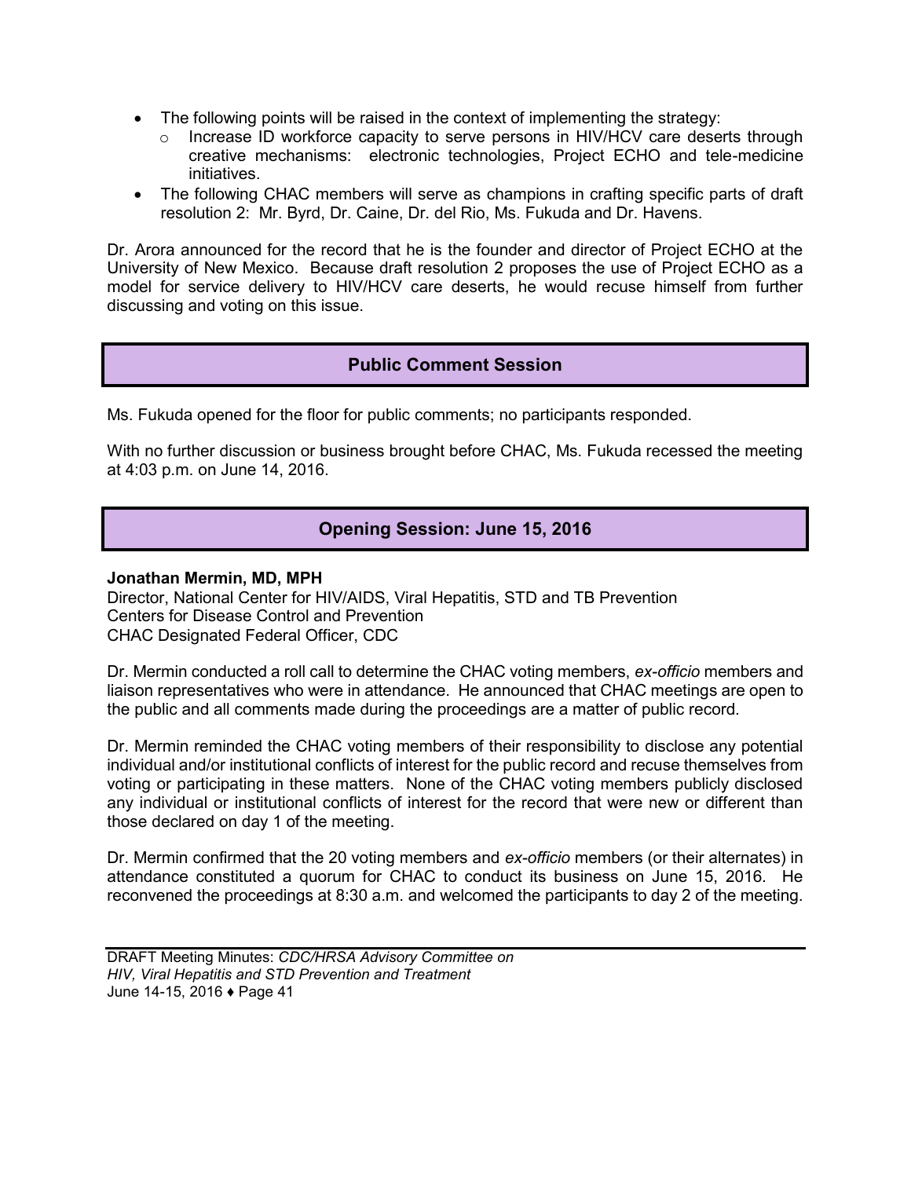- The following points will be raised in the context of implementing the strategy:
  - Increase ID workforce capacity to serve persons in HIV/HCV care deserts through creative mechanisms: electronic technologies, Project ECHO and tele-medicine initiatives.
- The following CHAC members will serve as champions in crafting specific parts of draft resolution 2: Mr. Byrd, Dr. Caine, Dr. del Rio, Ms. Fukuda and Dr. Havens.

Dr. Arora announced for the record that he is the founder and director of Project ECHO at the University of New Mexico. Because draft resolution 2 proposes the use of Project ECHO as a model for service delivery to HIV/HCV care deserts, he would recuse himself from further discussing and voting on this issue.

## Public Comment Session

Ms. Fukuda opened for the floor for public comments; no participants responded.

With no further discussion or business brought before CHAC, Ms. Fukuda recessed the meeting at 4:03 p.m. on June 14, 2016.

## Opening Session: June 15, 2016

**Jonathan Mermin, MD, MPH**
Director, National Center for HIV/AIDS, Viral Hepatitis, STD and TB Prevention
Centers for Disease Control and Prevention
CHAC Designated Federal Officer, CDC

Dr. Mermin conducted a roll call to determine the CHAC voting members, *ex-officio* members and liaison representatives who were in attendance. He announced that CHAC meetings are open to the public and all comments made during the proceedings are a matter of public record.

Dr. Mermin reminded the CHAC voting members of their responsibility to disclose any potential individual and/or institutional conflicts of interest for the public record and recuse themselves from voting or participating in these matters. None of the CHAC voting members publicly disclosed any individual or institutional conflicts of interest for the record that were new or different than those declared on day 1 of the meeting.

Dr. Mermin confirmed that the 20 voting members and *ex-officio* members (or their alternates) in attendance constituted a quorum for CHAC to conduct its business on June 15, 2016. He reconvened the proceedings at 8:30 a.m. and welcomed the participants to day 2 of the meeting.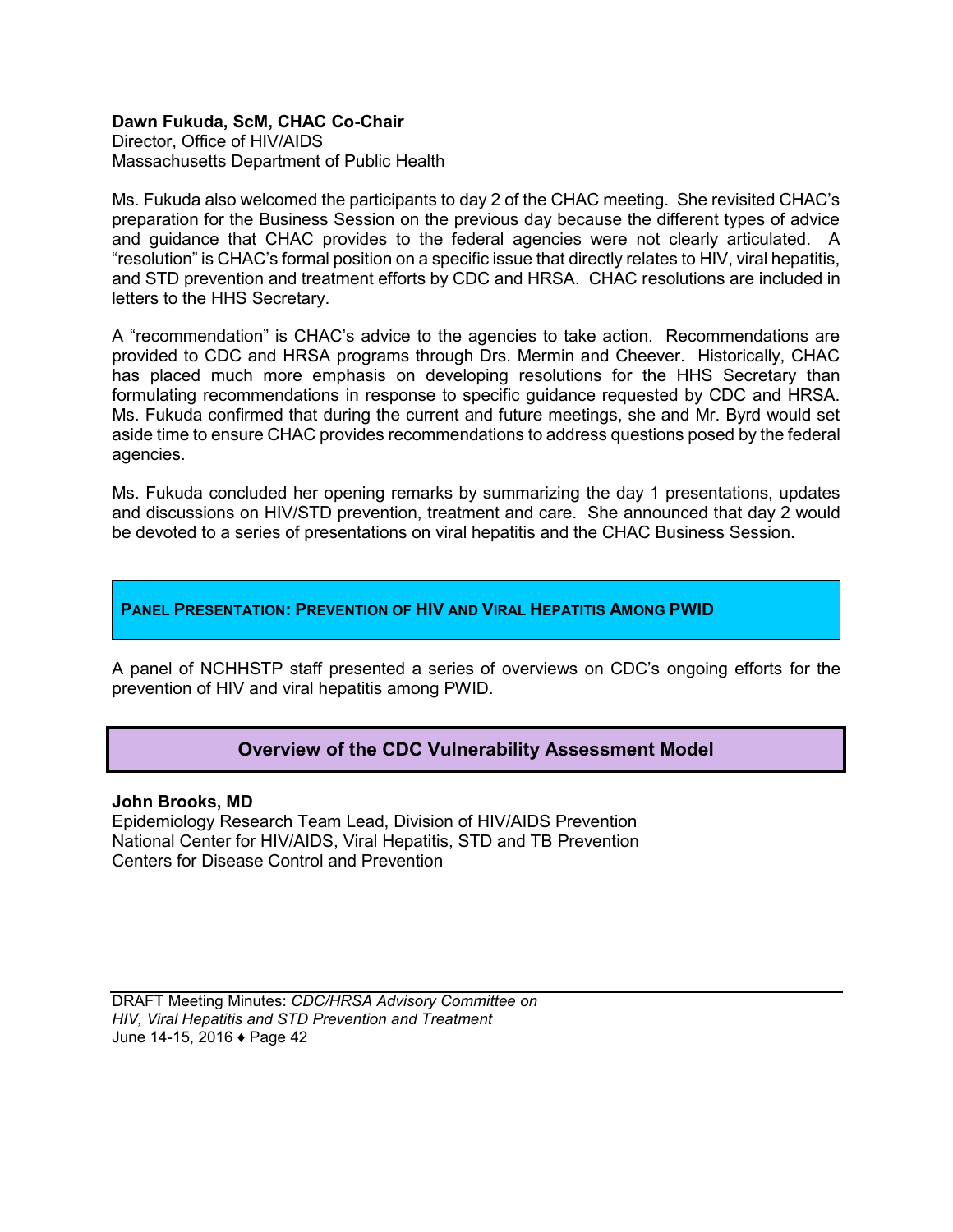**Dawn Fukuda, ScM, CHAC Co-Chair**
Director, Office of HIV/AIDS
Massachusetts Department of Public Health

Ms. Fukuda also welcomed the participants to day 2 of the CHAC meeting. She revisited CHAC's preparation for the Business Session on the previous day because the different types of advice and guidance that CHAC provides to the federal agencies were not clearly articulated. A "resolution" is CHAC's formal position on a specific issue that directly relates to HIV, viral hepatitis, and STD prevention and treatment efforts by CDC and HRSA. CHAC resolutions are included in letters to the HHS Secretary.

A "recommendation" is CHAC's advice to the agencies to take action. Recommendations are provided to CDC and HRSA programs through Drs. Mermin and Cheever. Historically, CHAC has placed much more emphasis on developing resolutions for the HHS Secretary than formulating recommendations in response to specific guidance requested by CDC and HRSA. Ms. Fukuda confirmed that during the current and future meetings, she and Mr. Byrd would set aside time to ensure CHAC provides recommendations to address questions posed by the federal agencies.

Ms. Fukuda concluded her opening remarks by summarizing the day 1 presentations, updates and discussions on HIV/STD prevention, treatment and care. She announced that day 2 would be devoted to a series of presentations on viral hepatitis and the CHAC Business Session.

## Panel Presentation: Prevention of HIV and Viral Hepatitis Among PWID

A panel of NCHHSTP staff presented a series of overviews on CDC's ongoing efforts for the prevention of HIV and viral hepatitis among PWID.

### Overview of the CDC Vulnerability Assessment Model

**John Brooks, MD**
Epidemiology Research Team Lead, Division of HIV/AIDS Prevention
National Center for HIV/AIDS, Viral Hepatitis, STD and TB Prevention
Centers for Disease Control and Prevention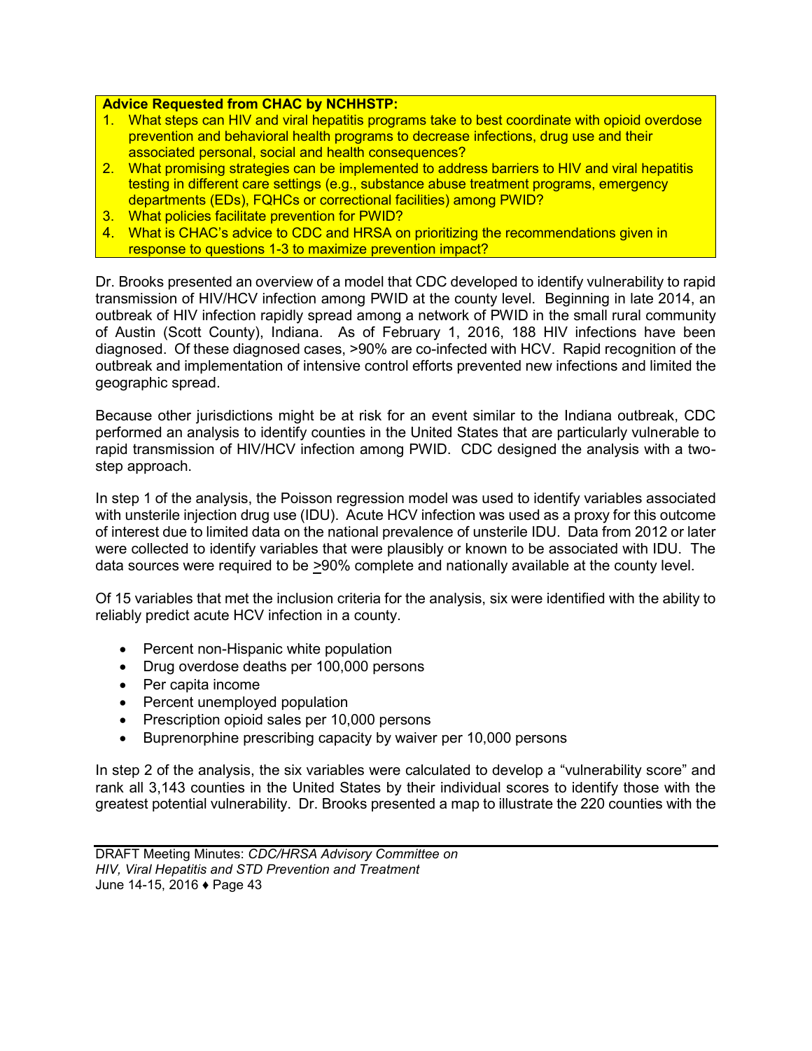**Advice Requested from CHAC by NCHHSTP:**

1. What steps can HIV and viral hepatitis programs take to best coordinate with opioid overdose prevention and behavioral health programs to decrease infections, drug use and their associated personal, social and health consequences?
2. What promising strategies can be implemented to address barriers to HIV and viral hepatitis testing in different care settings (e.g., substance abuse treatment programs, emergency departments (EDs), FQHCs or correctional facilities) among PWID?
3. What policies facilitate prevention for PWID?
4. What is CHAC's advice to CDC and HRSA on prioritizing the recommendations given in response to questions 1-3 to maximize prevention impact?

Dr. Brooks presented an overview of a model that CDC developed to identify vulnerability to rapid transmission of HIV/HCV infection among PWID at the county level. Beginning in late 2014, an outbreak of HIV infection rapidly spread among a network of PWID in the small rural community of Austin (Scott County), Indiana. As of February 1, 2016, 188 HIV infections have been diagnosed. Of these diagnosed cases, >90% are co-infected with HCV. Rapid recognition of the outbreak and implementation of intensive control efforts prevented new infections and limited the geographic spread.

Because other jurisdictions might be at risk for an event similar to the Indiana outbreak, CDC performed an analysis to identify counties in the United States that are particularly vulnerable to rapid transmission of HIV/HCV infection among PWID. CDC designed the analysis with a two-step approach.

In step 1 of the analysis, the Poisson regression model was used to identify variables associated with unsterile injection drug use (IDU). Acute HCV infection was used as a proxy for this outcome of interest due to limited data on the national prevalence of unsterile IDU. Data from 2012 or later were collected to identify variables that were plausibly or known to be associated with IDU. The data sources were required to be ≥90% complete and nationally available at the county level.

Of 15 variables that met the inclusion criteria for the analysis, six were identified with the ability to reliably predict acute HCV infection in a county.

- Percent non-Hispanic white population
- Drug overdose deaths per 100,000 persons
- Per capita income
- Percent unemployed population
- Prescription opioid sales per 10,000 persons
- Buprenorphine prescribing capacity by waiver per 10,000 persons

In step 2 of the analysis, the six variables were calculated to develop a "vulnerability score" and rank all 3,143 counties in the United States by their individual scores to identify those with the greatest potential vulnerability. Dr. Brooks presented a map to illustrate the 220 counties with the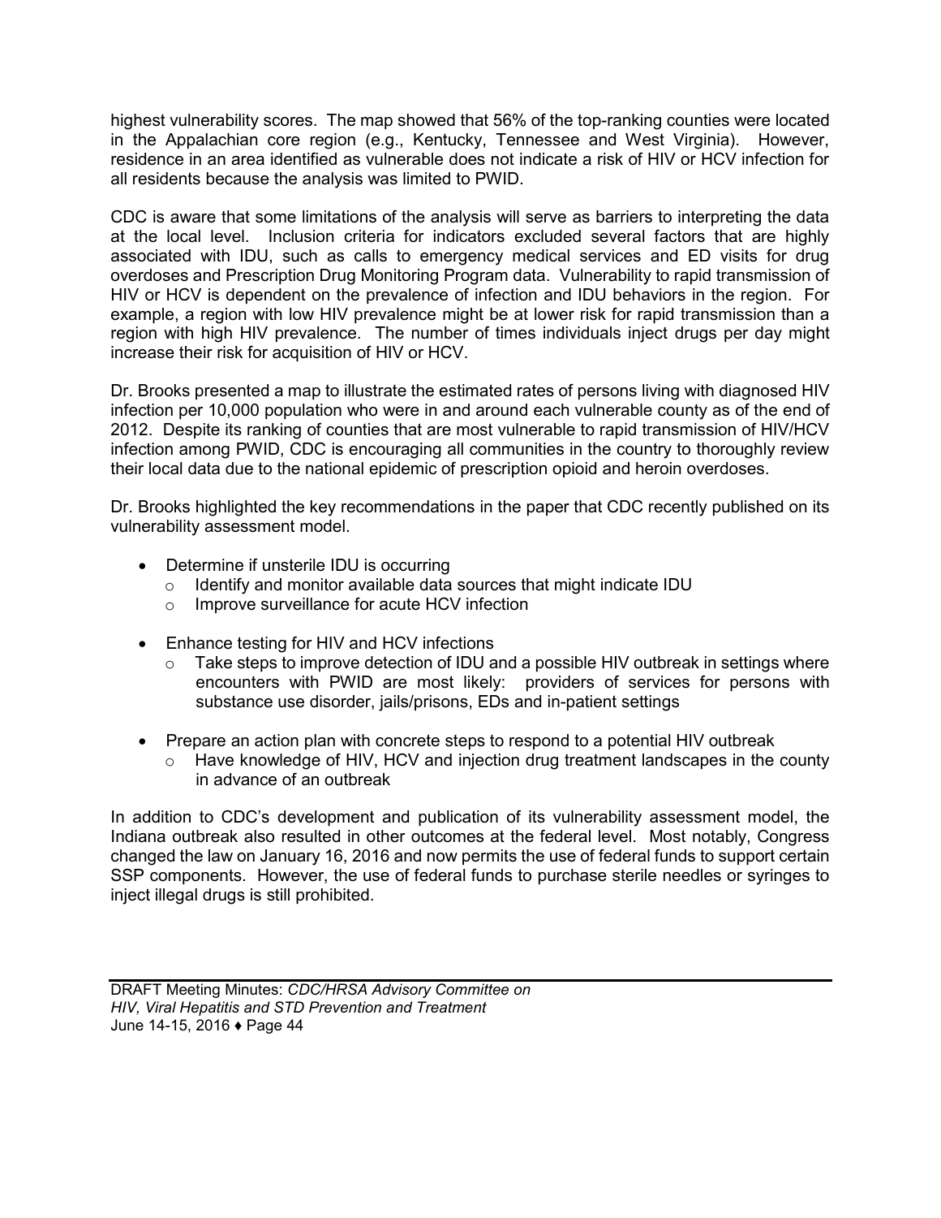highest vulnerability scores. The map showed that 56% of the top-ranking counties were located in the Appalachian core region (e.g., Kentucky, Tennessee and West Virginia). However, residence in an area identified as vulnerable does not indicate a risk of HIV or HCV infection for all residents because the analysis was limited to PWID.

CDC is aware that some limitations of the analysis will serve as barriers to interpreting the data at the local level. Inclusion criteria for indicators excluded several factors that are highly associated with IDU, such as calls to emergency medical services and ED visits for drug overdoses and Prescription Drug Monitoring Program data. Vulnerability to rapid transmission of HIV or HCV is dependent on the prevalence of infection and IDU behaviors in the region. For example, a region with low HIV prevalence might be at lower risk for rapid transmission than a region with high HIV prevalence. The number of times individuals inject drugs per day might increase their risk for acquisition of HIV or HCV.

Dr. Brooks presented a map to illustrate the estimated rates of persons living with diagnosed HIV infection per 10,000 population who were in and around each vulnerable county as of the end of 2012. Despite its ranking of counties that are most vulnerable to rapid transmission of HIV/HCV infection among PWID, CDC is encouraging all communities in the country to thoroughly review their local data due to the national epidemic of prescription opioid and heroin overdoses.

Dr. Brooks highlighted the key recommendations in the paper that CDC recently published on its vulnerability assessment model.

- Determine if unsterile IDU is occurring
  - Identify and monitor available data sources that might indicate IDU
  - Improve surveillance for acute HCV infection

- Enhance testing for HIV and HCV infections
  - Take steps to improve detection of IDU and a possible HIV outbreak in settings where encounters with PWID are most likely: providers of services for persons with substance use disorder, jails/prisons, EDs and in-patient settings

- Prepare an action plan with concrete steps to respond to a potential HIV outbreak
  - Have knowledge of HIV, HCV and injection drug treatment landscapes in the county in advance of an outbreak

In addition to CDC's development and publication of its vulnerability assessment model, the Indiana outbreak also resulted in other outcomes at the federal level. Most notably, Congress changed the law on January 16, 2016 and now permits the use of federal funds to support certain SSP components. However, the use of federal funds to purchase sterile needles or syringes to inject illegal drugs is still prohibited.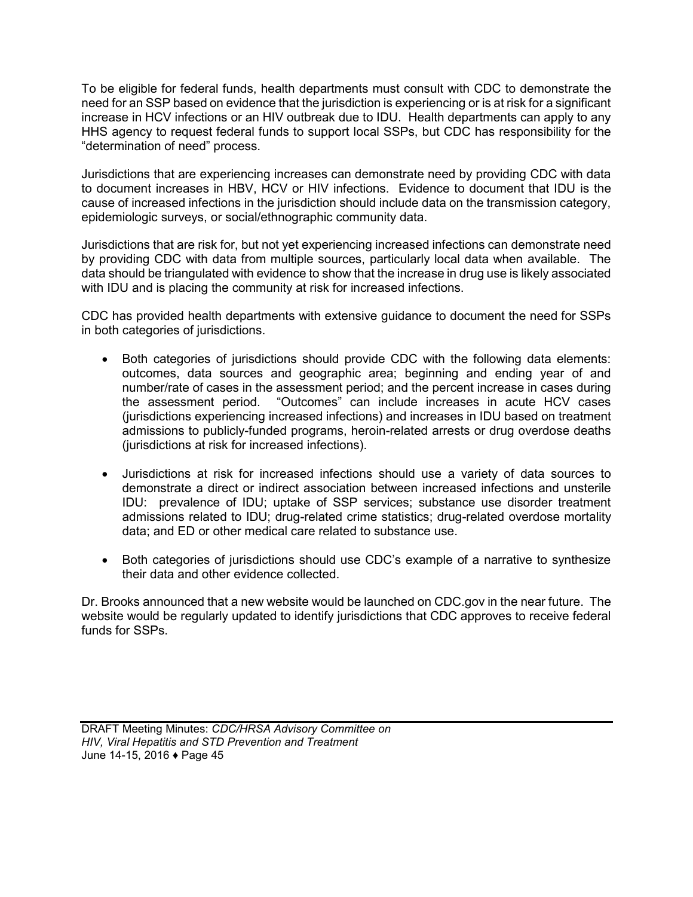To be eligible for federal funds, health departments must consult with CDC to demonstrate the need for an SSP based on evidence that the jurisdiction is experiencing or is at risk for a significant increase in HCV infections or an HIV outbreak due to IDU. Health departments can apply to any HHS agency to request federal funds to support local SSPs, but CDC has responsibility for the "determination of need" process.

Jurisdictions that are experiencing increases can demonstrate need by providing CDC with data to document increases in HBV, HCV or HIV infections. Evidence to document that IDU is the cause of increased infections in the jurisdiction should include data on the transmission category, epidemiologic surveys, or social/ethnographic community data.

Jurisdictions that are risk for, but not yet experiencing increased infections can demonstrate need by providing CDC with data from multiple sources, particularly local data when available. The data should be triangulated with evidence to show that the increase in drug use is likely associated with IDU and is placing the community at risk for increased infections.

CDC has provided health departments with extensive guidance to document the need for SSPs in both categories of jurisdictions.

- Both categories of jurisdictions should provide CDC with the following data elements: outcomes, data sources and geographic area; beginning and ending year of and number/rate of cases in the assessment period; and the percent increase in cases during the assessment period. "Outcomes" can include increases in acute HCV cases (jurisdictions experiencing increased infections) and increases in IDU based on treatment admissions to publicly-funded programs, heroin-related arrests or drug overdose deaths (jurisdictions at risk for increased infections).

- Jurisdictions at risk for increased infections should use a variety of data sources to demonstrate a direct or indirect association between increased infections and unsterile IDU: prevalence of IDU; uptake of SSP services; substance use disorder treatment admissions related to IDU; drug-related crime statistics; drug-related overdose mortality data; and ED or other medical care related to substance use.

- Both categories of jurisdictions should use CDC's example of a narrative to synthesize their data and other evidence collected.

Dr. Brooks announced that a new website would be launched on CDC.gov in the near future. The website would be regularly updated to identify jurisdictions that CDC approves to receive federal funds for SSPs.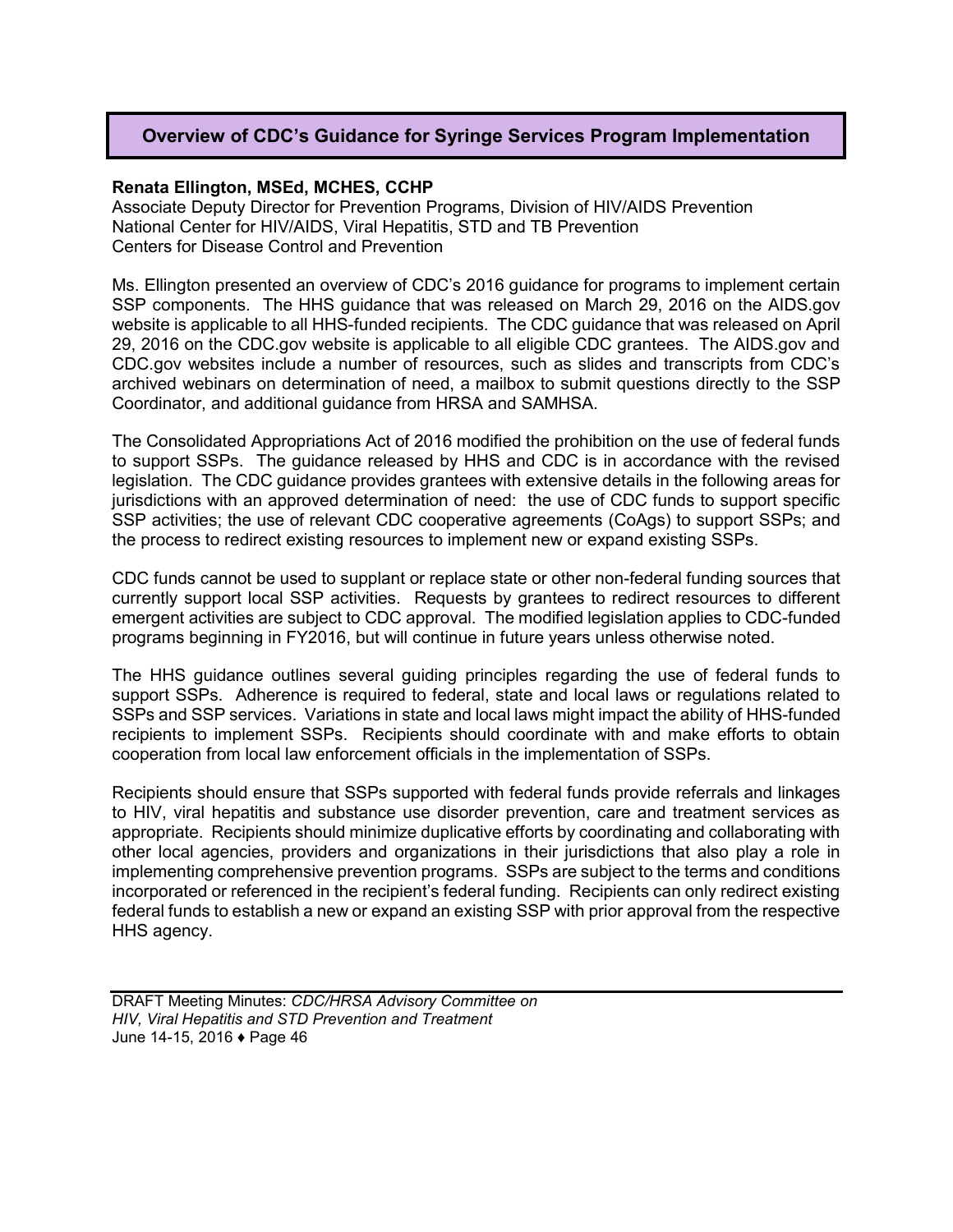## Overview of CDC's Guidance for Syringe Services Program Implementation

**Renata Ellington, MSEd, MCHES, CCHP**
Associate Deputy Director for Prevention Programs, Division of HIV/AIDS Prevention
National Center for HIV/AIDS, Viral Hepatitis, STD and TB Prevention
Centers for Disease Control and Prevention

Ms. Ellington presented an overview of CDC's 2016 guidance for programs to implement certain SSP components. The HHS guidance that was released on March 29, 2016 on the AIDS.gov website is applicable to all HHS-funded recipients. The CDC guidance that was released on April 29, 2016 on the CDC.gov website is applicable to all eligible CDC grantees. The AIDS.gov and CDC.gov websites include a number of resources, such as slides and transcripts from CDC's archived webinars on determination of need, a mailbox to submit questions directly to the SSP Coordinator, and additional guidance from HRSA and SAMHSA.

The Consolidated Appropriations Act of 2016 modified the prohibition on the use of federal funds to support SSPs. The guidance released by HHS and CDC is in accordance with the revised legislation. The CDC guidance provides grantees with extensive details in the following areas for jurisdictions with an approved determination of need: the use of CDC funds to support specific SSP activities; the use of relevant CDC cooperative agreements (CoAgs) to support SSPs; and the process to redirect existing resources to implement new or expand existing SSPs.

CDC funds cannot be used to supplant or replace state or other non-federal funding sources that currently support local SSP activities. Requests by grantees to redirect resources to different emergent activities are subject to CDC approval. The modified legislation applies to CDC-funded programs beginning in FY2016, but will continue in future years unless otherwise noted.

The HHS guidance outlines several guiding principles regarding the use of federal funds to support SSPs. Adherence is required to federal, state and local laws or regulations related to SSPs and SSP services. Variations in state and local laws might impact the ability of HHS-funded recipients to implement SSPs. Recipients should coordinate with and make efforts to obtain cooperation from local law enforcement officials in the implementation of SSPs.

Recipients should ensure that SSPs supported with federal funds provide referrals and linkages to HIV, viral hepatitis and substance use disorder prevention, care and treatment services as appropriate. Recipients should minimize duplicative efforts by coordinating and collaborating with other local agencies, providers and organizations in their jurisdictions that also play a role in implementing comprehensive prevention programs. SSPs are subject to the terms and conditions incorporated or referenced in the recipient's federal funding. Recipients can only redirect existing federal funds to establish a new or expand an existing SSP with prior approval from the respective HHS agency.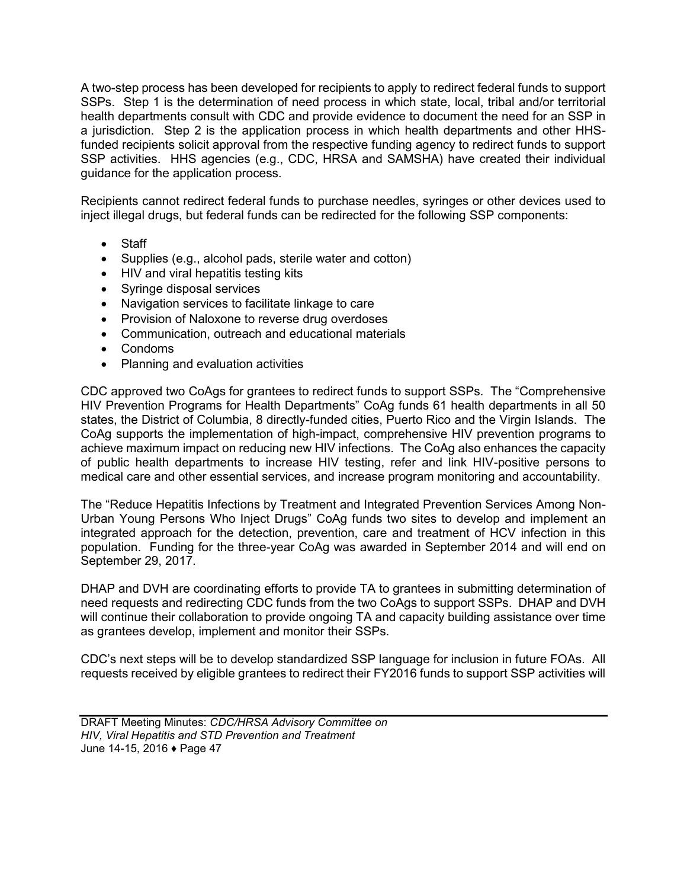A two-step process has been developed for recipients to apply to redirect federal funds to support SSPs. Step 1 is the determination of need process in which state, local, tribal and/or territorial health departments consult with CDC and provide evidence to document the need for an SSP in a jurisdiction. Step 2 is the application process in which health departments and other HHS-funded recipients solicit approval from the respective funding agency to redirect funds to support SSP activities. HHS agencies (e.g., CDC, HRSA and SAMSHA) have created their individual guidance for the application process.

Recipients cannot redirect federal funds to purchase needles, syringes or other devices used to inject illegal drugs, but federal funds can be redirected for the following SSP components:

- Staff
- Supplies (e.g., alcohol pads, sterile water and cotton)
- HIV and viral hepatitis testing kits
- Syringe disposal services
- Navigation services to facilitate linkage to care
- Provision of Naloxone to reverse drug overdoses
- Communication, outreach and educational materials
- Condoms
- Planning and evaluation activities

CDC approved two CoAgs for grantees to redirect funds to support SSPs. The "Comprehensive HIV Prevention Programs for Health Departments" CoAg funds 61 health departments in all 50 states, the District of Columbia, 8 directly-funded cities, Puerto Rico and the Virgin Islands. The CoAg supports the implementation of high-impact, comprehensive HIV prevention programs to achieve maximum impact on reducing new HIV infections. The CoAg also enhances the capacity of public health departments to increase HIV testing, refer and link HIV-positive persons to medical care and other essential services, and increase program monitoring and accountability.

The "Reduce Hepatitis Infections by Treatment and Integrated Prevention Services Among Non-Urban Young Persons Who Inject Drugs" CoAg funds two sites to develop and implement an integrated approach for the detection, prevention, care and treatment of HCV infection in this population. Funding for the three-year CoAg was awarded in September 2014 and will end on September 29, 2017.

DHAP and DVH are coordinating efforts to provide TA to grantees in submitting determination of need requests and redirecting CDC funds from the two CoAgs to support SSPs. DHAP and DVH will continue their collaboration to provide ongoing TA and capacity building assistance over time as grantees develop, implement and monitor their SSPs.

CDC's next steps will be to develop standardized SSP language for inclusion in future FOAs. All requests received by eligible grantees to redirect their FY2016 funds to support SSP activities will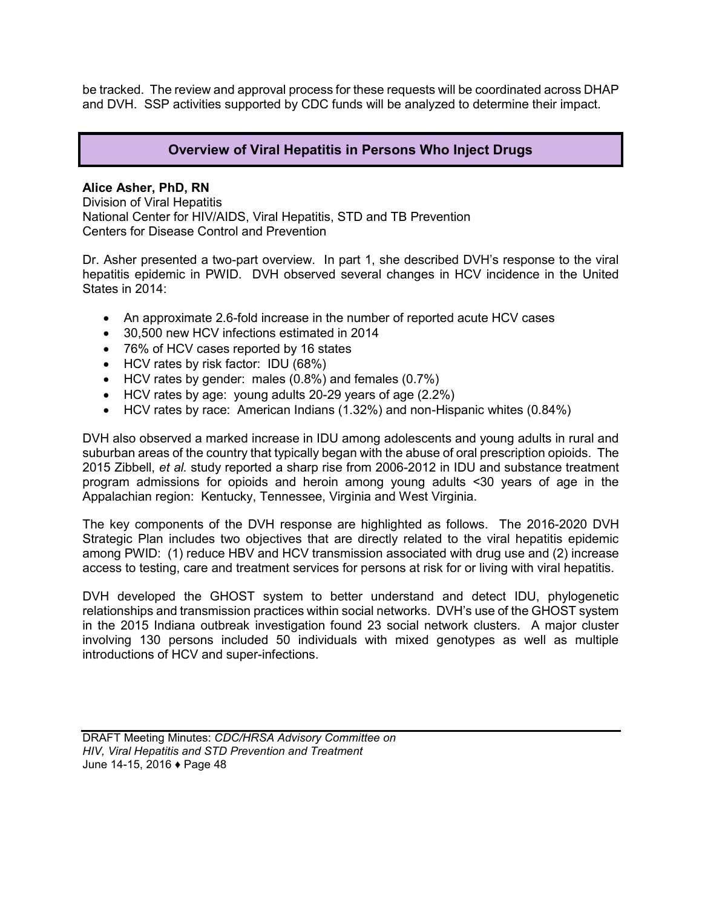be tracked. The review and approval process for these requests will be coordinated across DHAP and DVH. SSP activities supported by CDC funds will be analyzed to determine their impact.

## Overview of Viral Hepatitis in Persons Who Inject Drugs

**Alice Asher, PhD, RN**
Division of Viral Hepatitis
National Center for HIV/AIDS, Viral Hepatitis, STD and TB Prevention
Centers for Disease Control and Prevention

Dr. Asher presented a two-part overview. In part 1, she described DVH's response to the viral hepatitis epidemic in PWID. DVH observed several changes in HCV incidence in the United States in 2014:

- An approximate 2.6-fold increase in the number of reported acute HCV cases
- 30,500 new HCV infections estimated in 2014
- 76% of HCV cases reported by 16 states
- HCV rates by risk factor: IDU (68%)
- HCV rates by gender: males (0.8%) and females (0.7%)
- HCV rates by age: young adults 20-29 years of age (2.2%)
- HCV rates by race: American Indians (1.32%) and non-Hispanic whites (0.84%)

DVH also observed a marked increase in IDU among adolescents and young adults in rural and suburban areas of the country that typically began with the abuse of oral prescription opioids. The 2015 Zibbell, *et al.* study reported a sharp rise from 2006-2012 in IDU and substance treatment program admissions for opioids and heroin among young adults <30 years of age in the Appalachian region: Kentucky, Tennessee, Virginia and West Virginia.

The key components of the DVH response are highlighted as follows. The 2016-2020 DVH Strategic Plan includes two objectives that are directly related to the viral hepatitis epidemic among PWID: (1) reduce HBV and HCV transmission associated with drug use and (2) increase access to testing, care and treatment services for persons at risk for or living with viral hepatitis.

DVH developed the GHOST system to better understand and detect IDU, phylogenetic relationships and transmission practices within social networks. DVH's use of the GHOST system in the 2015 Indiana outbreak investigation found 23 social network clusters. A major cluster involving 130 persons included 50 individuals with mixed genotypes as well as multiple introductions of HCV and super-infections.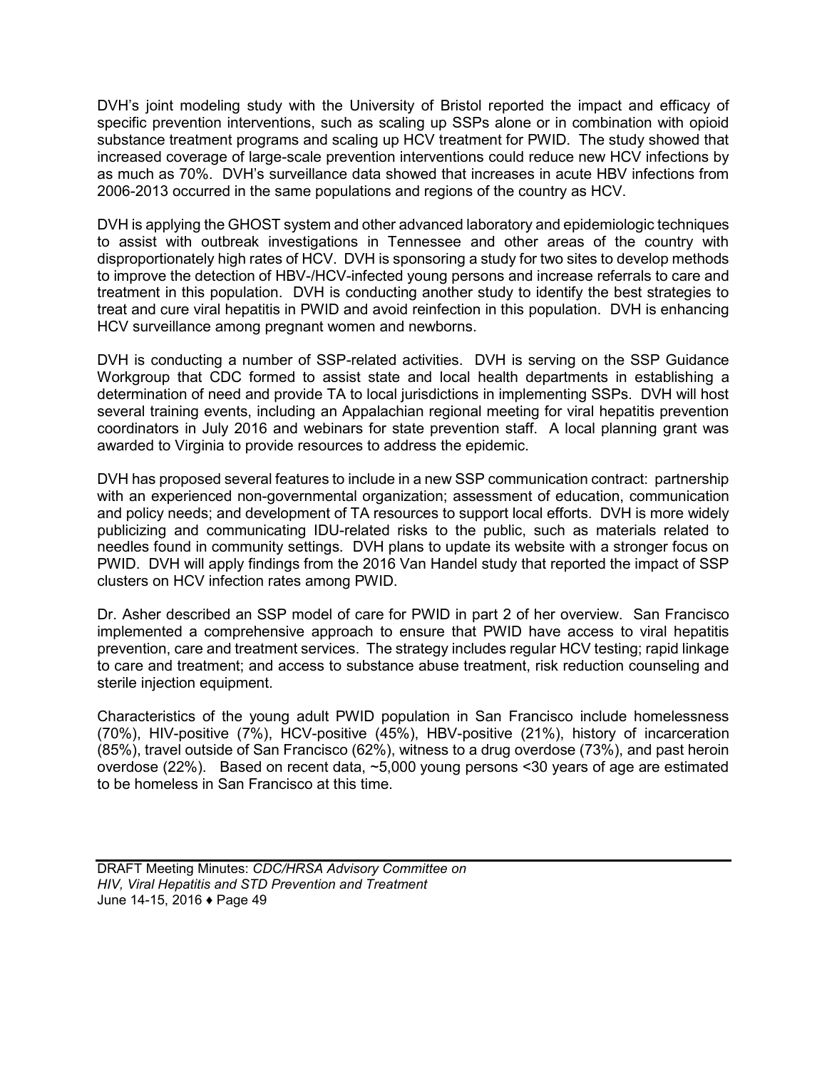DVH's joint modeling study with the University of Bristol reported the impact and efficacy of specific prevention interventions, such as scaling up SSPs alone or in combination with opioid substance treatment programs and scaling up HCV treatment for PWID. The study showed that increased coverage of large-scale prevention interventions could reduce new HCV infections by as much as 70%. DVH's surveillance data showed that increases in acute HBV infections from 2006-2013 occurred in the same populations and regions of the country as HCV.

DVH is applying the GHOST system and other advanced laboratory and epidemiologic techniques to assist with outbreak investigations in Tennessee and other areas of the country with disproportionately high rates of HCV. DVH is sponsoring a study for two sites to develop methods to improve the detection of HBV-/HCV-infected young persons and increase referrals to care and treatment in this population. DVH is conducting another study to identify the best strategies to treat and cure viral hepatitis in PWID and avoid reinfection in this population. DVH is enhancing HCV surveillance among pregnant women and newborns.

DVH is conducting a number of SSP-related activities. DVH is serving on the SSP Guidance Workgroup that CDC formed to assist state and local health departments in establishing a determination of need and provide TA to local jurisdictions in implementing SSPs. DVH will host several training events, including an Appalachian regional meeting for viral hepatitis prevention coordinators in July 2016 and webinars for state prevention staff. A local planning grant was awarded to Virginia to provide resources to address the epidemic.

DVH has proposed several features to include in a new SSP communication contract: partnership with an experienced non-governmental organization; assessment of education, communication and policy needs; and development of TA resources to support local efforts. DVH is more widely publicizing and communicating IDU-related risks to the public, such as materials related to needles found in community settings. DVH plans to update its website with a stronger focus on PWID. DVH will apply findings from the 2016 Van Handel study that reported the impact of SSP clusters on HCV infection rates among PWID.

Dr. Asher described an SSP model of care for PWID in part 2 of her overview. San Francisco implemented a comprehensive approach to ensure that PWID have access to viral hepatitis prevention, care and treatment services. The strategy includes regular HCV testing; rapid linkage to care and treatment; and access to substance abuse treatment, risk reduction counseling and sterile injection equipment.

Characteristics of the young adult PWID population in San Francisco include homelessness (70%), HIV-positive (7%), HCV-positive (45%), HBV-positive (21%), history of incarceration (85%), travel outside of San Francisco (62%), witness to a drug overdose (73%), and past heroin overdose (22%). Based on recent data, ~5,000 young persons <30 years of age are estimated to be homeless in San Francisco at this time.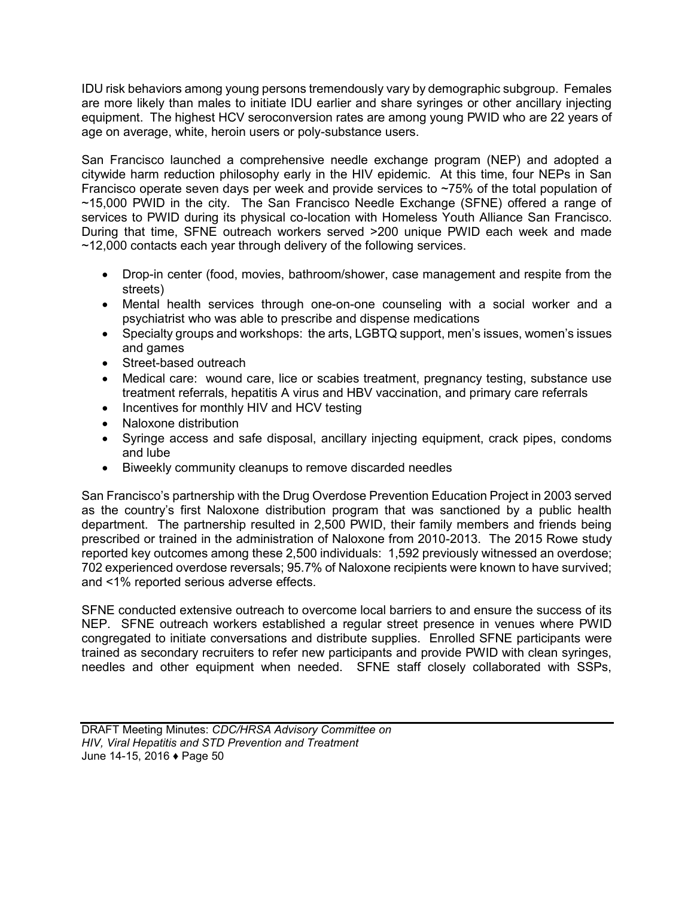IDU risk behaviors among young persons tremendously vary by demographic subgroup. Females are more likely than males to initiate IDU earlier and share syringes or other ancillary injecting equipment. The highest HCV seroconversion rates are among young PWID who are 22 years of age on average, white, heroin users or poly-substance users.

San Francisco launched a comprehensive needle exchange program (NEP) and adopted a citywide harm reduction philosophy early in the HIV epidemic. At this time, four NEPs in San Francisco operate seven days per week and provide services to ~75% of the total population of ~15,000 PWID in the city. The San Francisco Needle Exchange (SFNE) offered a range of services to PWID during its physical co-location with Homeless Youth Alliance San Francisco. During that time, SFNE outreach workers served >200 unique PWID each week and made ~12,000 contacts each year through delivery of the following services.

- Drop-in center (food, movies, bathroom/shower, case management and respite from the streets)
- Mental health services through one-on-one counseling with a social worker and a psychiatrist who was able to prescribe and dispense medications
- Specialty groups and workshops: the arts, LGBTQ support, men's issues, women's issues and games
- Street-based outreach
- Medical care: wound care, lice or scabies treatment, pregnancy testing, substance use treatment referrals, hepatitis A virus and HBV vaccination, and primary care referrals
- Incentives for monthly HIV and HCV testing
- Naloxone distribution
- Syringe access and safe disposal, ancillary injecting equipment, crack pipes, condoms and lube
- Biweekly community cleanups to remove discarded needles

San Francisco's partnership with the Drug Overdose Prevention Education Project in 2003 served as the country's first Naloxone distribution program that was sanctioned by a public health department. The partnership resulted in 2,500 PWID, their family members and friends being prescribed or trained in the administration of Naloxone from 2010-2013. The 2015 Rowe study reported key outcomes among these 2,500 individuals: 1,592 previously witnessed an overdose; 702 experienced overdose reversals; 95.7% of Naloxone recipients were known to have survived; and <1% reported serious adverse effects.

SFNE conducted extensive outreach to overcome local barriers to and ensure the success of its NEP. SFNE outreach workers established a regular street presence in venues where PWID congregated to initiate conversations and distribute supplies. Enrolled SFNE participants were trained as secondary recruiters to refer new participants and provide PWID with clean syringes, needles and other equipment when needed. SFNE staff closely collaborated with SSPs,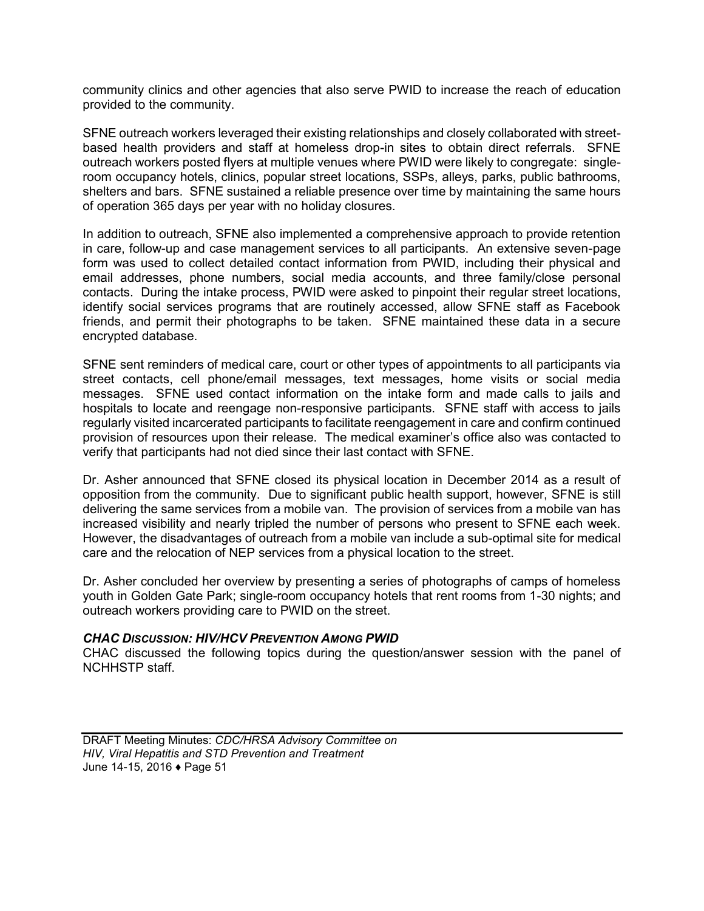community clinics and other agencies that also serve PWID to increase the reach of education provided to the community.

SFNE outreach workers leveraged their existing relationships and closely collaborated with street-based health providers and staff at homeless drop-in sites to obtain direct referrals. SFNE outreach workers posted flyers at multiple venues where PWID were likely to congregate: single-room occupancy hotels, clinics, popular street locations, SSPs, alleys, parks, public bathrooms, shelters and bars. SFNE sustained a reliable presence over time by maintaining the same hours of operation 365 days per year with no holiday closures.

In addition to outreach, SFNE also implemented a comprehensive approach to provide retention in care, follow-up and case management services to all participants. An extensive seven-page form was used to collect detailed contact information from PWID, including their physical and email addresses, phone numbers, social media accounts, and three family/close personal contacts. During the intake process, PWID were asked to pinpoint their regular street locations, identify social services programs that are routinely accessed, allow SFNE staff as Facebook friends, and permit their photographs to be taken. SFNE maintained these data in a secure encrypted database.

SFNE sent reminders of medical care, court or other types of appointments to all participants via street contacts, cell phone/email messages, text messages, home visits or social media messages. SFNE used contact information on the intake form and made calls to jails and hospitals to locate and reengage non-responsive participants. SFNE staff with access to jails regularly visited incarcerated participants to facilitate reengagement in care and confirm continued provision of resources upon their release. The medical examiner's office also was contacted to verify that participants had not died since their last contact with SFNE.

Dr. Asher announced that SFNE closed its physical location in December 2014 as a result of opposition from the community. Due to significant public health support, however, SFNE is still delivering the same services from a mobile van. The provision of services from a mobile van has increased visibility and nearly tripled the number of persons who present to SFNE each week. However, the disadvantages of outreach from a mobile van include a sub-optimal site for medical care and the relocation of NEP services from a physical location to the street.

Dr. Asher concluded her overview by presenting a series of photographs of camps of homeless youth in Golden Gate Park; single-room occupancy hotels that rent rooms from 1-30 nights; and outreach workers providing care to PWID on the street.

***CHAC Discussion: HIV/HCV Prevention Among PWID***

CHAC discussed the following topics during the question/answer session with the panel of NCHHSTP staff.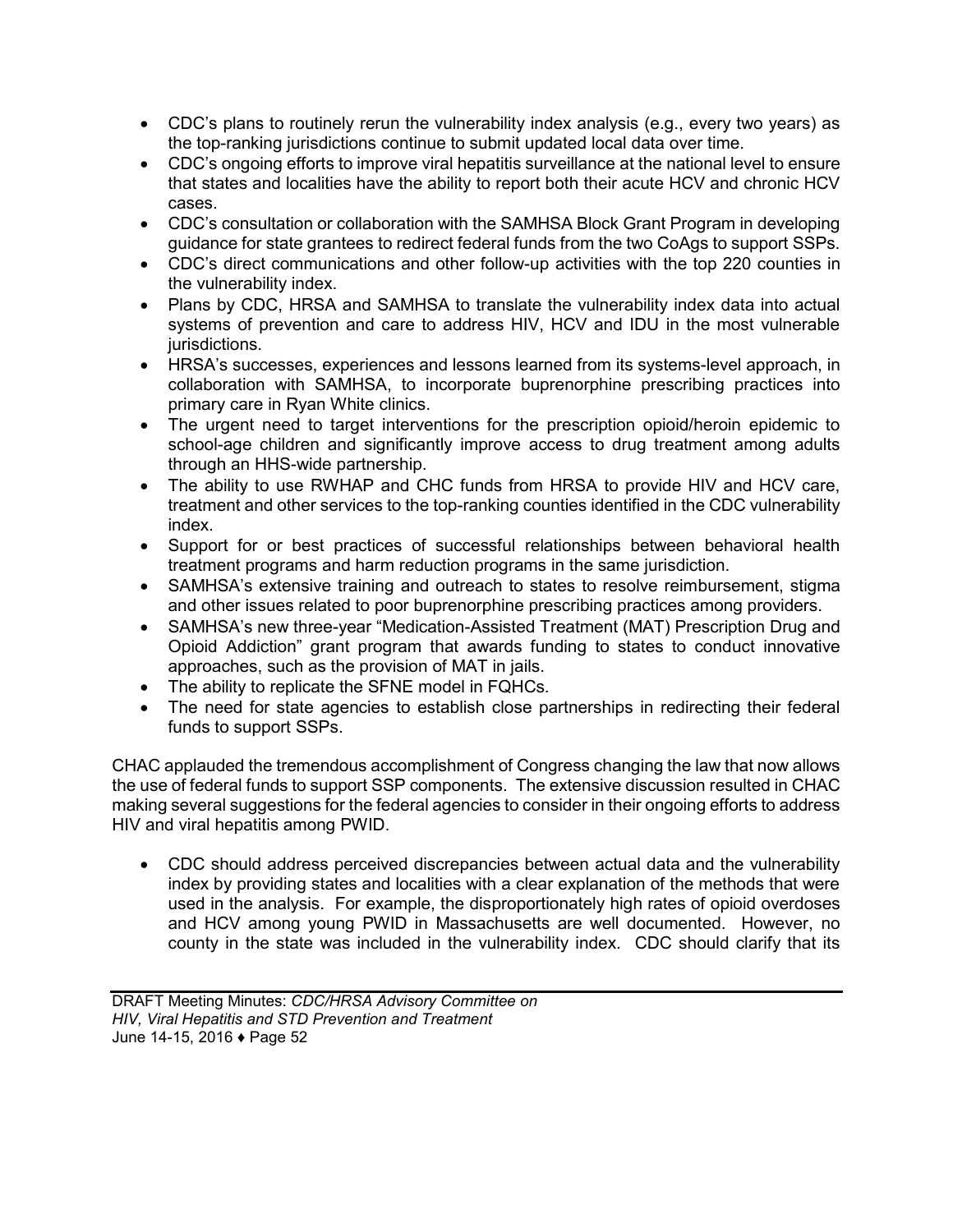- CDC's plans to routinely rerun the vulnerability index analysis (e.g., every two years) as the top-ranking jurisdictions continue to submit updated local data over time.
- CDC's ongoing efforts to improve viral hepatitis surveillance at the national level to ensure that states and localities have the ability to report both their acute HCV and chronic HCV cases.
- CDC's consultation or collaboration with the SAMHSA Block Grant Program in developing guidance for state grantees to redirect federal funds from the two CoAgs to support SSPs.
- CDC's direct communications and other follow-up activities with the top 220 counties in the vulnerability index.
- Plans by CDC, HRSA and SAMHSA to translate the vulnerability index data into actual systems of prevention and care to address HIV, HCV and IDU in the most vulnerable jurisdictions.
- HRSA's successes, experiences and lessons learned from its systems-level approach, in collaboration with SAMHSA, to incorporate buprenorphine prescribing practices into primary care in Ryan White clinics.
- The urgent need to target interventions for the prescription opioid/heroin epidemic to school-age children and significantly improve access to drug treatment among adults through an HHS-wide partnership.
- The ability to use RWHAP and CHC funds from HRSA to provide HIV and HCV care, treatment and other services to the top-ranking counties identified in the CDC vulnerability index.
- Support for or best practices of successful relationships between behavioral health treatment programs and harm reduction programs in the same jurisdiction.
- SAMHSA's extensive training and outreach to states to resolve reimbursement, stigma and other issues related to poor buprenorphine prescribing practices among providers.
- SAMHSA's new three-year "Medication-Assisted Treatment (MAT) Prescription Drug and Opioid Addiction" grant program that awards funding to states to conduct innovative approaches, such as the provision of MAT in jails.
- The ability to replicate the SFNE model in FQHCs.
- The need for state agencies to establish close partnerships in redirecting their federal funds to support SSPs.

CHAC applauded the tremendous accomplishment of Congress changing the law that now allows the use of federal funds to support SSP components. The extensive discussion resulted in CHAC making several suggestions for the federal agencies to consider in their ongoing efforts to address HIV and viral hepatitis among PWID.

- CDC should address perceived discrepancies between actual data and the vulnerability index by providing states and localities with a clear explanation of the methods that were used in the analysis. For example, the disproportionately high rates of opioid overdoses and HCV among young PWID in Massachusetts are well documented. However, no county in the state was included in the vulnerability index. CDC should clarify that its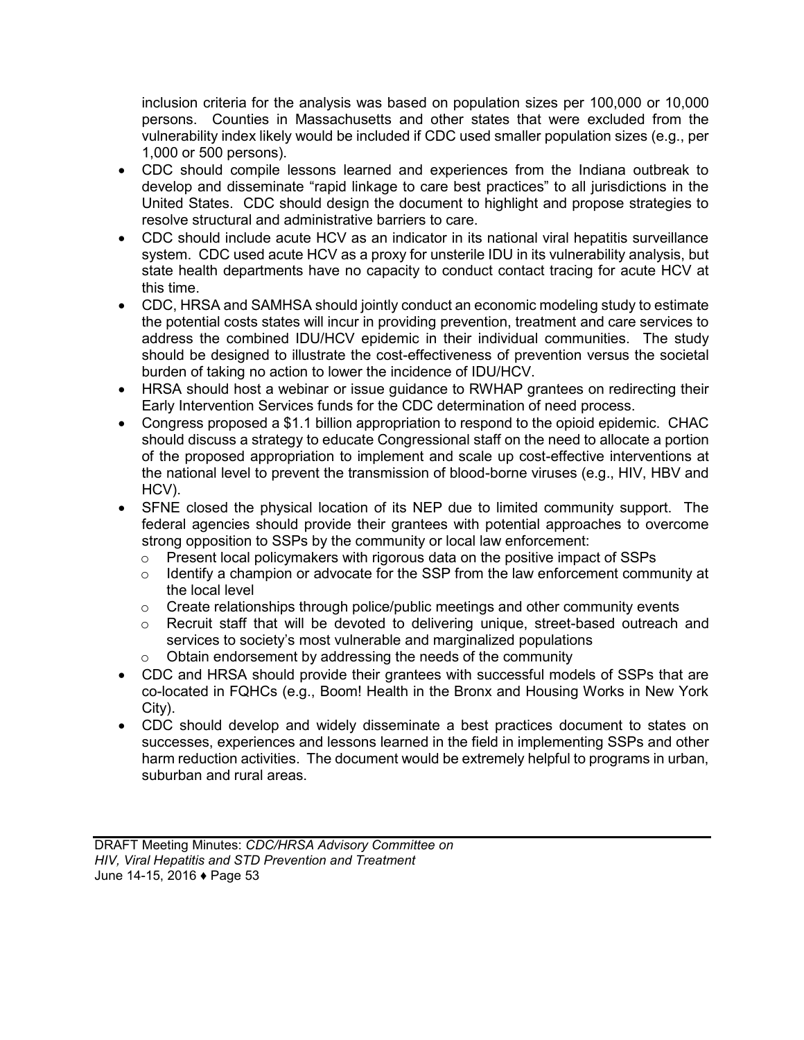inclusion criteria for the analysis was based on population sizes per 100,000 or 10,000 persons. Counties in Massachusetts and other states that were excluded from the vulnerability index likely would be included if CDC used smaller population sizes (e.g., per 1,000 or 500 persons).

- CDC should compile lessons learned and experiences from the Indiana outbreak to develop and disseminate "rapid linkage to care best practices" to all jurisdictions in the United States. CDC should design the document to highlight and propose strategies to resolve structural and administrative barriers to care.
- CDC should include acute HCV as an indicator in its national viral hepatitis surveillance system. CDC used acute HCV as a proxy for unsterile IDU in its vulnerability analysis, but state health departments have no capacity to conduct contact tracing for acute HCV at this time.
- CDC, HRSA and SAMHSA should jointly conduct an economic modeling study to estimate the potential costs states will incur in providing prevention, treatment and care services to address the combined IDU/HCV epidemic in their individual communities. The study should be designed to illustrate the cost-effectiveness of prevention versus the societal burden of taking no action to lower the incidence of IDU/HCV.
- HRSA should host a webinar or issue guidance to RWHAP grantees on redirecting their Early Intervention Services funds for the CDC determination of need process.
- Congress proposed a $1.1 billion appropriation to respond to the opioid epidemic. CHAC should discuss a strategy to educate Congressional staff on the need to allocate a portion of the proposed appropriation to implement and scale up cost-effective interventions at the national level to prevent the transmission of blood-borne viruses (e.g., HIV, HBV and HCV).
- SFNE closed the physical location of its NEP due to limited community support. The federal agencies should provide their grantees with potential approaches to overcome strong opposition to SSPs by the community or local law enforcement:
  - Present local policymakers with rigorous data on the positive impact of SSPs
  - Identify a champion or advocate for the SSP from the law enforcement community at the local level
  - Create relationships through police/public meetings and other community events
  - Recruit staff that will be devoted to delivering unique, street-based outreach and services to society's most vulnerable and marginalized populations
  - Obtain endorsement by addressing the needs of the community
- CDC and HRSA should provide their grantees with successful models of SSPs that are co-located in FQHCs (e.g., Boom! Health in the Bronx and Housing Works in New York City).
- CDC should develop and widely disseminate a best practices document to states on successes, experiences and lessons learned in the field in implementing SSPs and other harm reduction activities. The document would be extremely helpful to programs in urban, suburban and rural areas.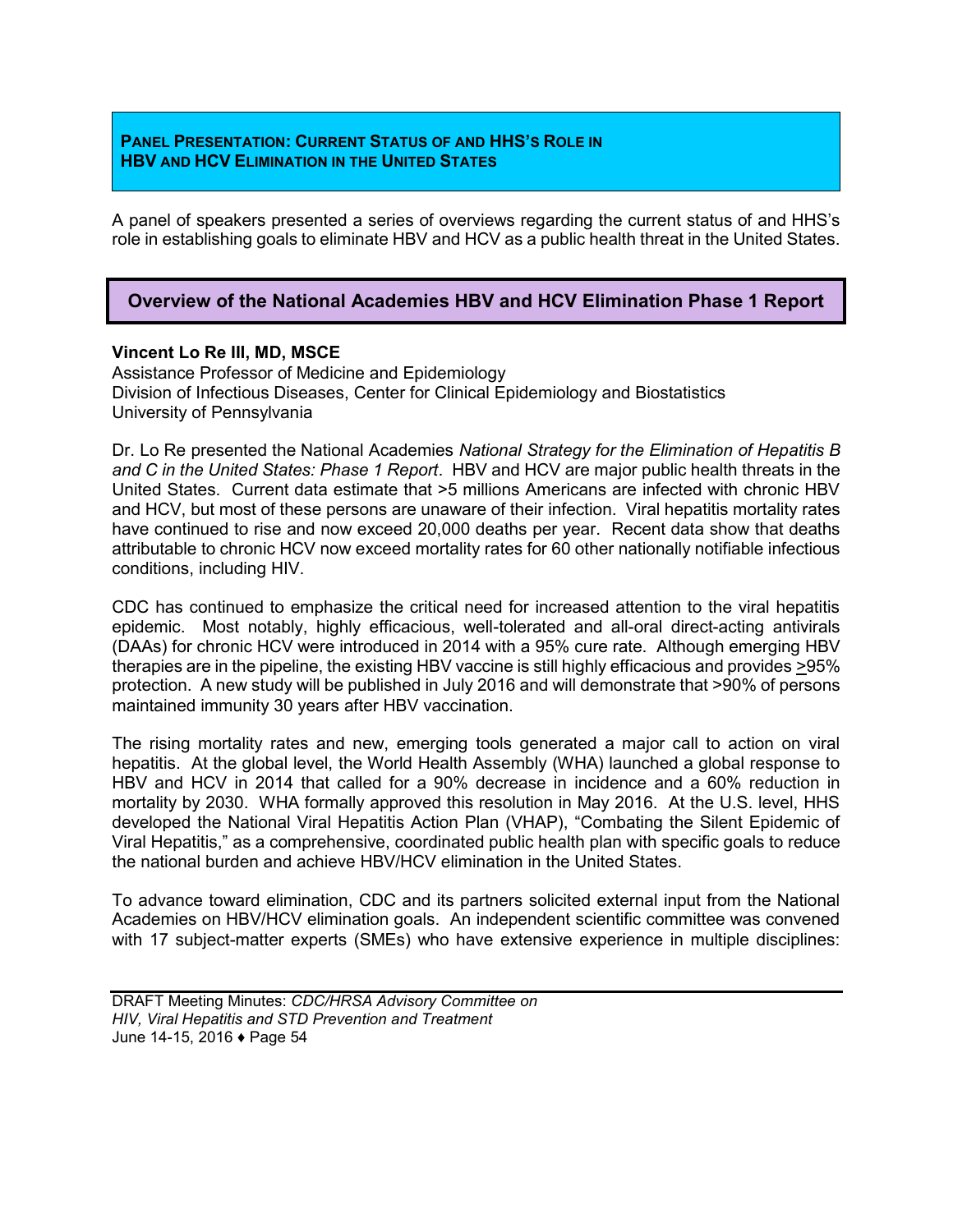## PANEL PRESENTATION: CURRENT STATUS OF AND HHS'S ROLE IN HBV AND HCV ELIMINATION IN THE UNITED STATES

A panel of speakers presented a series of overviews regarding the current status of and HHS's role in establishing goals to eliminate HBV and HCV as a public health threat in the United States.

### Overview of the National Academies HBV and HCV Elimination Phase 1 Report

**Vincent Lo Re III, MD, MSCE**
Assistance Professor of Medicine and Epidemiology
Division of Infectious Diseases, Center for Clinical Epidemiology and Biostatistics
University of Pennsylvania

Dr. Lo Re presented the National Academies *National Strategy for the Elimination of Hepatitis B and C in the United States: Phase 1 Report*. HBV and HCV are major public health threats in the United States. Current data estimate that >5 millions Americans are infected with chronic HBV and HCV, but most of these persons are unaware of their infection. Viral hepatitis mortality rates have continued to rise and now exceed 20,000 deaths per year. Recent data show that deaths attributable to chronic HCV now exceed mortality rates for 60 other nationally notifiable infectious conditions, including HIV.

CDC has continued to emphasize the critical need for increased attention to the viral hepatitis epidemic. Most notably, highly efficacious, well-tolerated and all-oral direct-acting antivirals (DAAs) for chronic HCV were introduced in 2014 with a 95% cure rate. Although emerging HBV therapies are in the pipeline, the existing HBV vaccine is still highly efficacious and provides ≥95% protection. A new study will be published in July 2016 and will demonstrate that >90% of persons maintained immunity 30 years after HBV vaccination.

The rising mortality rates and new, emerging tools generated a major call to action on viral hepatitis. At the global level, the World Health Assembly (WHA) launched a global response to HBV and HCV in 2014 that called for a 90% decrease in incidence and a 60% reduction in mortality by 2030. WHA formally approved this resolution in May 2016. At the U.S. level, HHS developed the National Viral Hepatitis Action Plan (VHAP), "Combating the Silent Epidemic of Viral Hepatitis," as a comprehensive, coordinated public health plan with specific goals to reduce the national burden and achieve HBV/HCV elimination in the United States.

To advance toward elimination, CDC and its partners solicited external input from the National Academies on HBV/HCV elimination goals. An independent scientific committee was convened with 17 subject-matter experts (SMEs) who have extensive experience in multiple disciplines: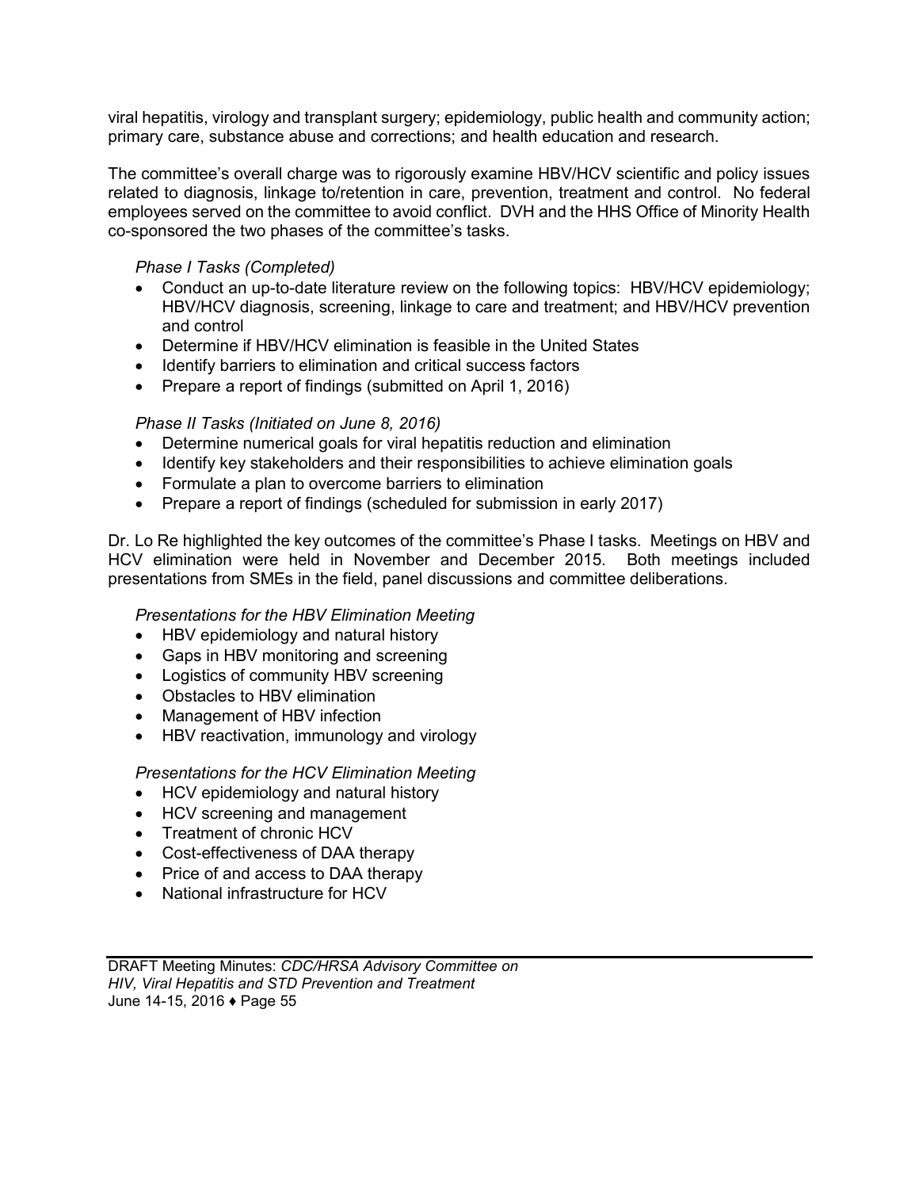viral hepatitis, virology and transplant surgery; epidemiology, public health and community action; primary care, substance abuse and corrections; and health education and research.

The committee's overall charge was to rigorously examine HBV/HCV scientific and policy issues related to diagnosis, linkage to/retention in care, prevention, treatment and control. No federal employees served on the committee to avoid conflict. DVH and the HHS Office of Minority Health co-sponsored the two phases of the committee's tasks.

*Phase I Tasks (Completed)*

- Conduct an up-to-date literature review on the following topics: HBV/HCV epidemiology; HBV/HCV diagnosis, screening, linkage to care and treatment; and HBV/HCV prevention and control
- Determine if HBV/HCV elimination is feasible in the United States
- Identify barriers to elimination and critical success factors
- Prepare a report of findings (submitted on April 1, 2016)

*Phase II Tasks (Initiated on June 8, 2016)*

- Determine numerical goals for viral hepatitis reduction and elimination
- Identify key stakeholders and their responsibilities to achieve elimination goals
- Formulate a plan to overcome barriers to elimination
- Prepare a report of findings (scheduled for submission in early 2017)

Dr. Lo Re highlighted the key outcomes of the committee's Phase I tasks. Meetings on HBV and HCV elimination were held in November and December 2015. Both meetings included presentations from SMEs in the field, panel discussions and committee deliberations.

*Presentations for the HBV Elimination Meeting*

- HBV epidemiology and natural history
- Gaps in HBV monitoring and screening
- Logistics of community HBV screening
- Obstacles to HBV elimination
- Management of HBV infection
- HBV reactivation, immunology and virology

*Presentations for the HCV Elimination Meeting*

- HCV epidemiology and natural history
- HCV screening and management
- Treatment of chronic HCV
- Cost-effectiveness of DAA therapy
- Price of and access to DAA therapy
- National infrastructure for HCV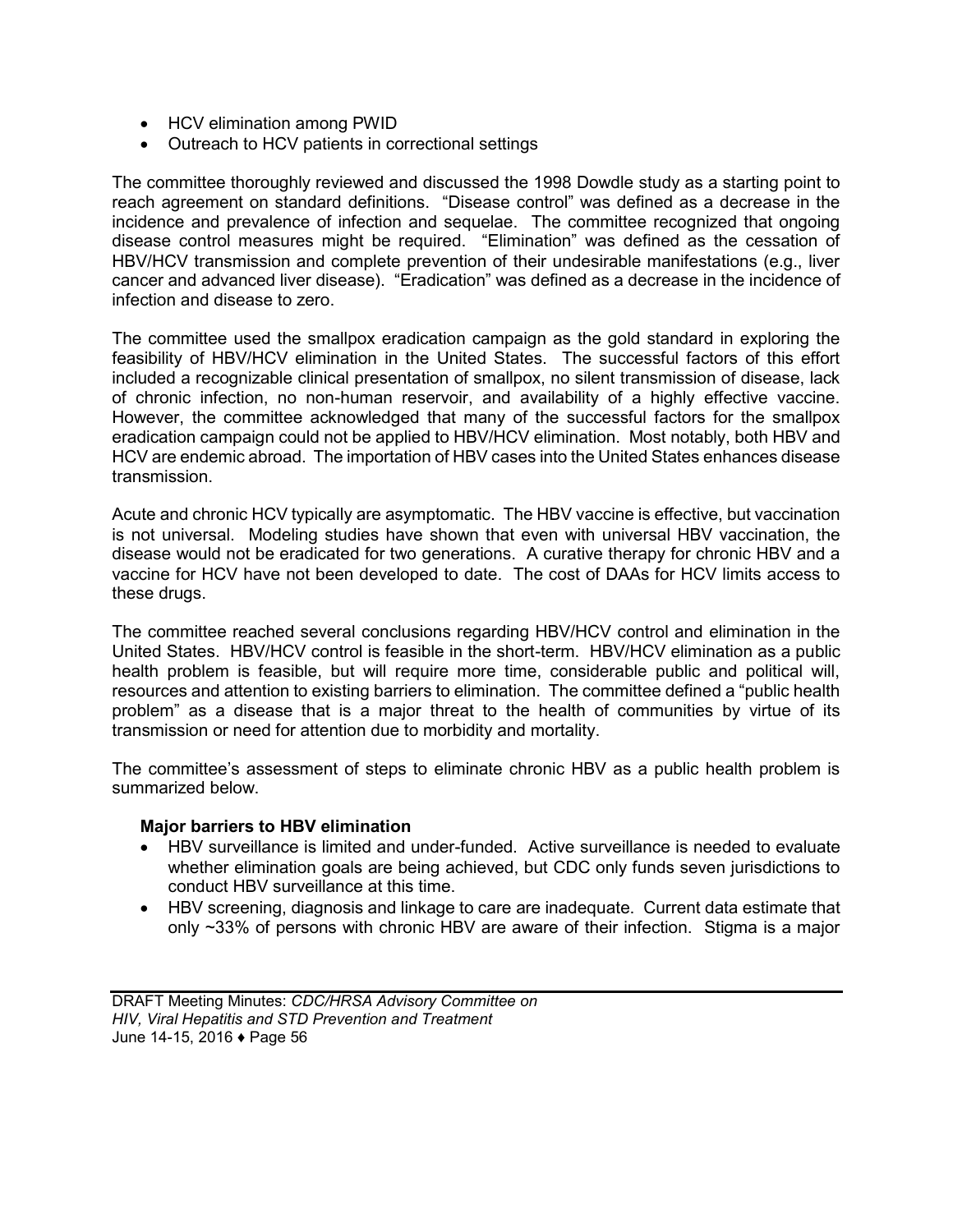- HCV elimination among PWID
- Outreach to HCV patients in correctional settings

The committee thoroughly reviewed and discussed the 1998 Dowdle study as a starting point to reach agreement on standard definitions. "Disease control" was defined as a decrease in the incidence and prevalence of infection and sequelae. The committee recognized that ongoing disease control measures might be required. "Elimination" was defined as the cessation of HBV/HCV transmission and complete prevention of their undesirable manifestations (e.g., liver cancer and advanced liver disease). "Eradication" was defined as a decrease in the incidence of infection and disease to zero.

The committee used the smallpox eradication campaign as the gold standard in exploring the feasibility of HBV/HCV elimination in the United States. The successful factors of this effort included a recognizable clinical presentation of smallpox, no silent transmission of disease, lack of chronic infection, no non-human reservoir, and availability of a highly effective vaccine. However, the committee acknowledged that many of the successful factors for the smallpox eradication campaign could not be applied to HBV/HCV elimination. Most notably, both HBV and HCV are endemic abroad. The importation of HBV cases into the United States enhances disease transmission.

Acute and chronic HCV typically are asymptomatic. The HBV vaccine is effective, but vaccination is not universal. Modeling studies have shown that even with universal HBV vaccination, the disease would not be eradicated for two generations. A curative therapy for chronic HBV and a vaccine for HCV have not been developed to date. The cost of DAAs for HCV limits access to these drugs.

The committee reached several conclusions regarding HBV/HCV control and elimination in the United States. HBV/HCV control is feasible in the short-term. HBV/HCV elimination as a public health problem is feasible, but will require more time, considerable public and political will, resources and attention to existing barriers to elimination. The committee defined a "public health problem" as a disease that is a major threat to the health of communities by virtue of its transmission or need for attention due to morbidity and mortality.

The committee's assessment of steps to eliminate chronic HBV as a public health problem is summarized below.

**Major barriers to HBV elimination**

- HBV surveillance is limited and under-funded. Active surveillance is needed to evaluate whether elimination goals are being achieved, but CDC only funds seven jurisdictions to conduct HBV surveillance at this time.
- HBV screening, diagnosis and linkage to care are inadequate. Current data estimate that only ~33% of persons with chronic HBV are aware of their infection. Stigma is a major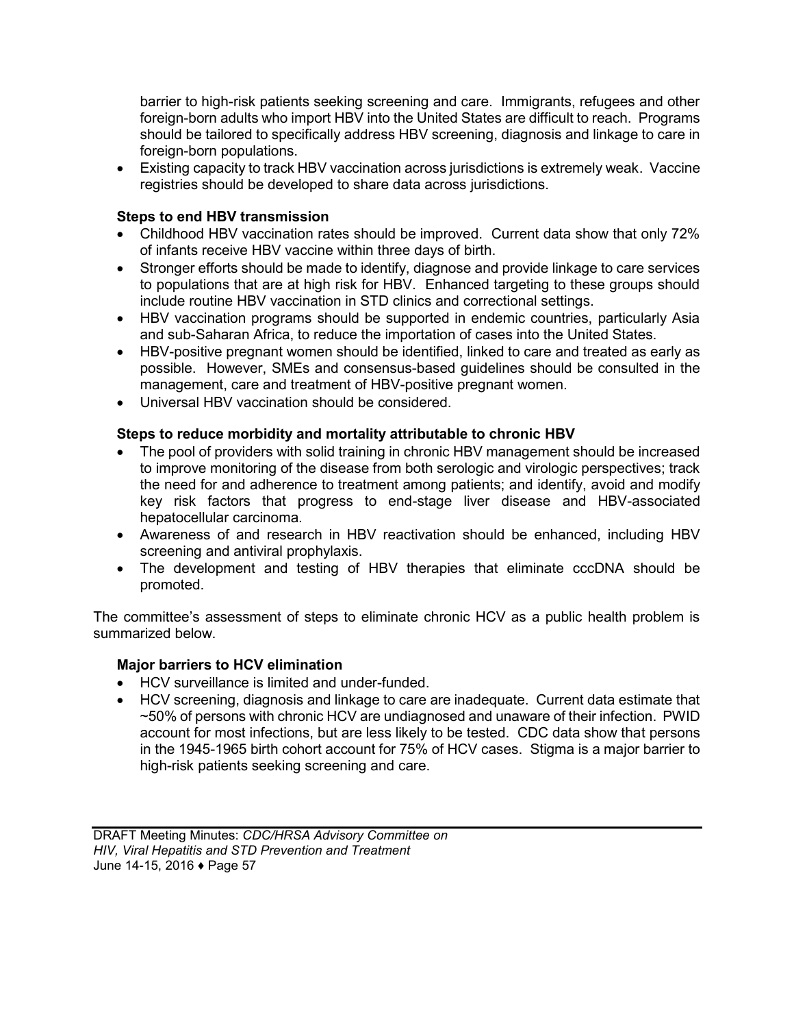barrier to high-risk patients seeking screening and care. Immigrants, refugees and other foreign-born adults who import HBV into the United States are difficult to reach. Programs should be tailored to specifically address HBV screening, diagnosis and linkage to care in foreign-born populations.

- Existing capacity to track HBV vaccination across jurisdictions is extremely weak. Vaccine registries should be developed to share data across jurisdictions.

**Steps to end HBV transmission**

- Childhood HBV vaccination rates should be improved. Current data show that only 72% of infants receive HBV vaccine within three days of birth.
- Stronger efforts should be made to identify, diagnose and provide linkage to care services to populations that are at high risk for HBV. Enhanced targeting to these groups should include routine HBV vaccination in STD clinics and correctional settings.
- HBV vaccination programs should be supported in endemic countries, particularly Asia and sub-Saharan Africa, to reduce the importation of cases into the United States.
- HBV-positive pregnant women should be identified, linked to care and treated as early as possible. However, SMEs and consensus-based guidelines should be consulted in the management, care and treatment of HBV-positive pregnant women.
- Universal HBV vaccination should be considered.

**Steps to reduce morbidity and mortality attributable to chronic HBV**

- The pool of providers with solid training in chronic HBV management should be increased to improve monitoring of the disease from both serologic and virologic perspectives; track the need for and adherence to treatment among patients; and identify, avoid and modify key risk factors that progress to end-stage liver disease and HBV-associated hepatocellular carcinoma.
- Awareness of and research in HBV reactivation should be enhanced, including HBV screening and antiviral prophylaxis.
- The development and testing of HBV therapies that eliminate cccDNA should be promoted.

The committee's assessment of steps to eliminate chronic HCV as a public health problem is summarized below.

**Major barriers to HCV elimination**

- HCV surveillance is limited and under-funded.
- HCV screening, diagnosis and linkage to care are inadequate. Current data estimate that ~50% of persons with chronic HCV are undiagnosed and unaware of their infection. PWID account for most infections, but are less likely to be tested. CDC data show that persons in the 1945-1965 birth cohort account for 75% of HCV cases. Stigma is a major barrier to high-risk patients seeking screening and care.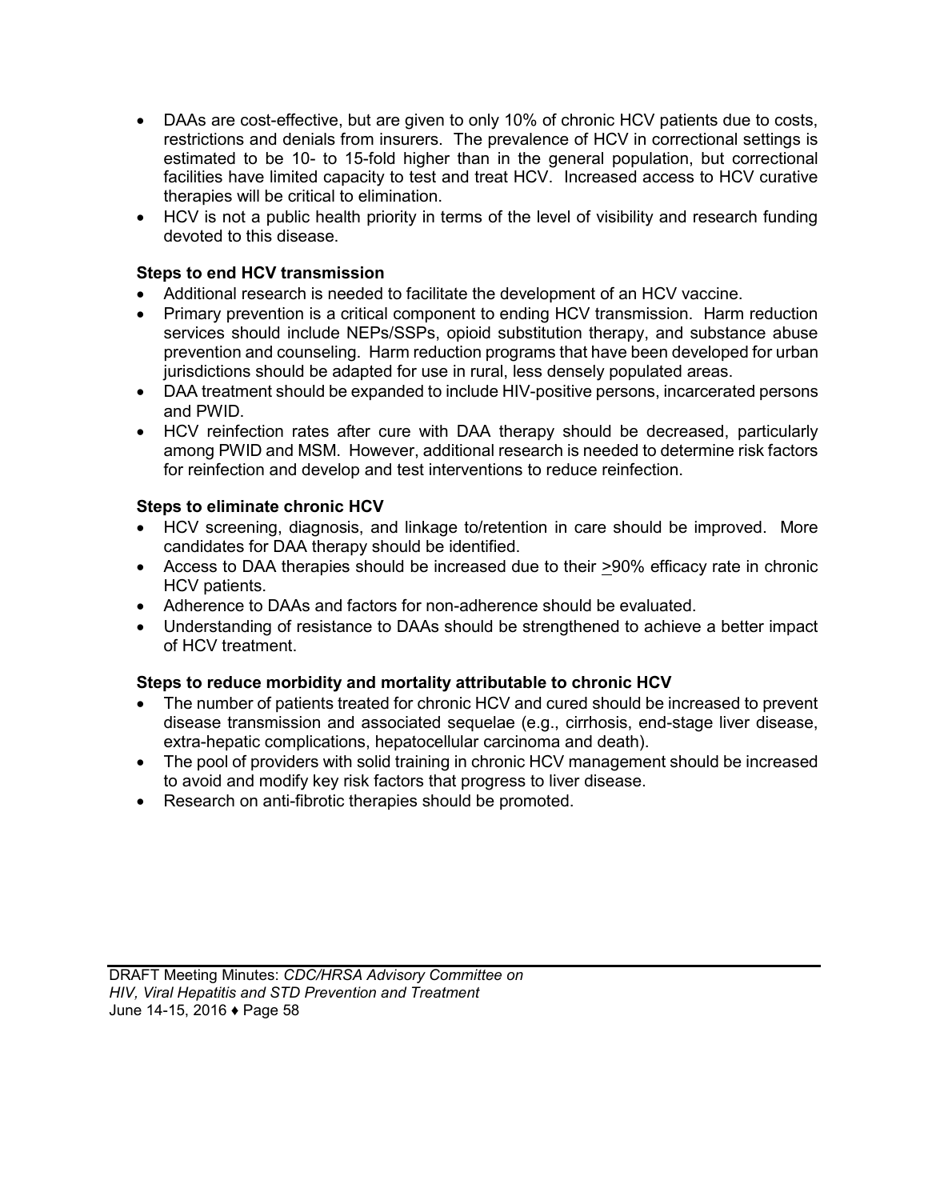- DAAs are cost-effective, but are given to only 10% of chronic HCV patients due to costs, restrictions and denials from insurers. The prevalence of HCV in correctional settings is estimated to be 10- to 15-fold higher than in the general population, but correctional facilities have limited capacity to test and treat HCV. Increased access to HCV curative therapies will be critical to elimination.
- HCV is not a public health priority in terms of the level of visibility and research funding devoted to this disease.

**Steps to end HCV transmission**

- Additional research is needed to facilitate the development of an HCV vaccine.
- Primary prevention is a critical component to ending HCV transmission. Harm reduction services should include NEPs/SSPs, opioid substitution therapy, and substance abuse prevention and counseling. Harm reduction programs that have been developed for urban jurisdictions should be adapted for use in rural, less densely populated areas.
- DAA treatment should be expanded to include HIV-positive persons, incarcerated persons and PWID.
- HCV reinfection rates after cure with DAA therapy should be decreased, particularly among PWID and MSM. However, additional research is needed to determine risk factors for reinfection and develop and test interventions to reduce reinfection.

**Steps to eliminate chronic HCV**

- HCV screening, diagnosis, and linkage to/retention in care should be improved. More candidates for DAA therapy should be identified.
- Access to DAA therapies should be increased due to their ≥90% efficacy rate in chronic HCV patients.
- Adherence to DAAs and factors for non-adherence should be evaluated.
- Understanding of resistance to DAAs should be strengthened to achieve a better impact of HCV treatment.

**Steps to reduce morbidity and mortality attributable to chronic HCV**

- The number of patients treated for chronic HCV and cured should be increased to prevent disease transmission and associated sequelae (e.g., cirrhosis, end-stage liver disease, extra-hepatic complications, hepatocellular carcinoma and death).
- The pool of providers with solid training in chronic HCV management should be increased to avoid and modify key risk factors that progress to liver disease.
- Research on anti-fibrotic therapies should be promoted.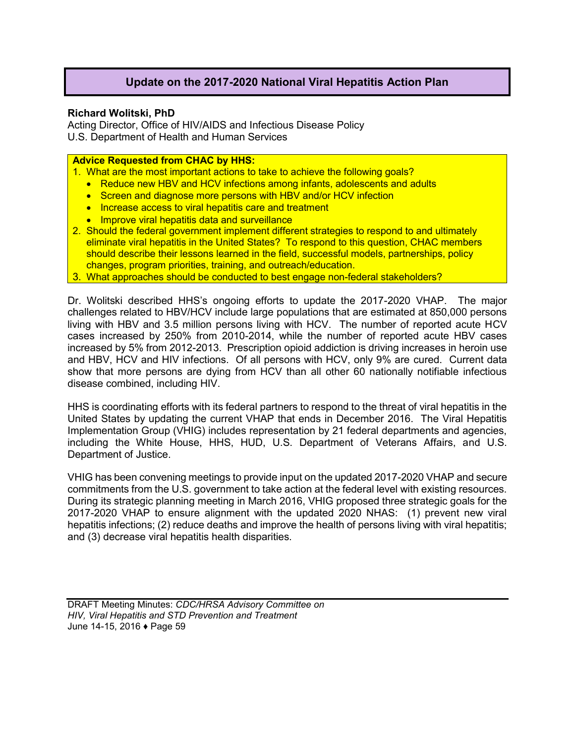## Update on the 2017-2020 National Viral Hepatitis Action Plan

**Richard Wolitski, PhD**
Acting Director, Office of HIV/AIDS and Infectious Disease Policy
U.S. Department of Health and Human Services

**Advice Requested from CHAC by HHS:**

1. What are the most important actions to take to achieve the following goals?
   - Reduce new HBV and HCV infections among infants, adolescents and adults
   - Screen and diagnose more persons with HBV and/or HCV infection
   - Increase access to viral hepatitis care and treatment
   - Improve viral hepatitis data and surveillance
2. Should the federal government implement different strategies to respond to and ultimately eliminate viral hepatitis in the United States? To respond to this question, CHAC members should describe their lessons learned in the field, successful models, partnerships, policy changes, program priorities, training, and outreach/education.
3. What approaches should be conducted to best engage non-federal stakeholders?

Dr. Wolitski described HHS's ongoing efforts to update the 2017-2020 VHAP. The major challenges related to HBV/HCV include large populations that are estimated at 850,000 persons living with HBV and 3.5 million persons living with HCV. The number of reported acute HCV cases increased by 250% from 2010-2014, while the number of reported acute HBV cases increased by 5% from 2012-2013. Prescription opioid addiction is driving increases in heroin use and HBV, HCV and HIV infections. Of all persons with HCV, only 9% are cured. Current data show that more persons are dying from HCV than all other 60 nationally notifiable infectious disease combined, including HIV.

HHS is coordinating efforts with its federal partners to respond to the threat of viral hepatitis in the United States by updating the current VHAP that ends in December 2016. The Viral Hepatitis Implementation Group (VHIG) includes representation by 21 federal departments and agencies, including the White House, HHS, HUD, U.S. Department of Veterans Affairs, and U.S. Department of Justice.

VHIG has been convening meetings to provide input on the updated 2017-2020 VHAP and secure commitments from the U.S. government to take action at the federal level with existing resources. During its strategic planning meeting in March 2016, VHIG proposed three strategic goals for the 2017-2020 VHAP to ensure alignment with the updated 2020 NHAS: (1) prevent new viral hepatitis infections; (2) reduce deaths and improve the health of persons living with viral hepatitis; and (3) decrease viral hepatitis health disparities.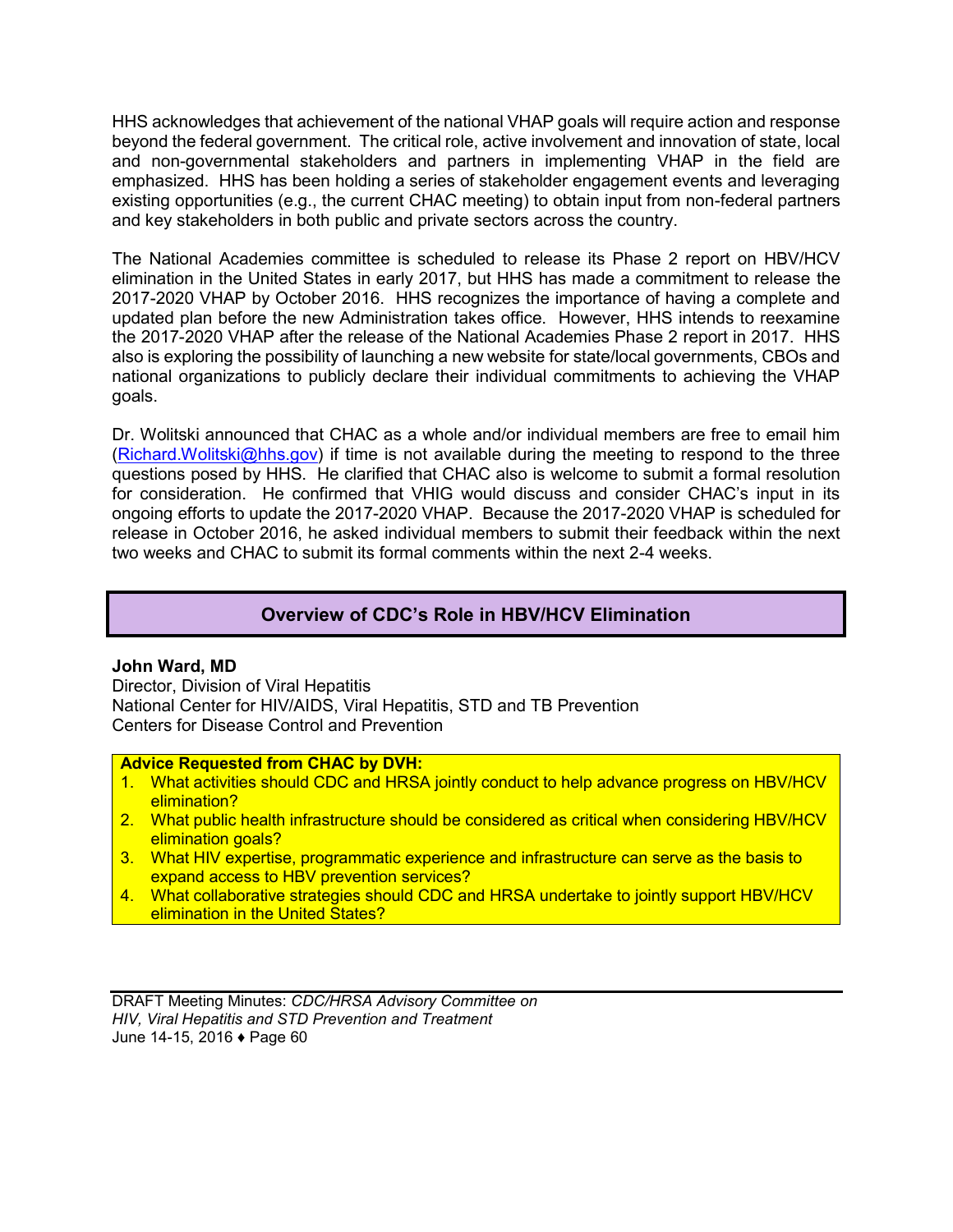HHS acknowledges that achievement of the national VHAP goals will require action and response beyond the federal government. The critical role, active involvement and innovation of state, local and non-governmental stakeholders and partners in implementing VHAP in the field are emphasized. HHS has been holding a series of stakeholder engagement events and leveraging existing opportunities (e.g., the current CHAC meeting) to obtain input from non-federal partners and key stakeholders in both public and private sectors across the country.

The National Academies committee is scheduled to release its Phase 2 report on HBV/HCV elimination in the United States in early 2017, but HHS has made a commitment to release the 2017-2020 VHAP by October 2016. HHS recognizes the importance of having a complete and updated plan before the new Administration takes office. However, HHS intends to reexamine the 2017-2020 VHAP after the release of the National Academies Phase 2 report in 2017. HHS also is exploring the possibility of launching a new website for state/local governments, CBOs and national organizations to publicly declare their individual commitments to achieving the VHAP goals.

Dr. Wolitski announced that CHAC as a whole and/or individual members are free to email him (Richard.Wolitski@hhs.gov) if time is not available during the meeting to respond to the three questions posed by HHS. He clarified that CHAC also is welcome to submit a formal resolution for consideration. He confirmed that VHIG would discuss and consider CHAC's input in its ongoing efforts to update the 2017-2020 VHAP. Because the 2017-2020 VHAP is scheduled for release in October 2016, he asked individual members to submit their feedback within the next two weeks and CHAC to submit its formal comments within the next 2-4 weeks.

## Overview of CDC's Role in HBV/HCV Elimination

**John Ward, MD**
Director, Division of Viral Hepatitis
National Center for HIV/AIDS, Viral Hepatitis, STD and TB Prevention
Centers for Disease Control and Prevention

**Advice Requested from CHAC by DVH:**

1. What activities should CDC and HRSA jointly conduct to help advance progress on HBV/HCV elimination?
2. What public health infrastructure should be considered as critical when considering HBV/HCV elimination goals?
3. What HIV expertise, programmatic experience and infrastructure can serve as the basis to expand access to HBV prevention services?
4. What collaborative strategies should CDC and HRSA undertake to jointly support HBV/HCV elimination in the United States?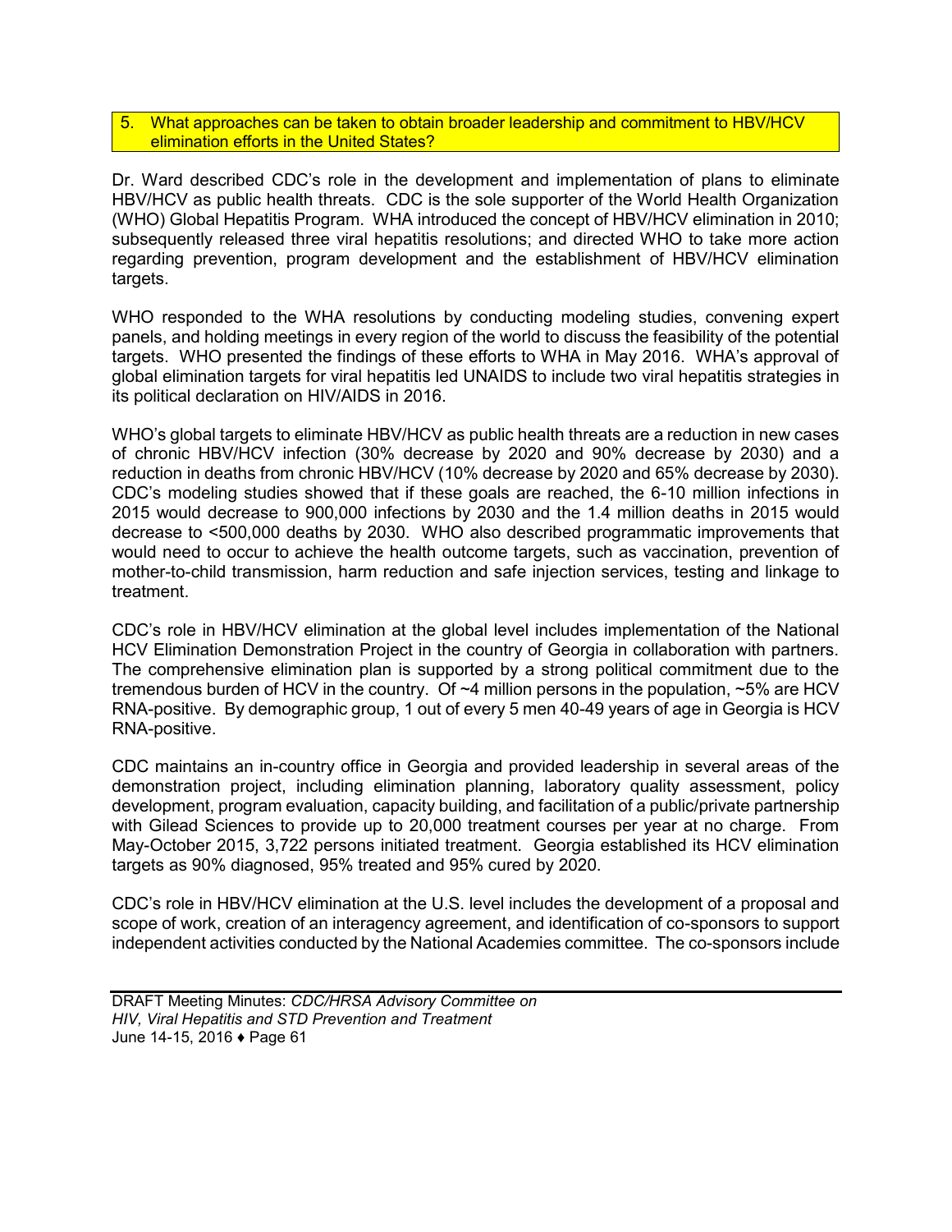5. What approaches can be taken to obtain broader leadership and commitment to HBV/HCV elimination efforts in the United States?

Dr. Ward described CDC's role in the development and implementation of plans to eliminate HBV/HCV as public health threats. CDC is the sole supporter of the World Health Organization (WHO) Global Hepatitis Program. WHA introduced the concept of HBV/HCV elimination in 2010; subsequently released three viral hepatitis resolutions; and directed WHO to take more action regarding prevention, program development and the establishment of HBV/HCV elimination targets.

WHO responded to the WHA resolutions by conducting modeling studies, convening expert panels, and holding meetings in every region of the world to discuss the feasibility of the potential targets. WHO presented the findings of these efforts to WHA in May 2016. WHA's approval of global elimination targets for viral hepatitis led UNAIDS to include two viral hepatitis strategies in its political declaration on HIV/AIDS in 2016.

WHO's global targets to eliminate HBV/HCV as public health threats are a reduction in new cases of chronic HBV/HCV infection (30% decrease by 2020 and 90% decrease by 2030) and a reduction in deaths from chronic HBV/HCV (10% decrease by 2020 and 65% decrease by 2030). CDC's modeling studies showed that if these goals are reached, the 6-10 million infections in 2015 would decrease to 900,000 infections by 2030 and the 1.4 million deaths in 2015 would decrease to <500,000 deaths by 2030. WHO also described programmatic improvements that would need to occur to achieve the health outcome targets, such as vaccination, prevention of mother-to-child transmission, harm reduction and safe injection services, testing and linkage to treatment.

CDC's role in HBV/HCV elimination at the global level includes implementation of the National HCV Elimination Demonstration Project in the country of Georgia in collaboration with partners. The comprehensive elimination plan is supported by a strong political commitment due to the tremendous burden of HCV in the country. Of ~4 million persons in the population, ~5% are HCV RNA-positive. By demographic group, 1 out of every 5 men 40-49 years of age in Georgia is HCV RNA-positive.

CDC maintains an in-country office in Georgia and provided leadership in several areas of the demonstration project, including elimination planning, laboratory quality assessment, policy development, program evaluation, capacity building, and facilitation of a public/private partnership with Gilead Sciences to provide up to 20,000 treatment courses per year at no charge. From May-October 2015, 3,722 persons initiated treatment. Georgia established its HCV elimination targets as 90% diagnosed, 95% treated and 95% cured by 2020.

CDC's role in HBV/HCV elimination at the U.S. level includes the development of a proposal and scope of work, creation of an interagency agreement, and identification of co-sponsors to support independent activities conducted by the National Academies committee. The co-sponsors include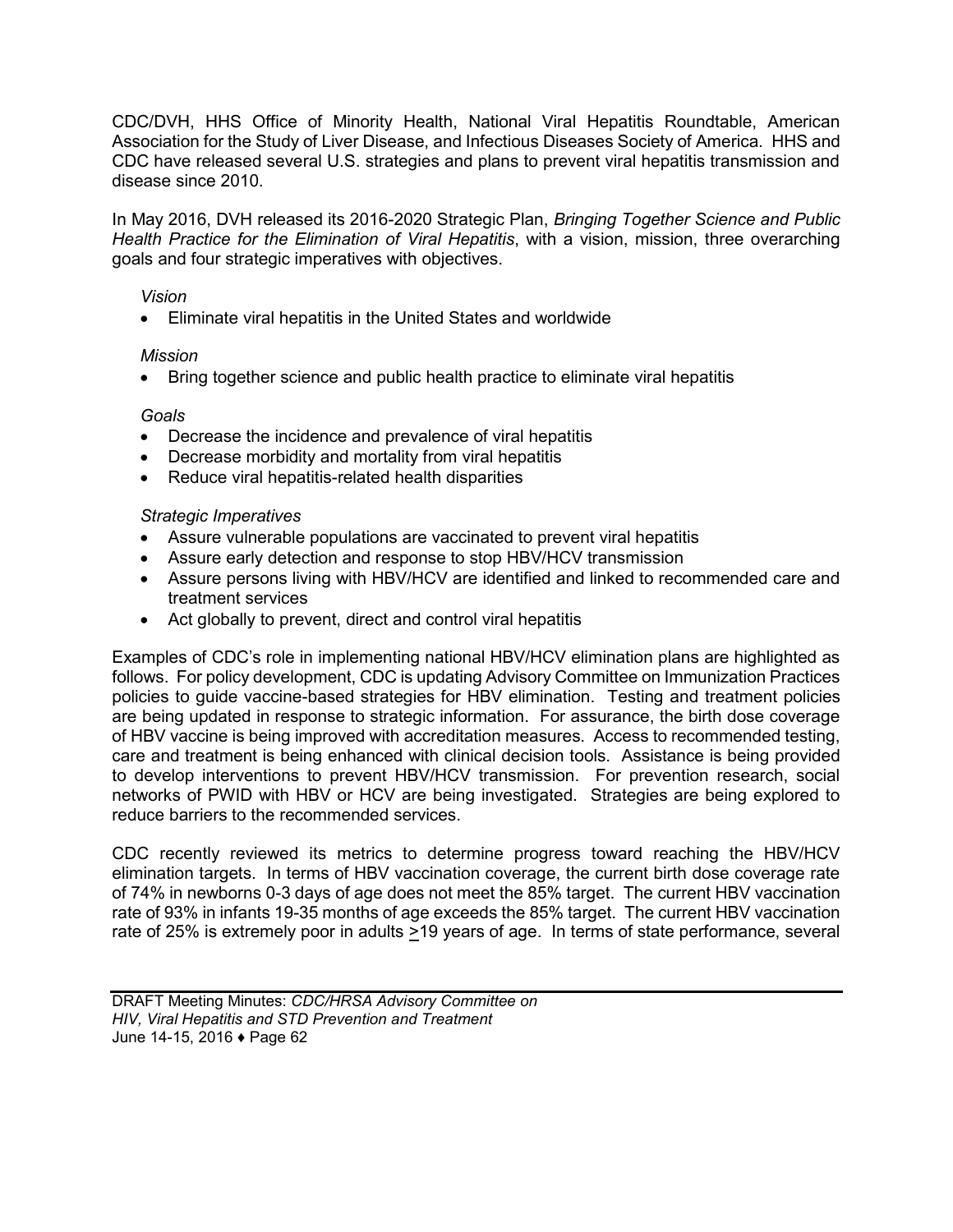CDC/DVH, HHS Office of Minority Health, National Viral Hepatitis Roundtable, American Association for the Study of Liver Disease, and Infectious Diseases Society of America. HHS and CDC have released several U.S. strategies and plans to prevent viral hepatitis transmission and disease since 2010.

In May 2016, DVH released its 2016-2020 Strategic Plan, *Bringing Together Science and Public Health Practice for the Elimination of Viral Hepatitis*, with a vision, mission, three overarching goals and four strategic imperatives with objectives.

*Vision*

- Eliminate viral hepatitis in the United States and worldwide

*Mission*

- Bring together science and public health practice to eliminate viral hepatitis

*Goals*

- Decrease the incidence and prevalence of viral hepatitis
- Decrease morbidity and mortality from viral hepatitis
- Reduce viral hepatitis-related health disparities

*Strategic Imperatives*

- Assure vulnerable populations are vaccinated to prevent viral hepatitis
- Assure early detection and response to stop HBV/HCV transmission
- Assure persons living with HBV/HCV are identified and linked to recommended care and treatment services
- Act globally to prevent, direct and control viral hepatitis

Examples of CDC's role in implementing national HBV/HCV elimination plans are highlighted as follows. For policy development, CDC is updating Advisory Committee on Immunization Practices policies to guide vaccine-based strategies for HBV elimination. Testing and treatment policies are being updated in response to strategic information. For assurance, the birth dose coverage of HBV vaccine is being improved with accreditation measures. Access to recommended testing, care and treatment is being enhanced with clinical decision tools. Assistance is being provided to develop interventions to prevent HBV/HCV transmission. For prevention research, social networks of PWID with HBV or HCV are being investigated. Strategies are being explored to reduce barriers to the recommended services.

CDC recently reviewed its metrics to determine progress toward reaching the HBV/HCV elimination targets. In terms of HBV vaccination coverage, the current birth dose coverage rate of 74% in newborns 0-3 days of age does not meet the 85% target. The current HBV vaccination rate of 93% in infants 19-35 months of age exceeds the 85% target. The current HBV vaccination rate of 25% is extremely poor in adults ≥19 years of age. In terms of state performance, several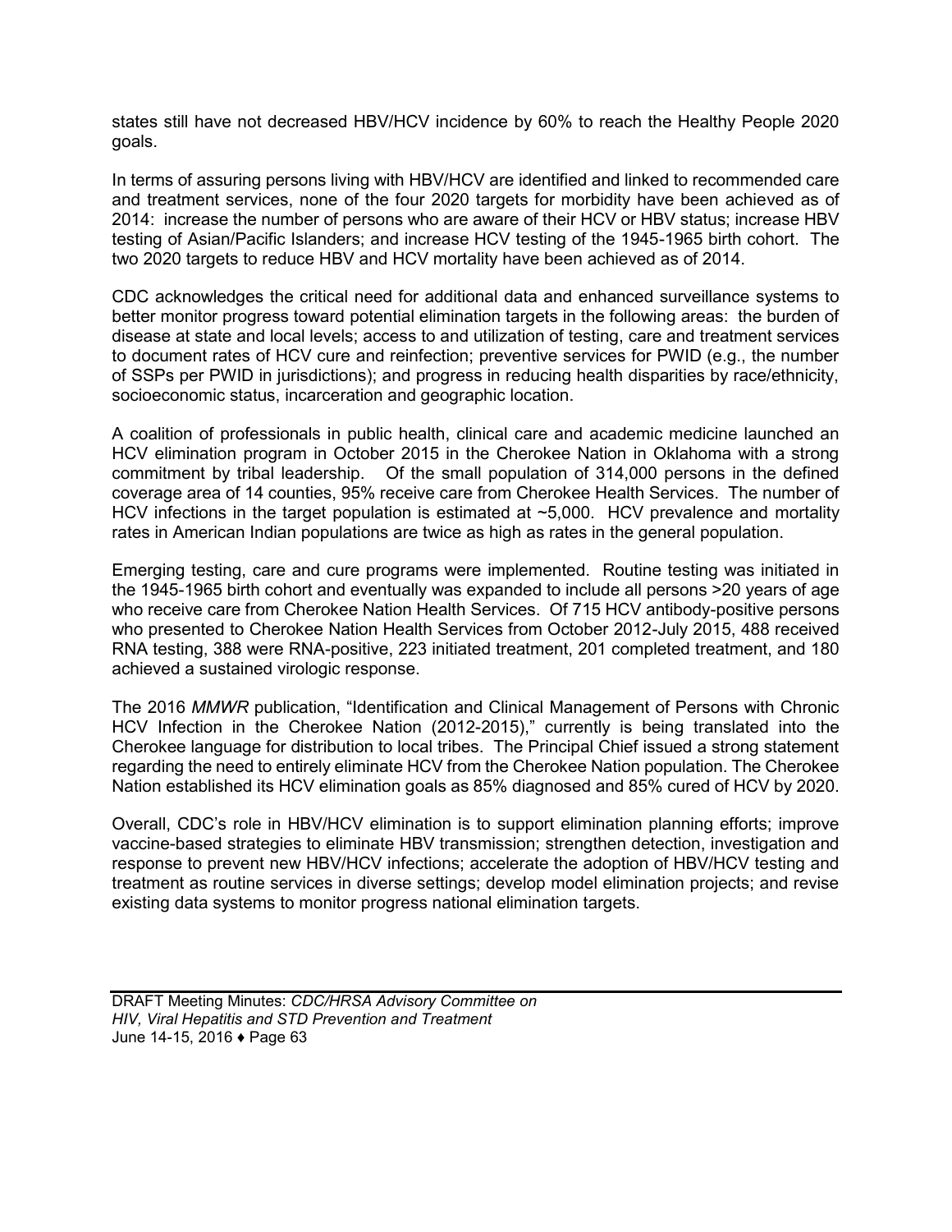states still have not decreased HBV/HCV incidence by 60% to reach the Healthy People 2020 goals.

In terms of assuring persons living with HBV/HCV are identified and linked to recommended care and treatment services, none of the four 2020 targets for morbidity have been achieved as of 2014: increase the number of persons who are aware of their HCV or HBV status; increase HBV testing of Asian/Pacific Islanders; and increase HCV testing of the 1945-1965 birth cohort. The two 2020 targets to reduce HBV and HCV mortality have been achieved as of 2014.

CDC acknowledges the critical need for additional data and enhanced surveillance systems to better monitor progress toward potential elimination targets in the following areas: the burden of disease at state and local levels; access to and utilization of testing, care and treatment services to document rates of HCV cure and reinfection; preventive services for PWID (e.g., the number of SSPs per PWID in jurisdictions); and progress in reducing health disparities by race/ethnicity, socioeconomic status, incarceration and geographic location.

A coalition of professionals in public health, clinical care and academic medicine launched an HCV elimination program in October 2015 in the Cherokee Nation in Oklahoma with a strong commitment by tribal leadership. Of the small population of 314,000 persons in the defined coverage area of 14 counties, 95% receive care from Cherokee Health Services. The number of HCV infections in the target population is estimated at ~5,000. HCV prevalence and mortality rates in American Indian populations are twice as high as rates in the general population.

Emerging testing, care and cure programs were implemented. Routine testing was initiated in the 1945-1965 birth cohort and eventually was expanded to include all persons >20 years of age who receive care from Cherokee Nation Health Services. Of 715 HCV antibody-positive persons who presented to Cherokee Nation Health Services from October 2012-July 2015, 488 received RNA testing, 388 were RNA-positive, 223 initiated treatment, 201 completed treatment, and 180 achieved a sustained virologic response.

The 2016 *MMWR* publication, "Identification and Clinical Management of Persons with Chronic HCV Infection in the Cherokee Nation (2012-2015)," currently is being translated into the Cherokee language for distribution to local tribes. The Principal Chief issued a strong statement regarding the need to entirely eliminate HCV from the Cherokee Nation population. The Cherokee Nation established its HCV elimination goals as 85% diagnosed and 85% cured of HCV by 2020.

Overall, CDC's role in HBV/HCV elimination is to support elimination planning efforts; improve vaccine-based strategies to eliminate HBV transmission; strengthen detection, investigation and response to prevent new HBV/HCV infections; accelerate the adoption of HBV/HCV testing and treatment as routine services in diverse settings; develop model elimination projects; and revise existing data systems to monitor progress national elimination targets.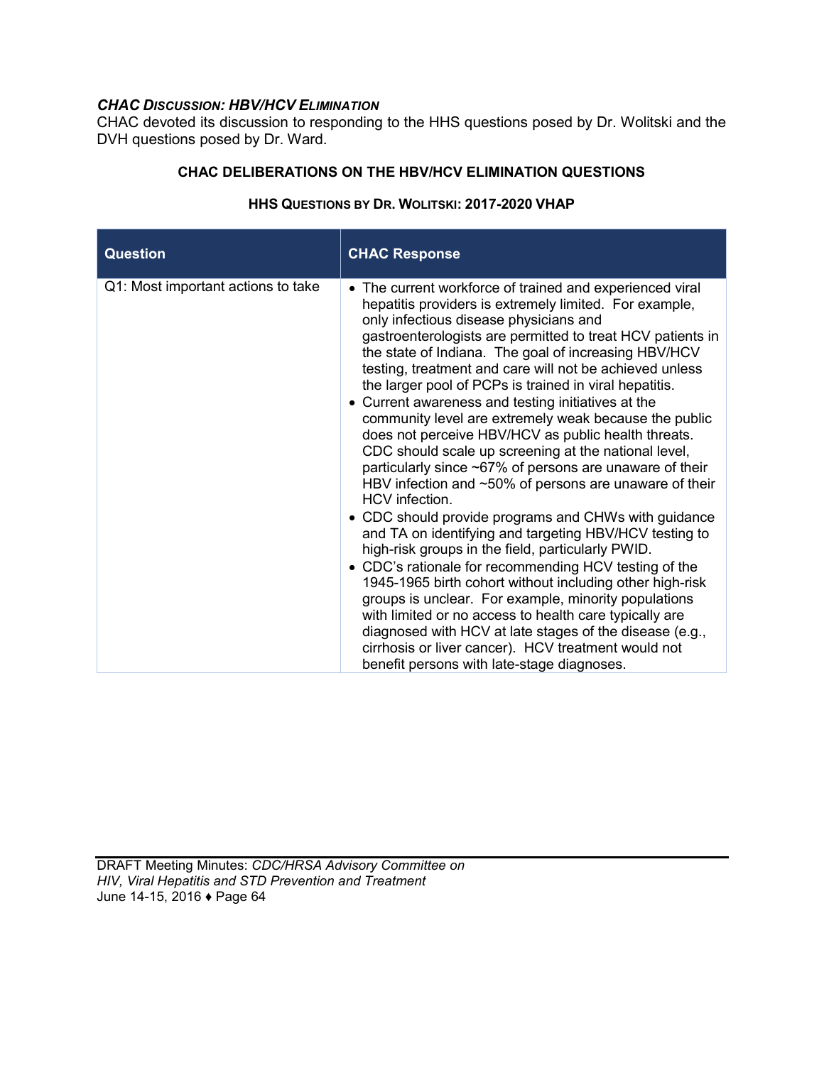### *CHAC DISCUSSION: HBV/HCV ELIMINATION*

CHAC devoted its discussion to responding to the HHS questions posed by Dr. Wolitski and the DVH questions posed by Dr. Ward.

**CHAC DELIBERATIONS ON THE HBV/HCV ELIMINATION QUESTIONS**

**HHS QUESTIONS BY DR. WOLITSKI: 2017-2020 VHAP**

| Question | CHAC Response |
|---|---|
| Q1: Most important actions to take | • The current workforce of trained and experienced viral hepatitis providers is extremely limited. For example, only infectious disease physicians and gastroenterologists are permitted to treat HCV patients in the state of Indiana. The goal of increasing HBV/HCV testing, treatment and care will not be achieved unless the larger pool of PCPs is trained in viral hepatitis.<br>• Current awareness and testing initiatives at the community level are extremely weak because the public does not perceive HBV/HCV as public health threats. CDC should scale up screening at the national level, particularly since ~67% of persons are unaware of their HBV infection and ~50% of persons are unaware of their HCV infection.<br>• CDC should provide programs and CHWs with guidance and TA on identifying and targeting HBV/HCV testing to high-risk groups in the field, particularly PWID.<br>• CDC's rationale for recommending HCV testing of the 1945-1965 birth cohort without including other high-risk groups is unclear. For example, minority populations with limited or no access to health care typically are diagnosed with HCV at late stages of the disease (e.g., cirrhosis or liver cancer). HCV treatment would not benefit persons with late-stage diagnoses. |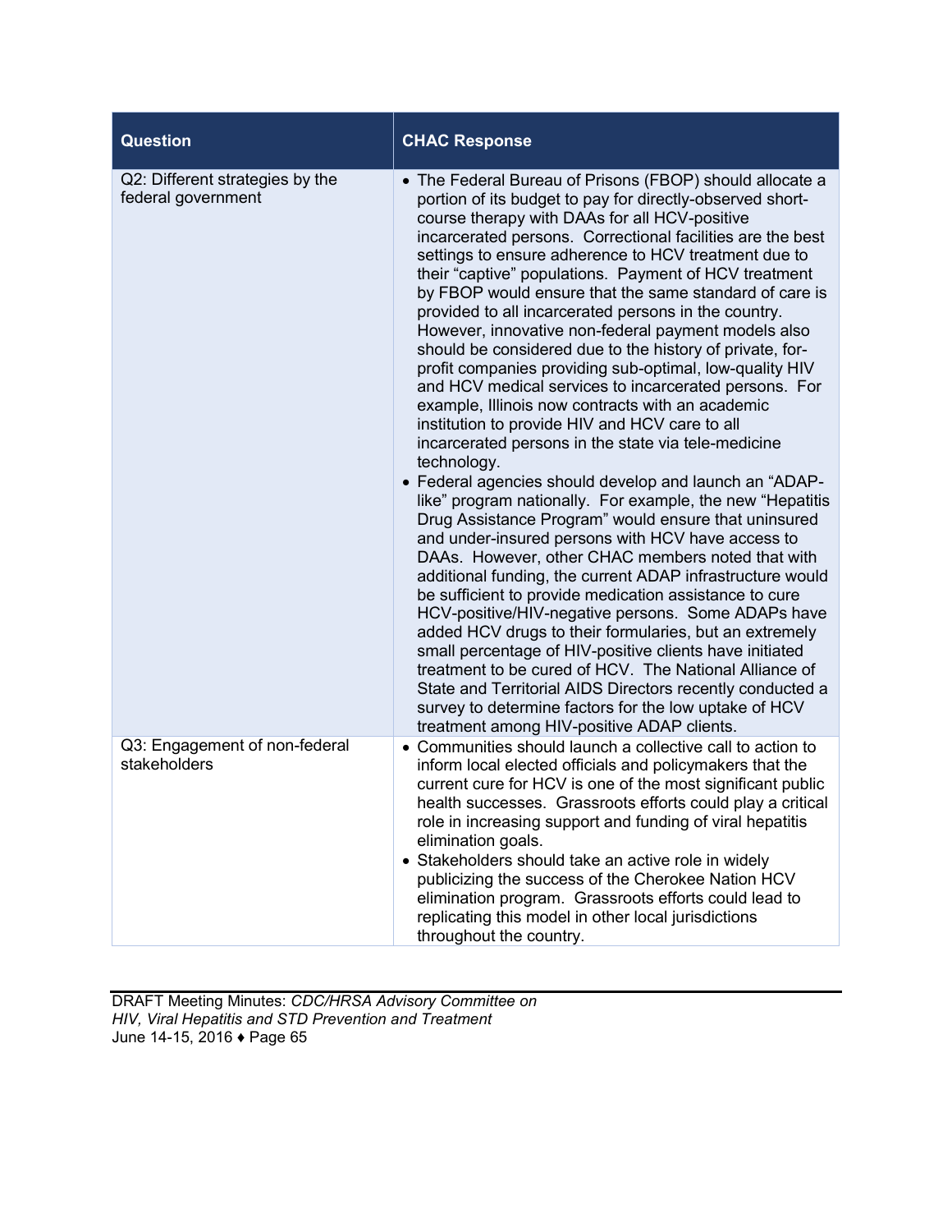| Question | CHAC Response |
| --- | --- |
| Q2: Different strategies by the federal government | • The Federal Bureau of Prisons (FBOP) should allocate a portion of its budget to pay for directly-observed short-course therapy with DAAs for all HCV-positive incarcerated persons. Correctional facilities are the best settings to ensure adherence to HCV treatment due to their "captive" populations. Payment of HCV treatment by FBOP would ensure that the same standard of care is provided to all incarcerated persons in the country. However, innovative non-federal payment models also should be considered due to the history of private, for-profit companies providing sub-optimal, low-quality HIV and HCV medical services to incarcerated persons. For example, Illinois now contracts with an academic institution to provide HIV and HCV care to all incarcerated persons in the state via tele-medicine technology.<br>• Federal agencies should develop and launch an "ADAP-like" program nationally. For example, the new "Hepatitis Drug Assistance Program" would ensure that uninsured and under-insured persons with HCV have access to DAAs. However, other CHAC members noted that with additional funding, the current ADAP infrastructure would be sufficient to provide medication assistance to cure HCV-positive/HIV-negative persons. Some ADAPs have added HCV drugs to their formularies, but an extremely small percentage of HIV-positive clients have initiated treatment to be cured of HCV. The National Alliance of State and Territorial AIDS Directors recently conducted a survey to determine factors for the low uptake of HCV treatment among HIV-positive ADAP clients. |
| Q3: Engagement of non-federal stakeholders | • Communities should launch a collective call to action to inform local elected officials and policymakers that the current cure for HCV is one of the most significant public health successes. Grassroots efforts could play a critical role in increasing support and funding of viral hepatitis elimination goals.<br>• Stakeholders should take an active role in widely publicizing the success of the Cherokee Nation HCV elimination program. Grassroots efforts could lead to replicating this model in other local jurisdictions throughout the country. |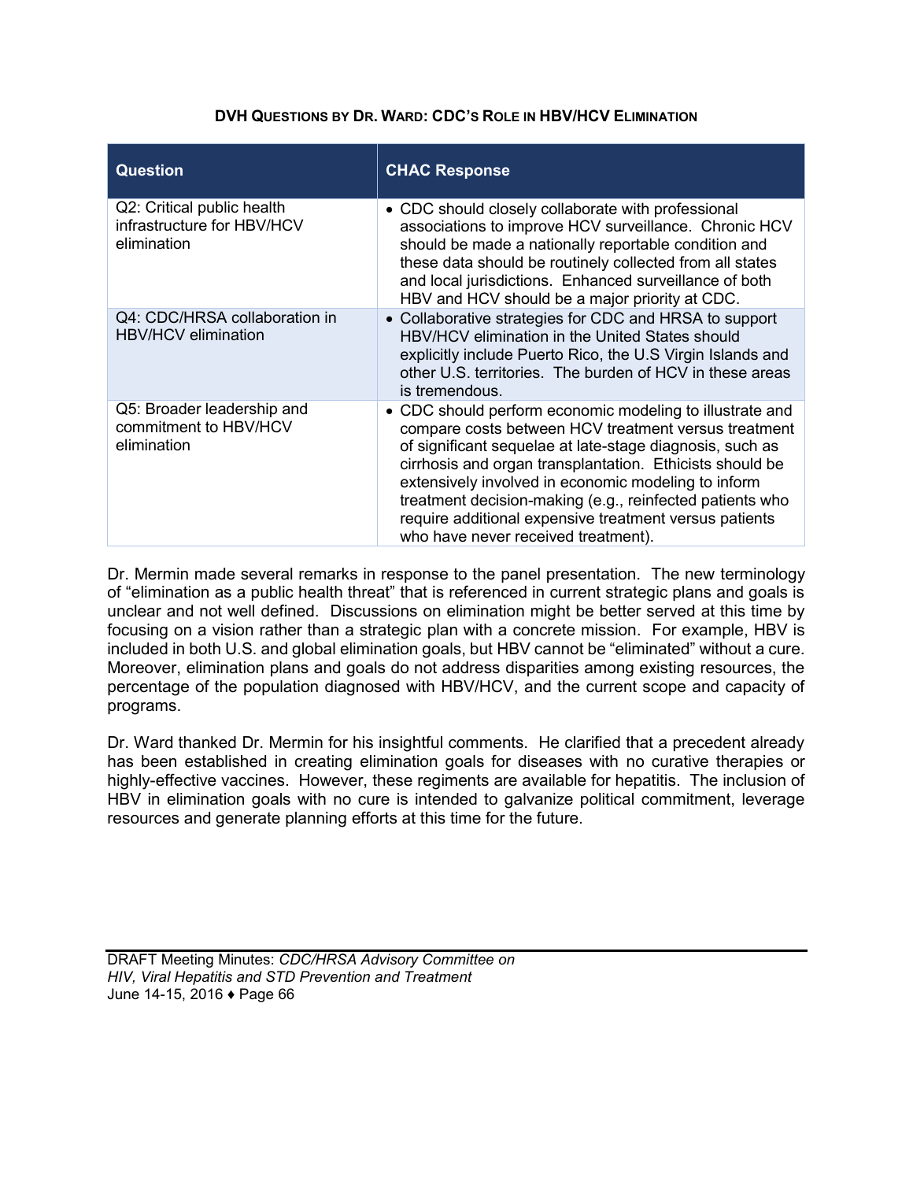**DVH QUESTIONS BY DR. WARD: CDC'S ROLE IN HBV/HCV ELIMINATION**

| Question | CHAC Response |
|---|---|
| Q2: Critical public health infrastructure for HBV/HCV elimination | • CDC should closely collaborate with professional associations to improve HCV surveillance. Chronic HCV should be made a nationally reportable condition and these data should be routinely collected from all states and local jurisdictions. Enhanced surveillance of both HBV and HCV should be a major priority at CDC. |
| Q4: CDC/HRSA collaboration in HBV/HCV elimination | • Collaborative strategies for CDC and HRSA to support HBV/HCV elimination in the United States should explicitly include Puerto Rico, the U.S Virgin Islands and other U.S. territories. The burden of HCV in these areas is tremendous. |
| Q5: Broader leadership and commitment to HBV/HCV elimination | • CDC should perform economic modeling to illustrate and compare costs between HCV treatment versus treatment of significant sequelae at late-stage diagnosis, such as cirrhosis and organ transplantation. Ethicists should be extensively involved in economic modeling to inform treatment decision-making (e.g., reinfected patients who require additional expensive treatment versus patients who have never received treatment). |

Dr. Mermin made several remarks in response to the panel presentation. The new terminology of "elimination as a public health threat" that is referenced in current strategic plans and goals is unclear and not well defined. Discussions on elimination might be better served at this time by focusing on a vision rather than a strategic plan with a concrete mission. For example, HBV is included in both U.S. and global elimination goals, but HBV cannot be "eliminated" without a cure. Moreover, elimination plans and goals do not address disparities among existing resources, the percentage of the population diagnosed with HBV/HCV, and the current scope and capacity of programs.

Dr. Ward thanked Dr. Mermin for his insightful comments. He clarified that a precedent already has been established in creating elimination goals for diseases with no curative therapies or highly-effective vaccines. However, these regiments are available for hepatitis. The inclusion of HBV in elimination goals with no cure is intended to galvanize political commitment, leverage resources and generate planning efforts at this time for the future.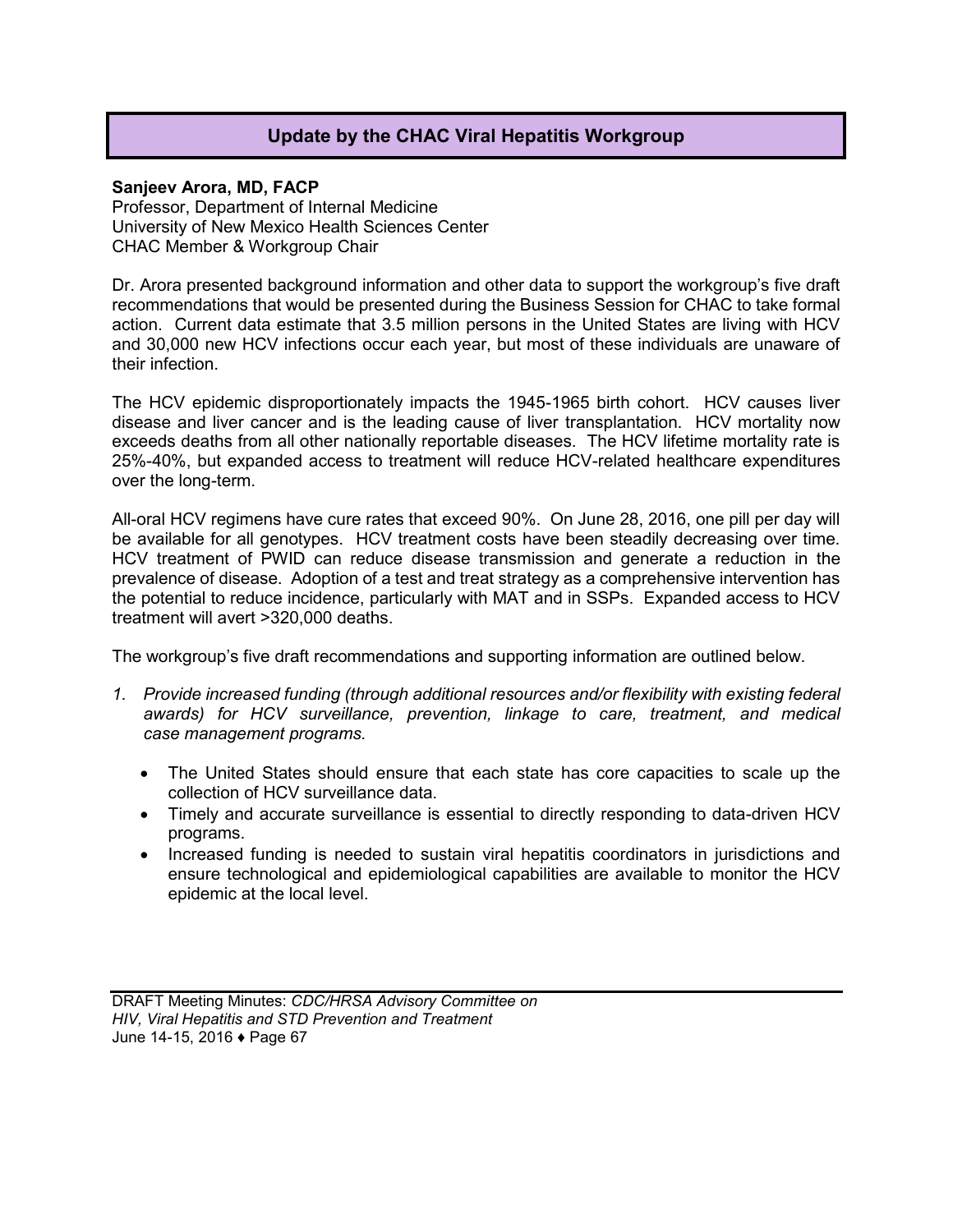## Update by the CHAC Viral Hepatitis Workgroup

**Sanjeev Arora, MD, FACP**
Professor, Department of Internal Medicine
University of New Mexico Health Sciences Center
CHAC Member & Workgroup Chair

Dr. Arora presented background information and other data to support the workgroup's five draft recommendations that would be presented during the Business Session for CHAC to take formal action. Current data estimate that 3.5 million persons in the United States are living with HCV and 30,000 new HCV infections occur each year, but most of these individuals are unaware of their infection.

The HCV epidemic disproportionately impacts the 1945-1965 birth cohort. HCV causes liver disease and liver cancer and is the leading cause of liver transplantation. HCV mortality now exceeds deaths from all other nationally reportable diseases. The HCV lifetime mortality rate is 25%-40%, but expanded access to treatment will reduce HCV-related healthcare expenditures over the long-term.

All-oral HCV regimens have cure rates that exceed 90%. On June 28, 2016, one pill per day will be available for all genotypes. HCV treatment costs have been steadily decreasing over time. HCV treatment of PWID can reduce disease transmission and generate a reduction in the prevalence of disease. Adoption of a test and treat strategy as a comprehensive intervention has the potential to reduce incidence, particularly with MAT and in SSPs. Expanded access to HCV treatment will avert >320,000 deaths.

The workgroup's five draft recommendations and supporting information are outlined below.

1. *Provide increased funding (through additional resources and/or flexibility with existing federal awards) for HCV surveillance, prevention, linkage to care, treatment, and medical case management programs.*

    - The United States should ensure that each state has core capacities to scale up the collection of HCV surveillance data.
    - Timely and accurate surveillance is essential to directly responding to data-driven HCV programs.
    - Increased funding is needed to sustain viral hepatitis coordinators in jurisdictions and ensure technological and epidemiological capabilities are available to monitor the HCV epidemic at the local level.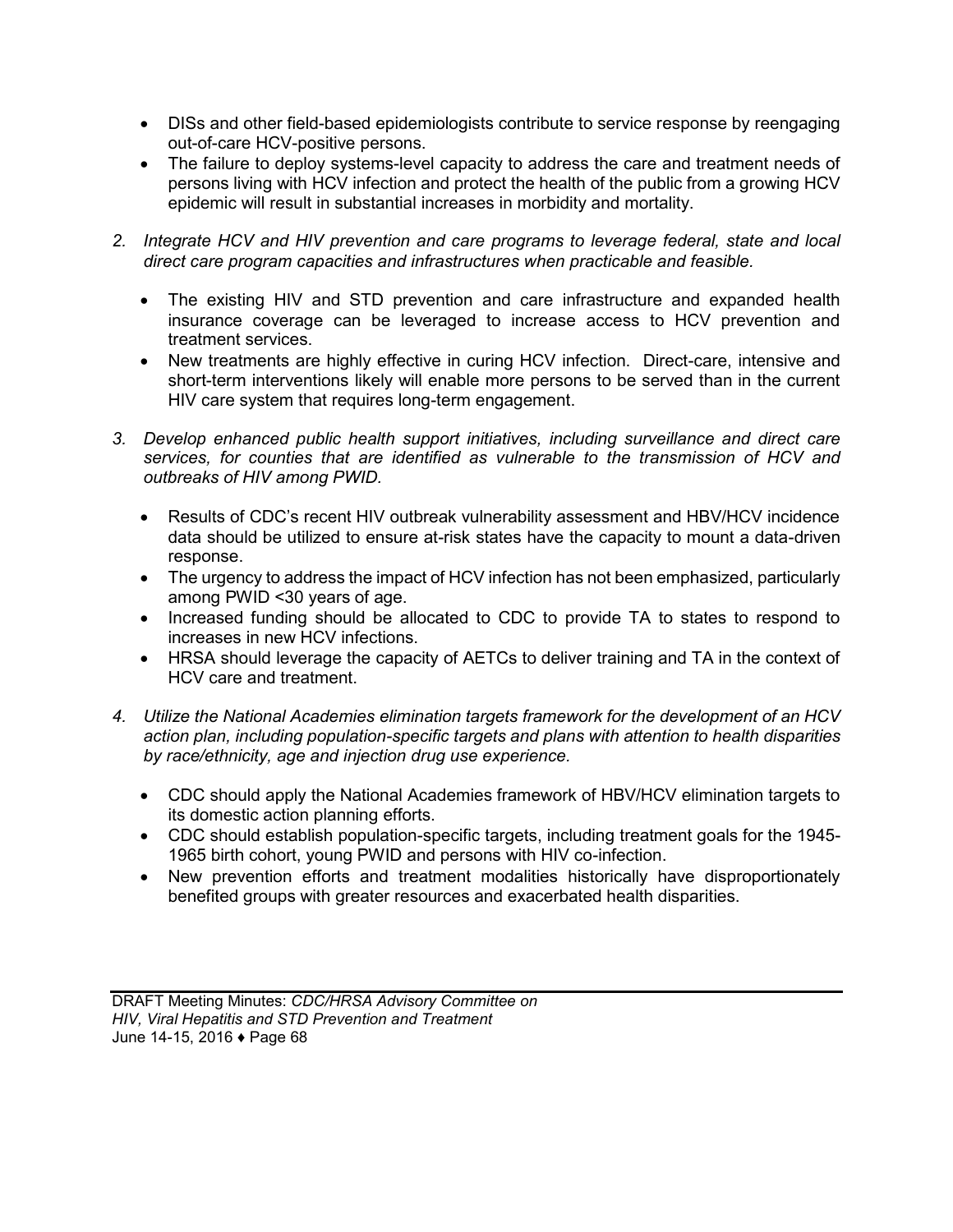- DISs and other field-based epidemiologists contribute to service response by reengaging out-of-care HCV-positive persons.
- The failure to deploy systems-level capacity to address the care and treatment needs of persons living with HCV infection and protect the health of the public from a growing HCV epidemic will result in substantial increases in morbidity and mortality.

2. *Integrate HCV and HIV prevention and care programs to leverage federal, state and local direct care program capacities and infrastructures when practicable and feasible.*

   - The existing HIV and STD prevention and care infrastructure and expanded health insurance coverage can be leveraged to increase access to HCV prevention and treatment services.
   - New treatments are highly effective in curing HCV infection. Direct-care, intensive and short-term interventions likely will enable more persons to be served than in the current HIV care system that requires long-term engagement.

3. *Develop enhanced public health support initiatives, including surveillance and direct care services, for counties that are identified as vulnerable to the transmission of HCV and outbreaks of HIV among PWID.*

   - Results of CDC's recent HIV outbreak vulnerability assessment and HBV/HCV incidence data should be utilized to ensure at-risk states have the capacity to mount a data-driven response.
   - The urgency to address the impact of HCV infection has not been emphasized, particularly among PWID <30 years of age.
   - Increased funding should be allocated to CDC to provide TA to states to respond to increases in new HCV infections.
   - HRSA should leverage the capacity of AETCs to deliver training and TA in the context of HCV care and treatment.

4. *Utilize the National Academies elimination targets framework for the development of an HCV action plan, including population-specific targets and plans with attention to health disparities by race/ethnicity, age and injection drug use experience.*

   - CDC should apply the National Academies framework of HBV/HCV elimination targets to its domestic action planning efforts.
   - CDC should establish population-specific targets, including treatment goals for the 1945-1965 birth cohort, young PWID and persons with HIV co-infection.
   - New prevention efforts and treatment modalities historically have disproportionately benefited groups with greater resources and exacerbated health disparities.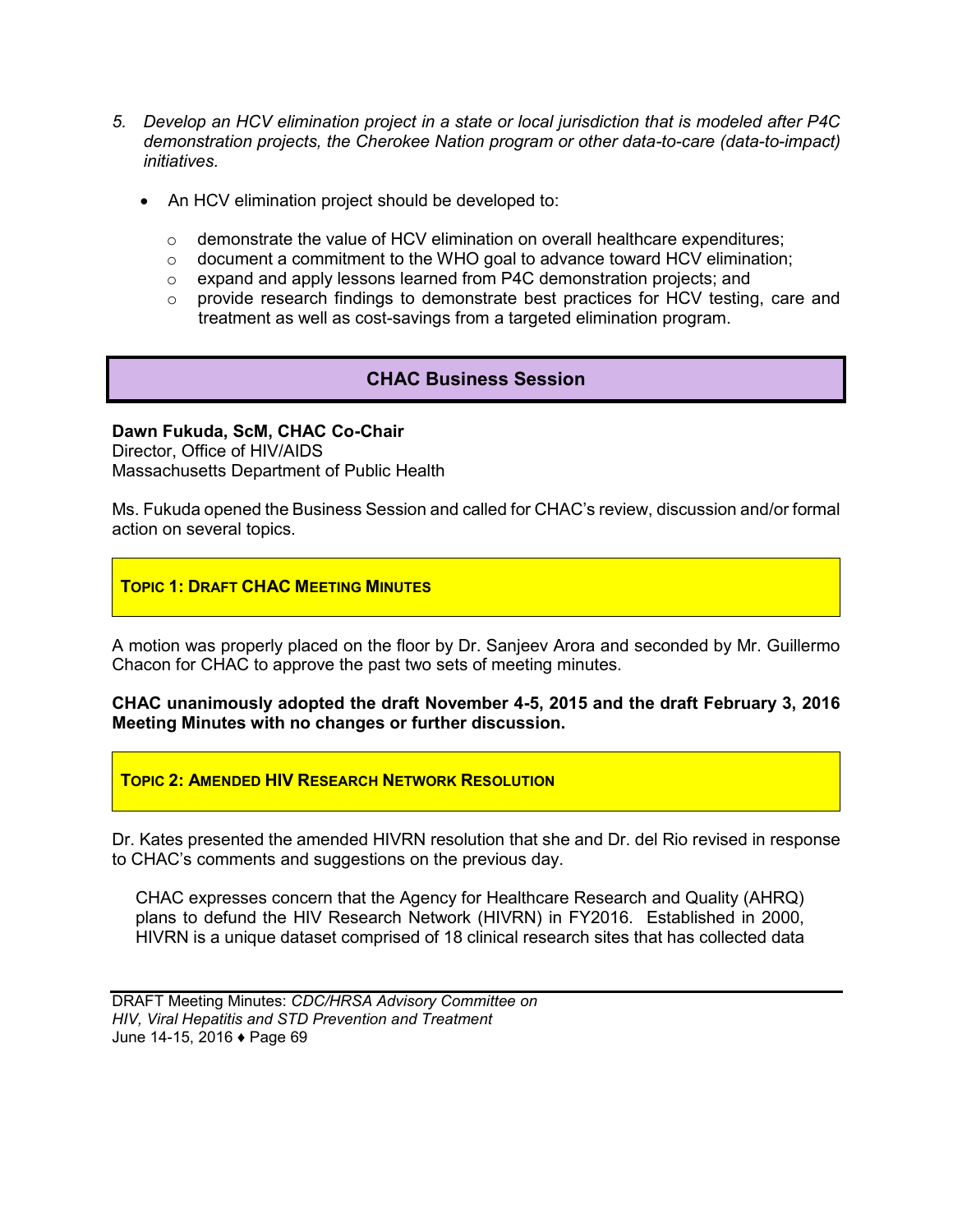5. *Develop an HCV elimination project in a state or local jurisdiction that is modeled after P4C demonstration projects, the Cherokee Nation program or other data-to-care (data-to-impact) initiatives.*

   - An HCV elimination project should be developed to:
     - demonstrate the value of HCV elimination on overall healthcare expenditures;
     - document a commitment to the WHO goal to advance toward HCV elimination;
     - expand and apply lessons learned from P4C demonstration projects; and
     - provide research findings to demonstrate best practices for HCV testing, care and treatment as well as cost-savings from a targeted elimination program.

## CHAC Business Session

**Dawn Fukuda, ScM, CHAC Co-Chair**
Director, Office of HIV/AIDS
Massachusetts Department of Public Health

Ms. Fukuda opened the Business Session and called for CHAC's review, discussion and/or formal action on several topics.

### Topic 1: Draft CHAC Meeting Minutes

A motion was properly placed on the floor by Dr. Sanjeev Arora and seconded by Mr. Guillermo Chacon for CHAC to approve the past two sets of meeting minutes.

**CHAC unanimously adopted the draft November 4-5, 2015 and the draft February 3, 2016 Meeting Minutes with no changes or further discussion.**

### Topic 2: Amended HIV Research Network Resolution

Dr. Kates presented the amended HIVRN resolution that she and Dr. del Rio revised in response to CHAC's comments and suggestions on the previous day.

> CHAC expresses concern that the Agency for Healthcare Research and Quality (AHRQ) plans to defund the HIV Research Network (HIVRN) in FY2016. Established in 2000, HIVRN is a unique dataset comprised of 18 clinical research sites that has collected data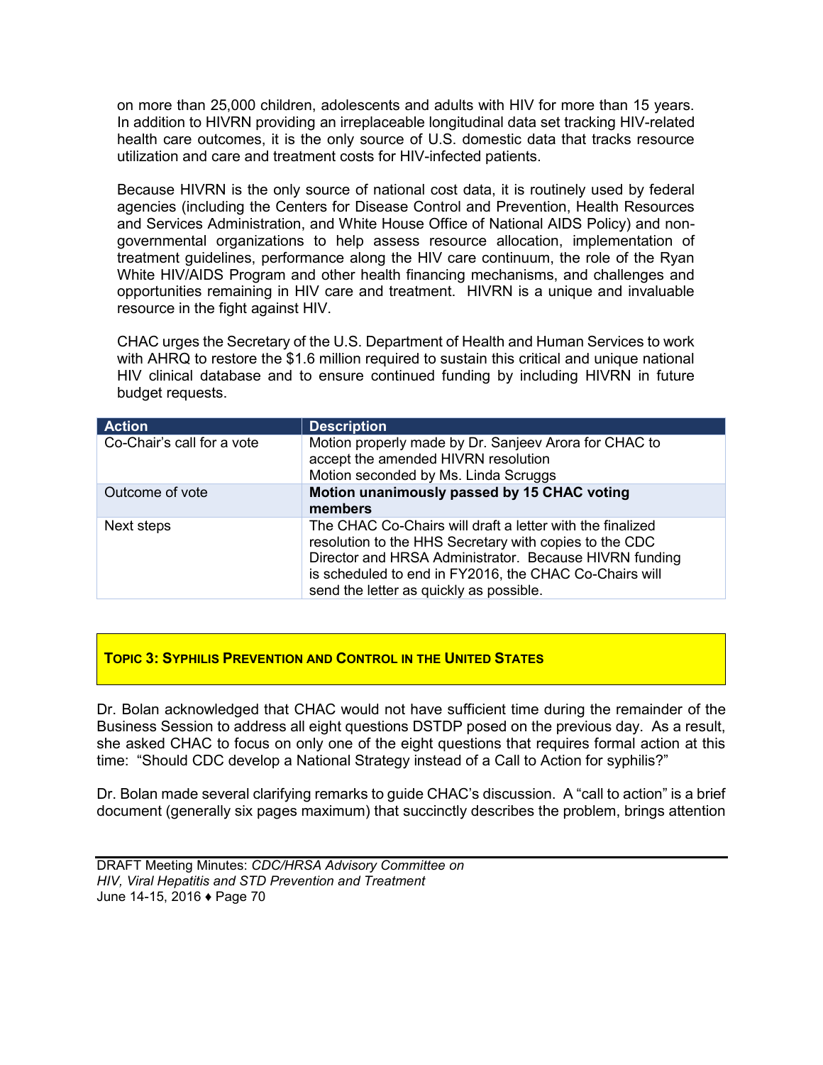on more than 25,000 children, adolescents and adults with HIV for more than 15 years. In addition to HIVRN providing an irreplaceable longitudinal data set tracking HIV-related health care outcomes, it is the only source of U.S. domestic data that tracks resource utilization and care and treatment costs for HIV-infected patients.

Because HIVRN is the only source of national cost data, it is routinely used by federal agencies (including the Centers for Disease Control and Prevention, Health Resources and Services Administration, and White House Office of National AIDS Policy) and non-governmental organizations to help assess resource allocation, implementation of treatment guidelines, performance along the HIV care continuum, the role of the Ryan White HIV/AIDS Program and other health financing mechanisms, and challenges and opportunities remaining in HIV care and treatment. HIVRN is a unique and invaluable resource in the fight against HIV.

CHAC urges the Secretary of the U.S. Department of Health and Human Services to work with AHRQ to restore the $1.6 million required to sustain this critical and unique national HIV clinical database and to ensure continued funding by including HIVRN in future budget requests.

| Action | Description |
|---|---|
| Co-Chair's call for a vote | Motion properly made by Dr. Sanjeev Arora for CHAC to accept the amended HIVRN resolution<br>Motion seconded by Ms. Linda Scruggs |
| Outcome of vote | **Motion unanimously passed by 15 CHAC voting members** |
| Next steps | The CHAC Co-Chairs will draft a letter with the finalized resolution to the HHS Secretary with copies to the CDC Director and HRSA Administrator. Because HIVRN funding is scheduled to end in FY2016, the CHAC Co-Chairs will send the letter as quickly as possible. |

## TOPIC 3: SYPHILIS PREVENTION AND CONTROL IN THE UNITED STATES

Dr. Bolan acknowledged that CHAC would not have sufficient time during the remainder of the Business Session to address all eight questions DSTDP posed on the previous day. As a result, she asked CHAC to focus on only one of the eight questions that requires formal action at this time: "Should CDC develop a National Strategy instead of a Call to Action for syphilis?"

Dr. Bolan made several clarifying remarks to guide CHAC's discussion. A "call to action" is a brief document (generally six pages maximum) that succinctly describes the problem, brings attention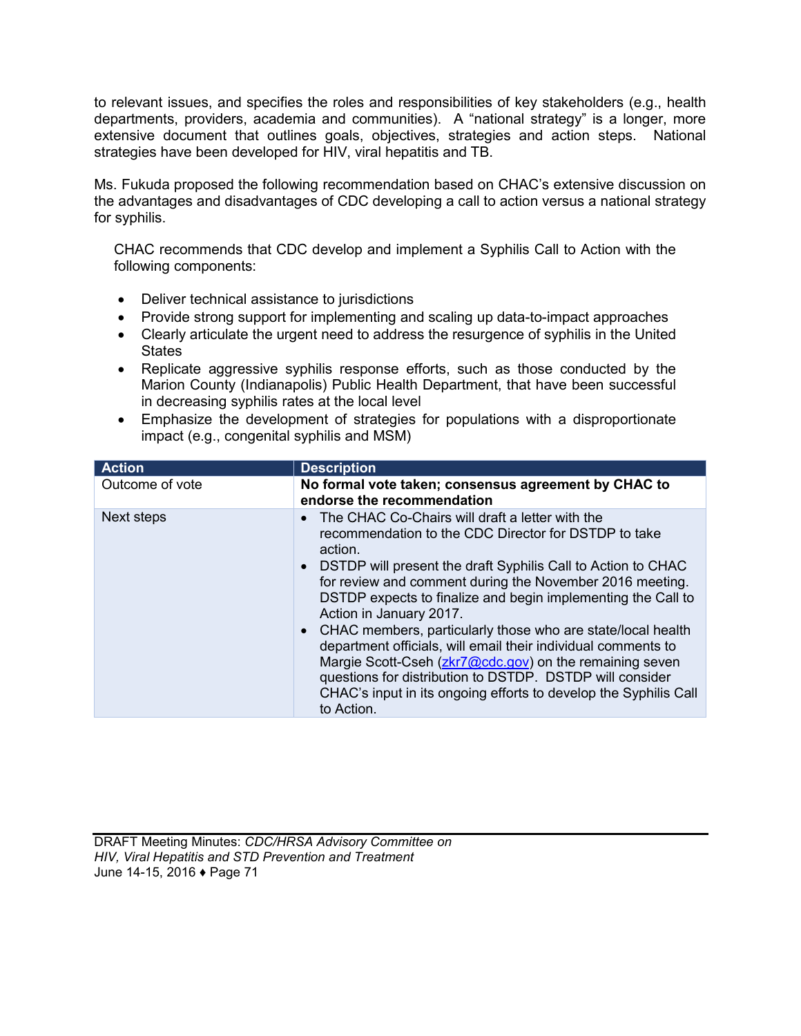to relevant issues, and specifies the roles and responsibilities of key stakeholders (e.g., health departments, providers, academia and communities). A "national strategy" is a longer, more extensive document that outlines goals, objectives, strategies and action steps. National strategies have been developed for HIV, viral hepatitis and TB.

Ms. Fukuda proposed the following recommendation based on CHAC's extensive discussion on the advantages and disadvantages of CDC developing a call to action versus a national strategy for syphilis.

> CHAC recommends that CDC develop and implement a Syphilis Call to Action with the following components:
>
> - Deliver technical assistance to jurisdictions
> - Provide strong support for implementing and scaling up data-to-impact approaches
> - Clearly articulate the urgent need to address the resurgence of syphilis in the United States
> - Replicate aggressive syphilis response efforts, such as those conducted by the Marion County (Indianapolis) Public Health Department, that have been successful in decreasing syphilis rates at the local level
> - Emphasize the development of strategies for populations with a disproportionate impact (e.g., congenital syphilis and MSM)

| Action | Description |
|---|---|
| Outcome of vote | **No formal vote taken; consensus agreement by CHAC to endorse the recommendation** |
| Next steps | • The CHAC Co-Chairs will draft a letter with the recommendation to the CDC Director for DSTDP to take action.<br>• DSTDP will present the draft Syphilis Call to Action to CHAC for review and comment during the November 2016 meeting. DSTDP expects to finalize and begin implementing the Call to Action in January 2017.<br>• CHAC members, particularly those who are state/local health department officials, will email their individual comments to Margie Scott-Cseh (zkr7@cdc.gov) on the remaining seven questions for distribution to DSTDP. DSTDP will consider CHAC's input in its ongoing efforts to develop the Syphilis Call to Action. |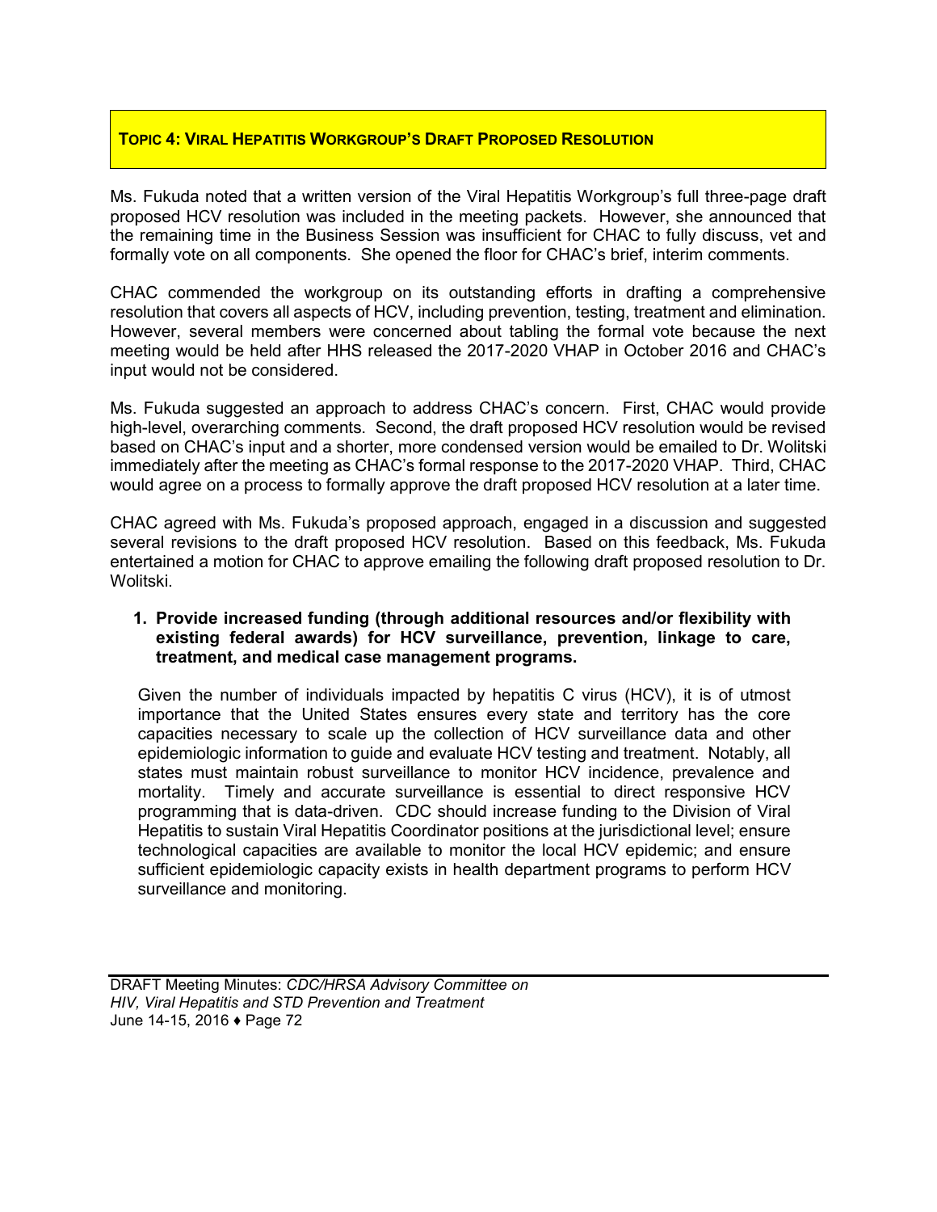## TOPIC 4: VIRAL HEPATITIS WORKGROUP'S DRAFT PROPOSED RESOLUTION

Ms. Fukuda noted that a written version of the Viral Hepatitis Workgroup's full three-page draft proposed HCV resolution was included in the meeting packets. However, she announced that the remaining time in the Business Session was insufficient for CHAC to fully discuss, vet and formally vote on all components. She opened the floor for CHAC's brief, interim comments.

CHAC commended the workgroup on its outstanding efforts in drafting a comprehensive resolution that covers all aspects of HCV, including prevention, testing, treatment and elimination. However, several members were concerned about tabling the formal vote because the next meeting would be held after HHS released the 2017-2020 VHAP in October 2016 and CHAC's input would not be considered.

Ms. Fukuda suggested an approach to address CHAC's concern. First, CHAC would provide high-level, overarching comments. Second, the draft proposed HCV resolution would be revised based on CHAC's input and a shorter, more condensed version would be emailed to Dr. Wolitski immediately after the meeting as CHAC's formal response to the 2017-2020 VHAP. Third, CHAC would agree on a process to formally approve the draft proposed HCV resolution at a later time.

CHAC agreed with Ms. Fukuda's proposed approach, engaged in a discussion and suggested several revisions to the draft proposed HCV resolution. Based on this feedback, Ms. Fukuda entertained a motion for CHAC to approve emailing the following draft proposed resolution to Dr. Wolitski.

1. **Provide increased funding (through additional resources and/or flexibility with existing federal awards) for HCV surveillance, prevention, linkage to care, treatment, and medical case management programs.**

   Given the number of individuals impacted by hepatitis C virus (HCV), it is of utmost importance that the United States ensures every state and territory has the core capacities necessary to scale up the collection of HCV surveillance data and other epidemiologic information to guide and evaluate HCV testing and treatment. Notably, all states must maintain robust surveillance to monitor HCV incidence, prevalence and mortality. Timely and accurate surveillance is essential to direct responsive HCV programming that is data-driven. CDC should increase funding to the Division of Viral Hepatitis to sustain Viral Hepatitis Coordinator positions at the jurisdictional level; ensure technological capacities are available to monitor the local HCV epidemic; and ensure sufficient epidemiologic capacity exists in health department programs to perform HCV surveillance and monitoring.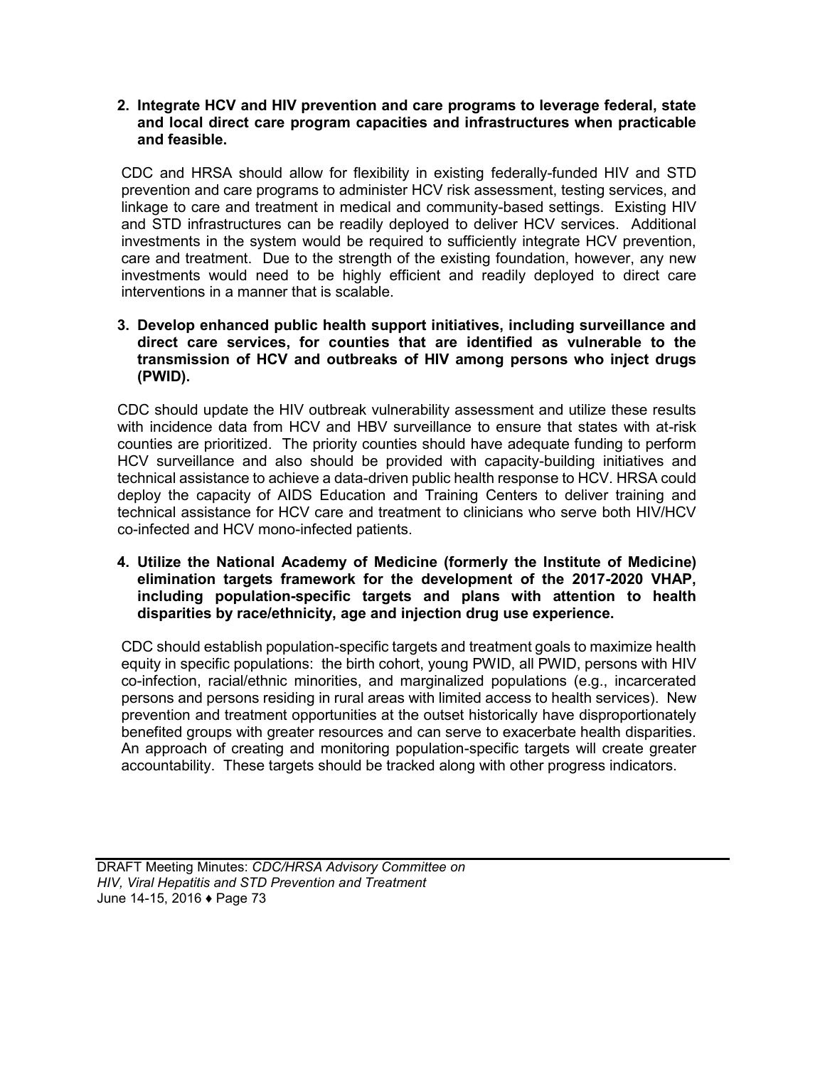2. **Integrate HCV and HIV prevention and care programs to leverage federal, state and local direct care program capacities and infrastructures when practicable and feasible.**

   CDC and HRSA should allow for flexibility in existing federally-funded HIV and STD prevention and care programs to administer HCV risk assessment, testing services, and linkage to care and treatment in medical and community-based settings. Existing HIV and STD infrastructures can be readily deployed to deliver HCV services. Additional investments in the system would be required to sufficiently integrate HCV prevention, care and treatment. Due to the strength of the existing foundation, however, any new investments would need to be highly efficient and readily deployed to direct care interventions in a manner that is scalable.

3. **Develop enhanced public health support initiatives, including surveillance and direct care services, for counties that are identified as vulnerable to the transmission of HCV and outbreaks of HIV among persons who inject drugs (PWID).**

   CDC should update the HIV outbreak vulnerability assessment and utilize these results with incidence data from HCV and HBV surveillance to ensure that states with at-risk counties are prioritized. The priority counties should have adequate funding to perform HCV surveillance and also should be provided with capacity-building initiatives and technical assistance to achieve a data-driven public health response to HCV. HRSA could deploy the capacity of AIDS Education and Training Centers to deliver training and technical assistance for HCV care and treatment to clinicians who serve both HIV/HCV co-infected and HCV mono-infected patients.

4. **Utilize the National Academy of Medicine (formerly the Institute of Medicine) elimination targets framework for the development of the 2017-2020 VHAP, including population-specific targets and plans with attention to health disparities by race/ethnicity, age and injection drug use experience.**

   CDC should establish population-specific targets and treatment goals to maximize health equity in specific populations: the birth cohort, young PWID, all PWID, persons with HIV co-infection, racial/ethnic minorities, and marginalized populations (e.g., incarcerated persons and persons residing in rural areas with limited access to health services). New prevention and treatment opportunities at the outset historically have disproportionately benefited groups with greater resources and can serve to exacerbate health disparities. An approach of creating and monitoring population-specific targets will create greater accountability. These targets should be tracked along with other progress indicators.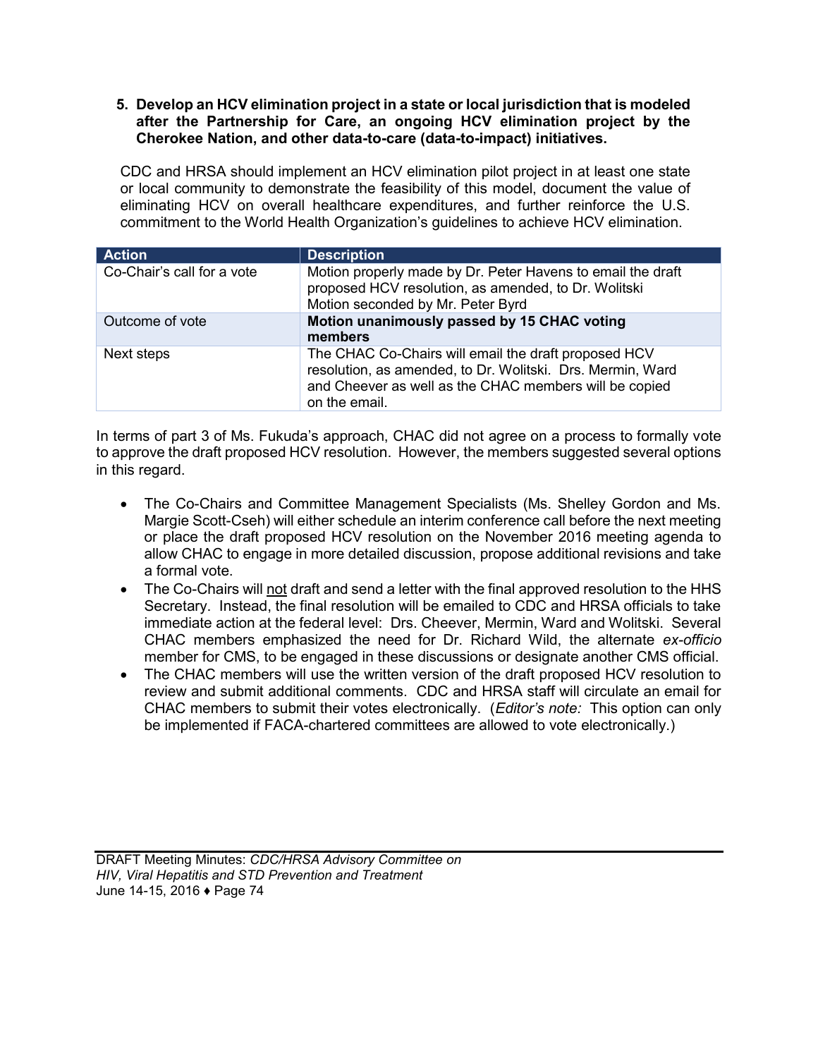5. **Develop an HCV elimination project in a state or local jurisdiction that is modeled after the Partnership for Care, an ongoing HCV elimination project by the Cherokee Nation, and other data-to-care (data-to-impact) initiatives.**

   CDC and HRSA should implement an HCV elimination pilot project in at least one state or local community to demonstrate the feasibility of this model, document the value of eliminating HCV on overall healthcare expenditures, and further reinforce the U.S. commitment to the World Health Organization's guidelines to achieve HCV elimination.

| Action | Description |
|---|---|
| Co-Chair's call for a vote | Motion properly made by Dr. Peter Havens to email the draft proposed HCV resolution, as amended, to Dr. Wolitski<br>Motion seconded by Mr. Peter Byrd |
| Outcome of vote | **Motion unanimously passed by 15 CHAC voting members** |
| Next steps | The CHAC Co-Chairs will email the draft proposed HCV resolution, as amended, to Dr. Wolitski. Drs. Mermin, Ward and Cheever as well as the CHAC members will be copied on the email. |

In terms of part 3 of Ms. Fukuda's approach, CHAC did not agree on a process to formally vote to approve the draft proposed HCV resolution. However, the members suggested several options in this regard.

- The Co-Chairs and Committee Management Specialists (Ms. Shelley Gordon and Ms. Margie Scott-Cseh) will either schedule an interim conference call before the next meeting or place the draft proposed HCV resolution on the November 2016 meeting agenda to allow CHAC to engage in more detailed discussion, propose additional revisions and take a formal vote.
- The Co-Chairs will <u>not</u> draft and send a letter with the final approved resolution to the HHS Secretary. Instead, the final resolution will be emailed to CDC and HRSA officials to take immediate action at the federal level: Drs. Cheever, Mermin, Ward and Wolitski. Several CHAC members emphasized the need for Dr. Richard Wild, the alternate *ex-officio* member for CMS, to be engaged in these discussions or designate another CMS official.
- The CHAC members will use the written version of the draft proposed HCV resolution to review and submit additional comments. CDC and HRSA staff will circulate an email for CHAC members to submit their votes electronically. (*Editor's note:* This option can only be implemented if FACA-chartered committees are allowed to vote electronically.)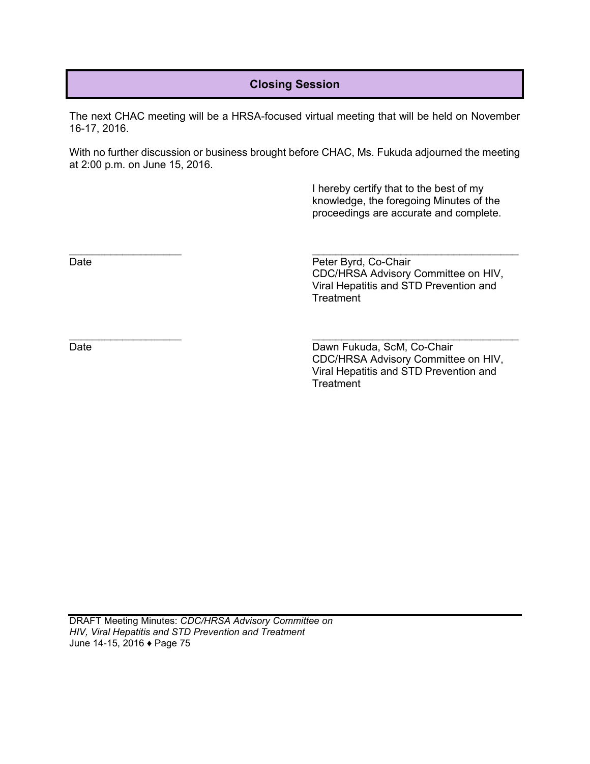## Closing Session

The next CHAC meeting will be a HRSA-focused virtual meeting that will be held on November 16-17, 2016.

With no further discussion or business brought before CHAC, Ms. Fukuda adjourned the meeting at 2:00 p.m. on June 15, 2016.

I hereby certify that to the best of my knowledge, the foregoing Minutes of the proceedings are accurate and complete.

\_\_\_\_\_\_\_\_\_\_\_\_\_\_\_\_\_\_\_ \_\_\_\_\_\_\_\_\_\_\_\_\_\_\_\_\_\_\_\_\_\_\_\_\_\_\_\_\_\_\_\_\_\_\_
Date

Peter Byrd, Co-Chair
CDC/HRSA Advisory Committee on HIV, Viral Hepatitis and STD Prevention and Treatment

\_\_\_\_\_\_\_\_\_\_\_\_\_\_\_\_\_\_\_ \_\_\_\_\_\_\_\_\_\_\_\_\_\_\_\_\_\_\_\_\_\_\_\_\_\_\_\_\_\_\_\_\_\_\_
Date

Dawn Fukuda, ScM, Co-Chair
CDC/HRSA Advisory Committee on HIV, Viral Hepatitis and STD Prevention and Treatment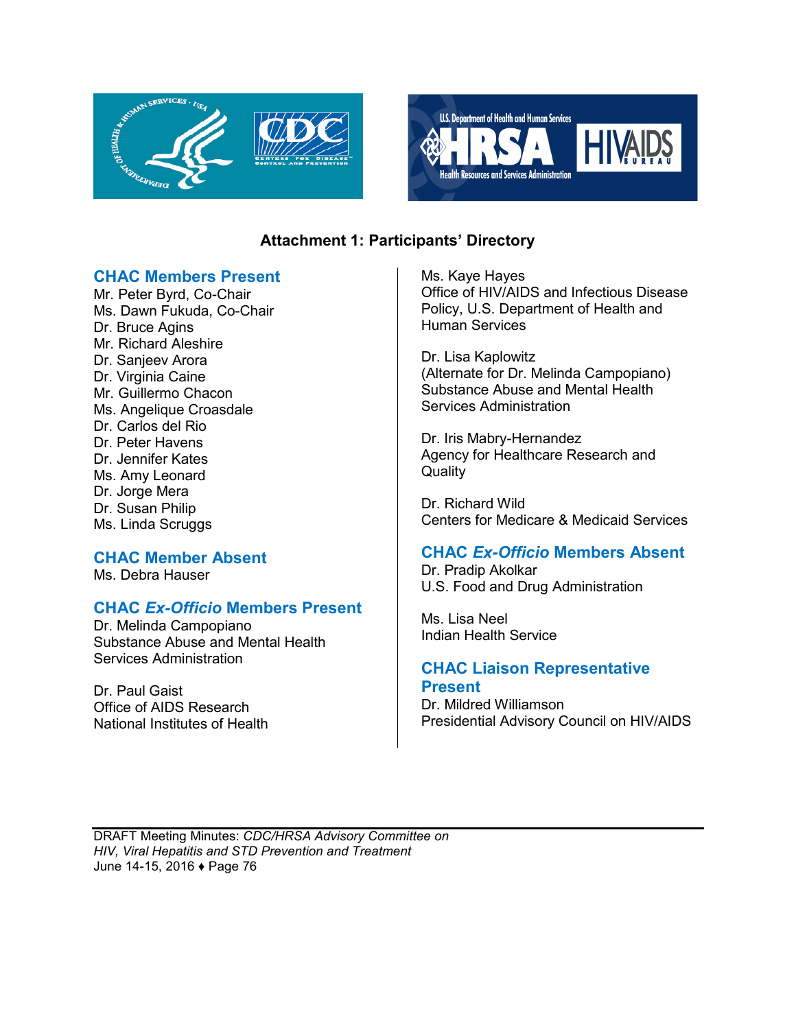# Attachment 1: Participants' Directory

## CHAC Members Present

Mr. Peter Byrd, Co-Chair
Ms. Dawn Fukuda, Co-Chair
Dr. Bruce Agins
Mr. Richard Aleshire
Dr. Sanjeev Arora
Dr. Virginia Caine
Mr. Guillermo Chacon
Ms. Angelique Croasdale
Dr. Carlos del Rio
Dr. Peter Havens
Dr. Jennifer Kates
Ms. Amy Leonard
Dr. Jorge Mera
Dr. Susan Philip
Ms. Linda Scruggs

## CHAC Member Absent

Ms. Debra Hauser

## CHAC *Ex-Officio* Members Present

Dr. Melinda Campopiano
Substance Abuse and Mental Health Services Administration

Dr. Paul Gaist
Office of AIDS Research
National Institutes of Health

Ms. Kaye Hayes
Office of HIV/AIDS and Infectious Disease Policy, U.S. Department of Health and Human Services

Dr. Lisa Kaplowitz
(Alternate for Dr. Melinda Campopiano)
Substance Abuse and Mental Health Services Administration

Dr. Iris Mabry-Hernandez
Agency for Healthcare Research and Quality

Dr. Richard Wild
Centers for Medicare & Medicaid Services

## CHAC *Ex-Officio* Members Absent

Dr. Pradip Akolkar
U.S. Food and Drug Administration

Ms. Lisa Neel
Indian Health Service

## CHAC Liaison Representative Present

Dr. Mildred Williamson
Presidential Advisory Council on HIV/AIDS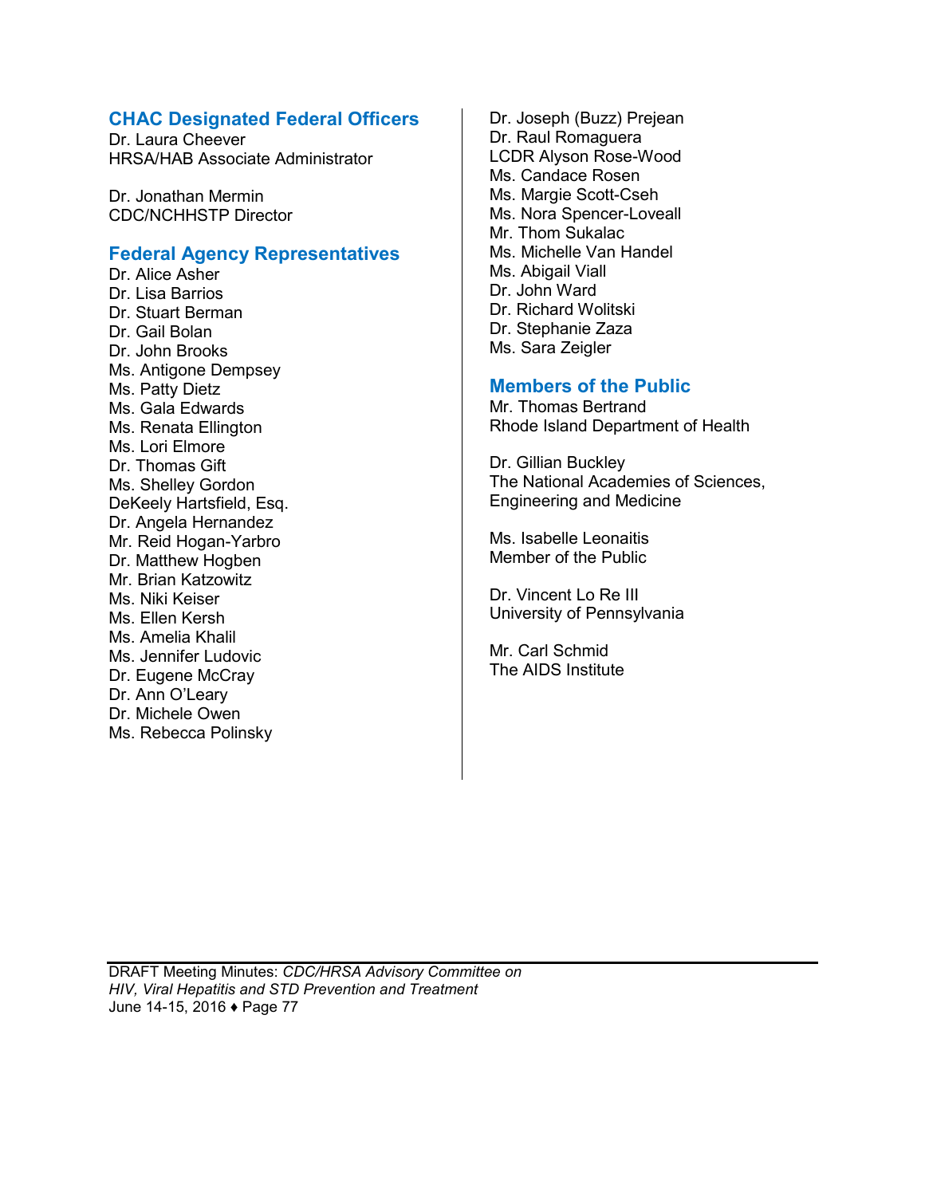## CHAC Designated Federal Officers

Dr. Laura Cheever
HRSA/HAB Associate Administrator

Dr. Jonathan Mermin
CDC/NCHHSTP Director

## Federal Agency Representatives

Dr. Alice Asher
Dr. Lisa Barrios
Dr. Stuart Berman
Dr. Gail Bolan
Dr. John Brooks
Ms. Antigone Dempsey
Ms. Patty Dietz
Ms. Gala Edwards
Ms. Renata Ellington
Ms. Lori Elmore
Dr. Thomas Gift
Ms. Shelley Gordon
DeKeely Hartsfield, Esq.
Dr. Angela Hernandez
Mr. Reid Hogan-Yarbro
Dr. Matthew Hogben
Mr. Brian Katzowitz
Ms. Niki Keiser
Ms. Ellen Kersh
Ms. Amelia Khalil
Ms. Jennifer Ludovic
Dr. Eugene McCray
Dr. Ann O'Leary
Dr. Michele Owen
Ms. Rebecca Polinsky
Dr. Joseph (Buzz) Prejean
Dr. Raul Romaguera
LCDR Alyson Rose-Wood
Ms. Candace Rosen
Ms. Margie Scott-Cseh
Ms. Nora Spencer-Loveall
Mr. Thom Sukalac
Ms. Michelle Van Handel
Ms. Abigail Viall
Dr. John Ward
Dr. Richard Wolitski
Dr. Stephanie Zaza
Ms. Sara Zeigler

## Members of the Public

Mr. Thomas Bertrand
Rhode Island Department of Health

Dr. Gillian Buckley
The National Academies of Sciences, Engineering and Medicine

Ms. Isabelle Leonaitis
Member of the Public

Dr. Vincent Lo Re III
University of Pennsylvania

Mr. Carl Schmid
The AIDS Institute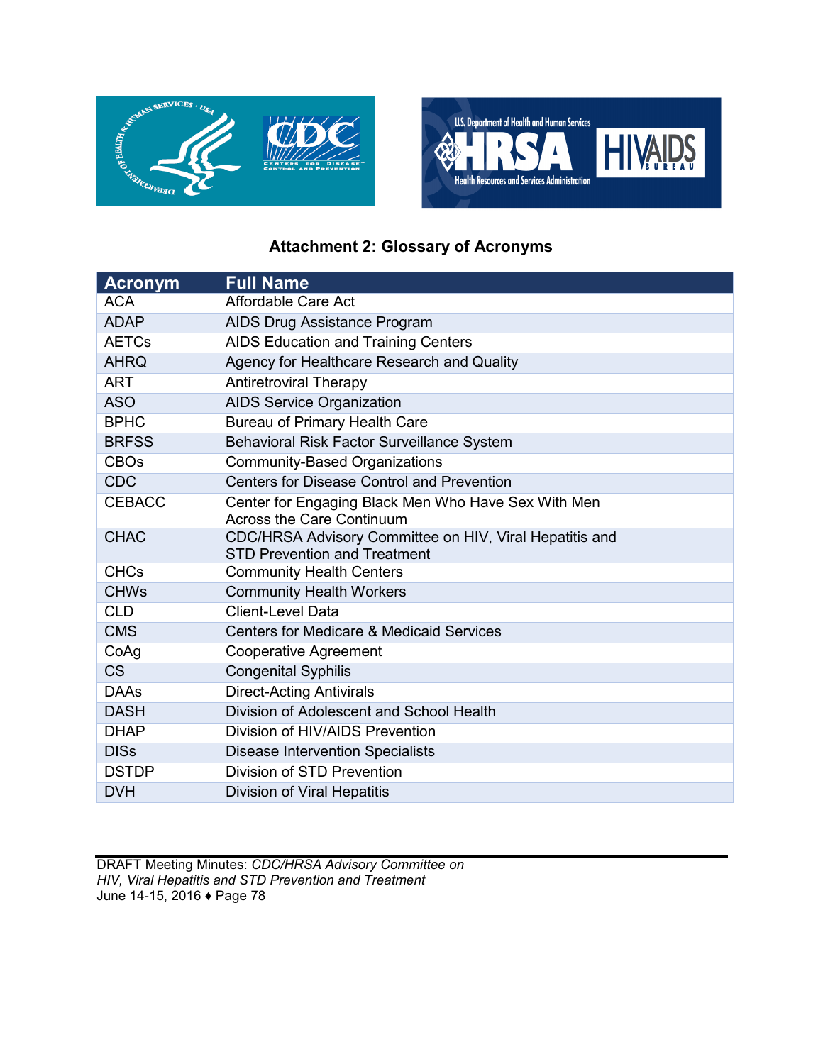**Attachment 2: Glossary of Acronyms**

| Acronym | Full Name |
|---|---|
| ACA | Affordable Care Act |
| ADAP | AIDS Drug Assistance Program |
| AETCs | AIDS Education and Training Centers |
| AHRQ | Agency for Healthcare Research and Quality |
| ART | Antiretroviral Therapy |
| ASO | AIDS Service Organization |
| BPHC | Bureau of Primary Health Care |
| BRFSS | Behavioral Risk Factor Surveillance System |
| CBOs | Community-Based Organizations |
| CDC | Centers for Disease Control and Prevention |
| CEBACC | Center for Engaging Black Men Who Have Sex With Men Across the Care Continuum |
| CHAC | CDC/HRSA Advisory Committee on HIV, Viral Hepatitis and STD Prevention and Treatment |
| CHCs | Community Health Centers |
| CHWs | Community Health Workers |
| CLD | Client-Level Data |
| CMS | Centers for Medicare & Medicaid Services |
| CoAg | Cooperative Agreement |
| CS | Congenital Syphilis |
| DAAs | Direct-Acting Antivirals |
| DASH | Division of Adolescent and School Health |
| DHAP | Division of HIV/AIDS Prevention |
| DISs | Disease Intervention Specialists |
| DSTDP | Division of STD Prevention |
| DVH | Division of Viral Hepatitis |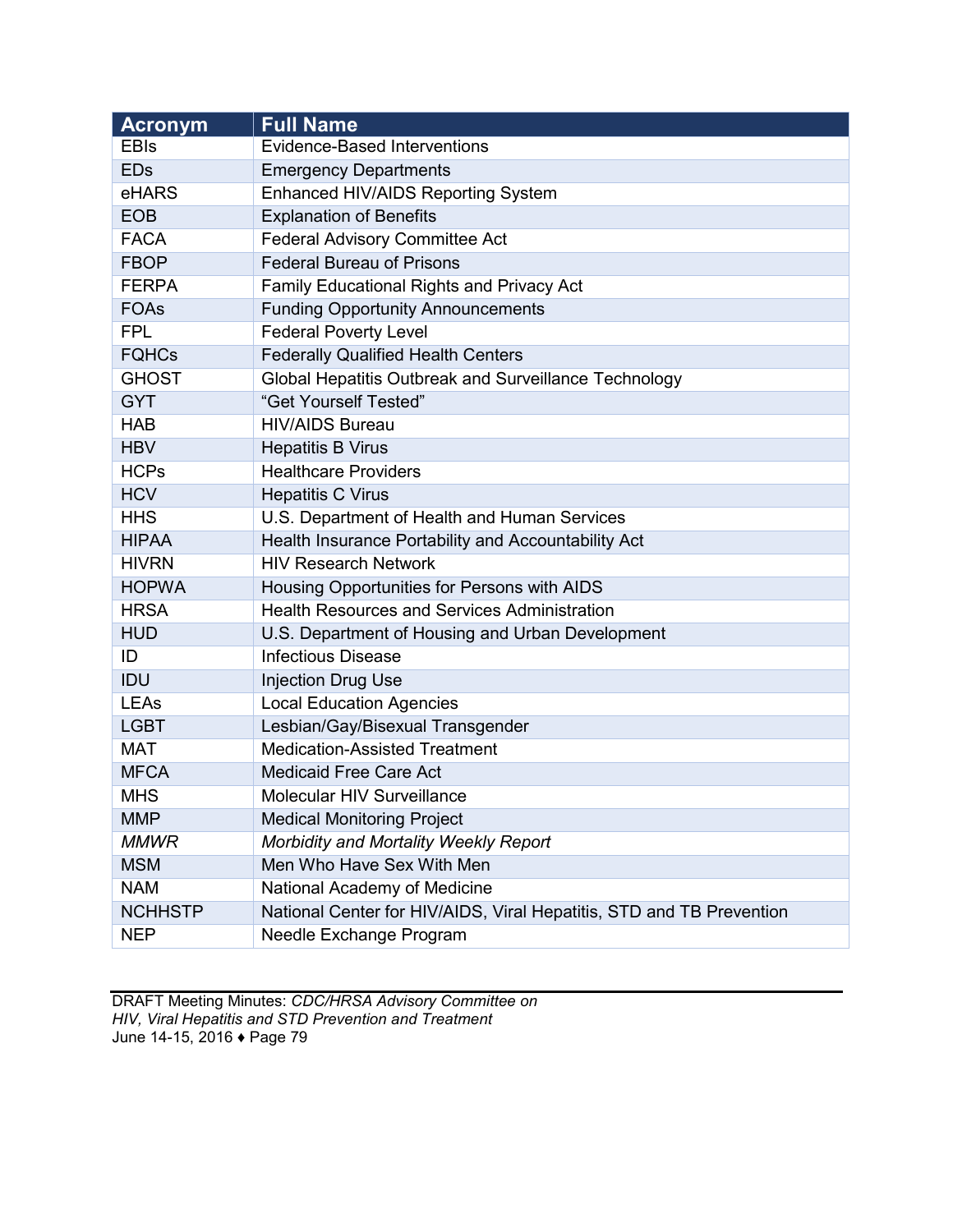| Acronym | Full Name |
| --- | --- |
| EBIs | Evidence-Based Interventions |
| EDs | Emergency Departments |
| eHARS | Enhanced HIV/AIDS Reporting System |
| EOB | Explanation of Benefits |
| FACA | Federal Advisory Committee Act |
| FBOP | Federal Bureau of Prisons |
| FERPA | Family Educational Rights and Privacy Act |
| FOAs | Funding Opportunity Announcements |
| FPL | Federal Poverty Level |
| FQHCs | Federally Qualified Health Centers |
| GHOST | Global Hepatitis Outbreak and Surveillance Technology |
| GYT | "Get Yourself Tested" |
| HAB | HIV/AIDS Bureau |
| HBV | Hepatitis B Virus |
| HCPs | Healthcare Providers |
| HCV | Hepatitis C Virus |
| HHS | U.S. Department of Health and Human Services |
| HIPAA | Health Insurance Portability and Accountability Act |
| HIVRN | HIV Research Network |
| HOPWA | Housing Opportunities for Persons with AIDS |
| HRSA | Health Resources and Services Administration |
| HUD | U.S. Department of Housing and Urban Development |
| ID | Infectious Disease |
| IDU | Injection Drug Use |
| LEAs | Local Education Agencies |
| LGBT | Lesbian/Gay/Bisexual Transgender |
| MAT | Medication-Assisted Treatment |
| MFCA | Medicaid Free Care Act |
| MHS | Molecular HIV Surveillance |
| MMP | Medical Monitoring Project |
| *MMWR* | *Morbidity and Mortality Weekly Report* |
| MSM | Men Who Have Sex With Men |
| NAM | National Academy of Medicine |
| NCHHSTP | National Center for HIV/AIDS, Viral Hepatitis, STD and TB Prevention |
| NEP | Needle Exchange Program |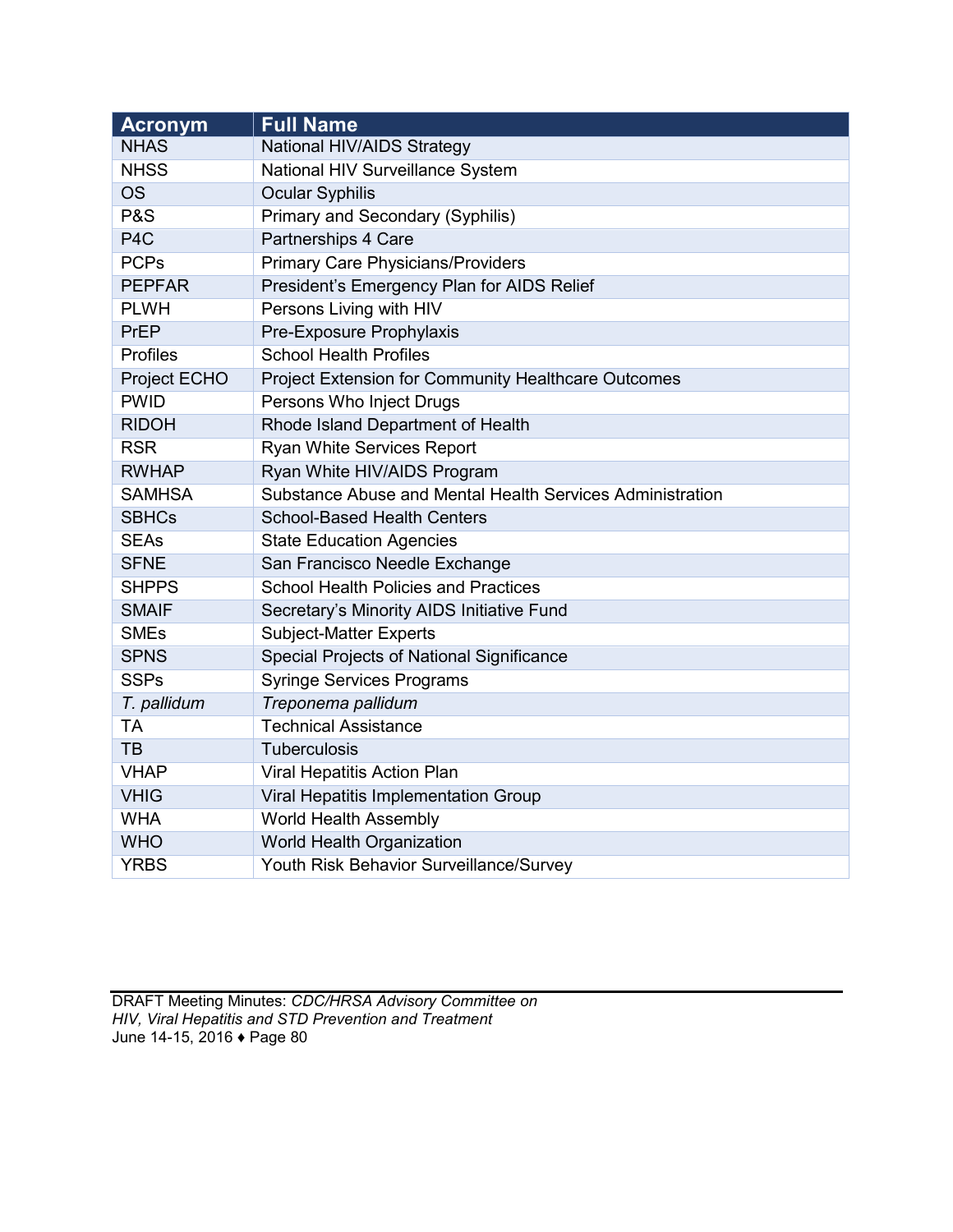| Acronym | Full Name |
|---|---|
| NHAS | National HIV/AIDS Strategy |
| NHSS | National HIV Surveillance System |
| OS | Ocular Syphilis |
| P&S | Primary and Secondary (Syphilis) |
| P4C | Partnerships 4 Care |
| PCPs | Primary Care Physicians/Providers |
| PEPFAR | President's Emergency Plan for AIDS Relief |
| PLWH | Persons Living with HIV |
| PrEP | Pre-Exposure Prophylaxis |
| Profiles | School Health Profiles |
| Project ECHO | Project Extension for Community Healthcare Outcomes |
| PWID | Persons Who Inject Drugs |
| RIDOH | Rhode Island Department of Health |
| RSR | Ryan White Services Report |
| RWHAP | Ryan White HIV/AIDS Program |
| SAMHSA | Substance Abuse and Mental Health Services Administration |
| SBHCs | School-Based Health Centers |
| SEAs | State Education Agencies |
| SFNE | San Francisco Needle Exchange |
| SHPPS | School Health Policies and Practices |
| SMAIF | Secretary's Minority AIDS Initiative Fund |
| SMEs | Subject-Matter Experts |
| SPNS | Special Projects of National Significance |
| SSPs | Syringe Services Programs |
| *T. pallidum* | *Treponema pallidum* |
| TA | Technical Assistance |
| TB | Tuberculosis |
| VHAP | Viral Hepatitis Action Plan |
| VHIG | Viral Hepatitis Implementation Group |
| WHA | World Health Assembly |
| WHO | World Health Organization |
| YRBS | Youth Risk Behavior Surveillance/Survey |